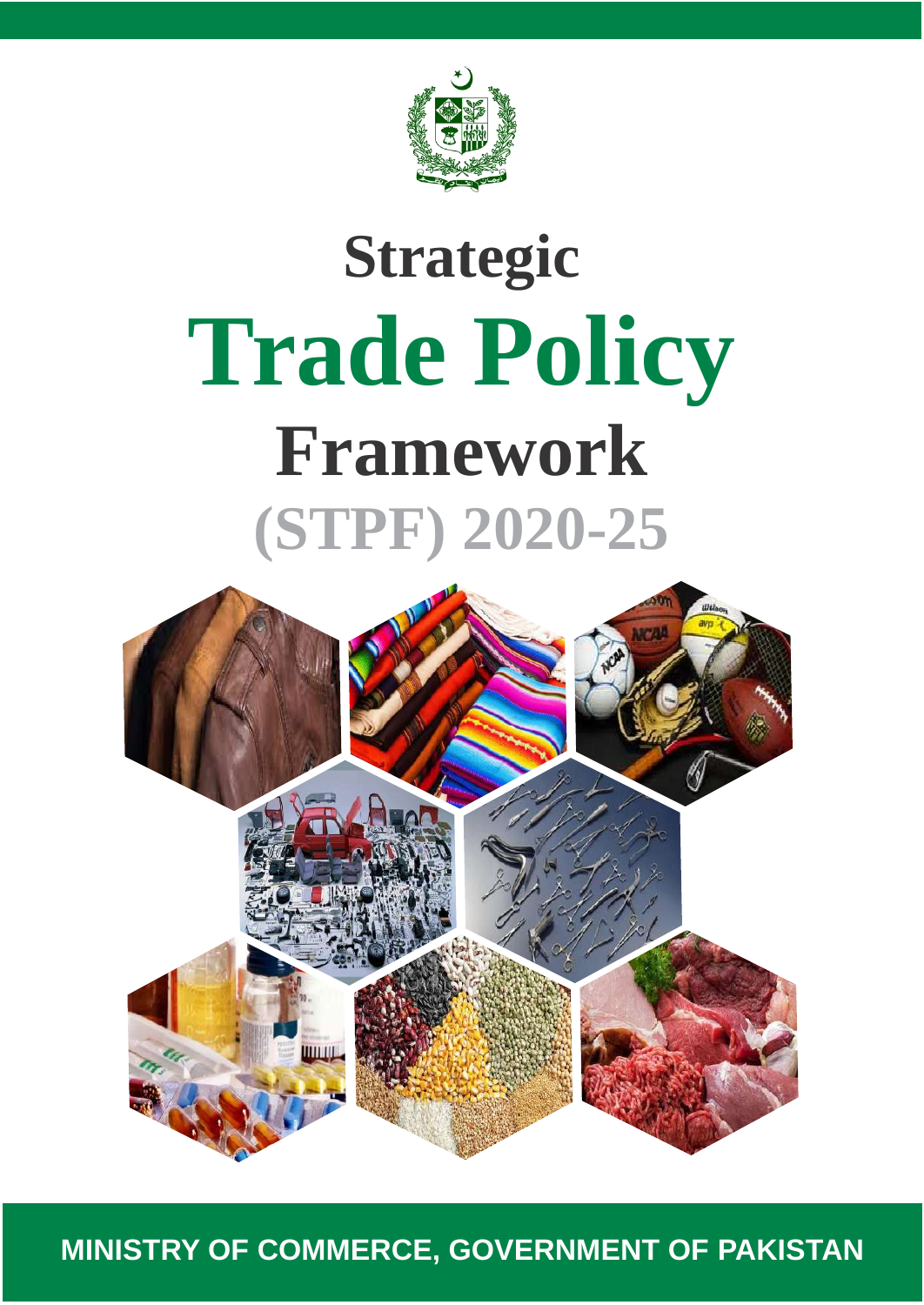# Strategic

# Trade Policy

# Framework

# (STPF) 2020-25

MINISTRY OF COMMERCE, GOVERNMENT OF PAKISTAN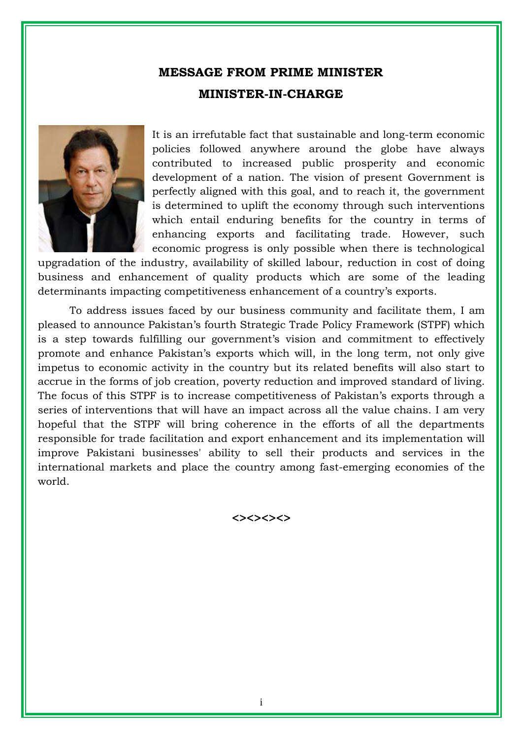## MESSAGE FROM PRIME MINISTER
## MINISTER-IN-CHARGE

It is an irrefutable fact that sustainable and long-term economic policies followed anywhere around the globe have always contributed to increased public prosperity and economic development of a nation. The vision of present Government is perfectly aligned with this goal, and to reach it, the government is determined to uplift the economy through such interventions which entail enduring benefits for the country in terms of enhancing exports and facilitating trade. However, such economic progress is only possible when there is technological upgradation of the industry, availability of skilled labour, reduction in cost of doing business and enhancement of quality products which are some of the leading determinants impacting competitiveness enhancement of a country's exports.

To address issues faced by our business community and facilitate them, I am pleased to announce Pakistan's fourth Strategic Trade Policy Framework (STPF) which is a step towards fulfilling our government's vision and commitment to effectively promote and enhance Pakistan's exports which will, in the long term, not only give impetus to economic activity in the country but its related benefits will also start to accrue in the forms of job creation, poverty reduction and improved standard of living. The focus of this STPF is to increase competitiveness of Pakistan's exports through a series of interventions that will have an impact across all the value chains. I am very hopeful that the STPF will bring coherence in the efforts of all the departments responsible for trade facilitation and export enhancement and its implementation will improve Pakistani businesses' ability to sell their products and services in the international markets and place the country among fast-emerging economies of the world.

<><><><>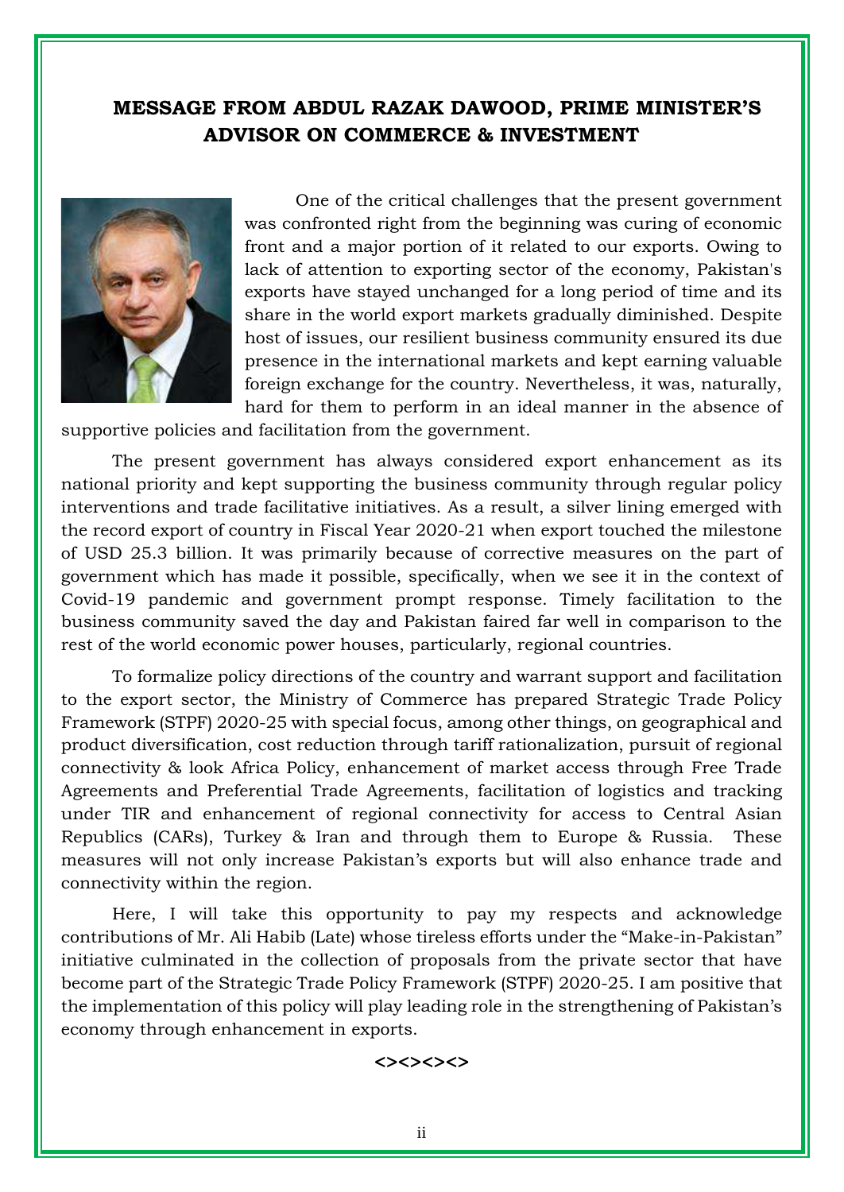## MESSAGE FROM ABDUL RAZAK DAWOOD, PRIME MINISTER'S ADVISOR ON COMMERCE & INVESTMENT

One of the critical challenges that the present government was confronted right from the beginning was curing of economic front and a major portion of it related to our exports. Owing to lack of attention to exporting sector of the economy, Pakistan's exports have stayed unchanged for a long period of time and its share in the world export markets gradually diminished. Despite host of issues, our resilient business community ensured its due presence in the international markets and kept earning valuable foreign exchange for the country. Nevertheless, it was, naturally, hard for them to perform in an ideal manner in the absence of supportive policies and facilitation from the government.

The present government has always considered export enhancement as its national priority and kept supporting the business community through regular policy interventions and trade facilitative initiatives. As a result, a silver lining emerged with the record export of country in Fiscal Year 2020-21 when export touched the milestone of USD 25.3 billion. It was primarily because of corrective measures on the part of government which has made it possible, specifically, when we see it in the context of Covid-19 pandemic and government prompt response. Timely facilitation to the business community saved the day and Pakistan faired far well in comparison to the rest of the world economic power houses, particularly, regional countries.

To formalize policy directions of the country and warrant support and facilitation to the export sector, the Ministry of Commerce has prepared Strategic Trade Policy Framework (STPF) 2020-25 with special focus, among other things, on geographical and product diversification, cost reduction through tariff rationalization, pursuit of regional connectivity & look Africa Policy, enhancement of market access through Free Trade Agreements and Preferential Trade Agreements, facilitation of logistics and tracking under TIR and enhancement of regional connectivity for access to Central Asian Republics (CARs), Turkey & Iran and through them to Europe & Russia. These measures will not only increase Pakistan's exports but will also enhance trade and connectivity within the region.

Here, I will take this opportunity to pay my respects and acknowledge contributions of Mr. Ali Habib (Late) whose tireless efforts under the "Make-in-Pakistan" initiative culminated in the collection of proposals from the private sector that have become part of the Strategic Trade Policy Framework (STPF) 2020-25. I am positive that the implementation of this policy will play leading role in the strengthening of Pakistan's economy through enhancement in exports.

<><><><>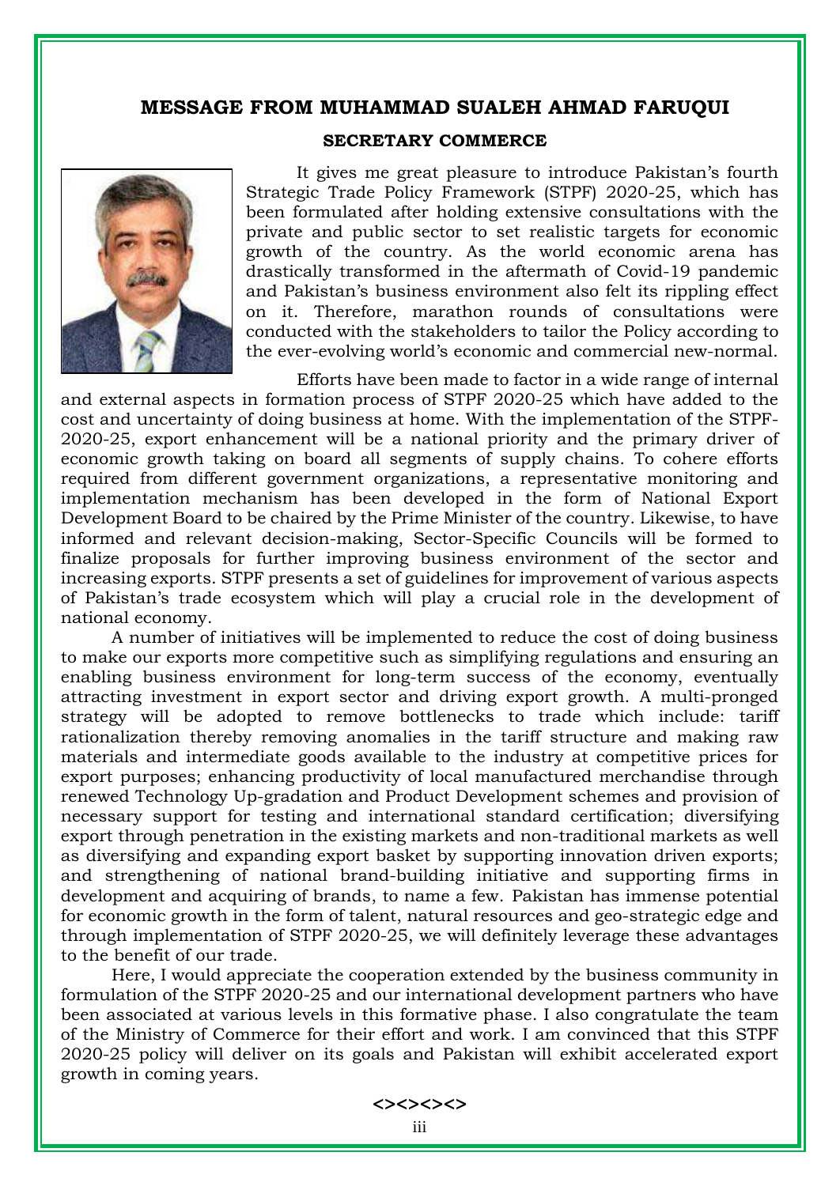## MESSAGE FROM MUHAMMAD SUALEH AHMAD FARUQUI

### SECRETARY COMMERCE

It gives me great pleasure to introduce Pakistan's fourth Strategic Trade Policy Framework (STPF) 2020-25, which has been formulated after holding extensive consultations with the private and public sector to set realistic targets for economic growth of the country. As the world economic arena has drastically transformed in the aftermath of Covid-19 pandemic and Pakistan's business environment also felt its rippling effect on it. Therefore, marathon rounds of consultations were conducted with the stakeholders to tailor the Policy according to the ever-evolving world's economic and commercial new-normal.

Efforts have been made to factor in a wide range of internal and external aspects in formation process of STPF 2020-25 which have added to the cost and uncertainty of doing business at home. With the implementation of the STPF-2020-25, export enhancement will be a national priority and the primary driver of economic growth taking on board all segments of supply chains. To cohere efforts required from different government organizations, a representative monitoring and implementation mechanism has been developed in the form of National Export Development Board to be chaired by the Prime Minister of the country. Likewise, to have informed and relevant decision-making, Sector-Specific Councils will be formed to finalize proposals for further improving business environment of the sector and increasing exports. STPF presents a set of guidelines for improvement of various aspects of Pakistan's trade ecosystem which will play a crucial role in the development of national economy.

A number of initiatives will be implemented to reduce the cost of doing business to make our exports more competitive such as simplifying regulations and ensuring an enabling business environment for long-term success of the economy, eventually attracting investment in export sector and driving export growth. A multi-pronged strategy will be adopted to remove bottlenecks to trade which include: tariff rationalization thereby removing anomalies in the tariff structure and making raw materials and intermediate goods available to the industry at competitive prices for export purposes; enhancing productivity of local manufactured merchandise through renewed Technology Up-gradation and Product Development schemes and provision of necessary support for testing and international standard certification; diversifying export through penetration in the existing markets and non-traditional markets as well as diversifying and expanding export basket by supporting innovation driven exports; and strengthening of national brand-building initiative and supporting firms in development and acquiring of brands, to name a few. Pakistan has immense potential for economic growth in the form of talent, natural resources and geo-strategic edge and through implementation of STPF 2020-25, we will definitely leverage these advantages to the benefit of our trade.

Here, I would appreciate the cooperation extended by the business community in formulation of the STPF 2020-25 and our international development partners who have been associated at various levels in this formative phase. I also congratulate the team of the Ministry of Commerce for their effort and work. I am convinced that this STPF 2020-25 policy will deliver on its goals and Pakistan will exhibit accelerated export growth in coming years.

<><><><>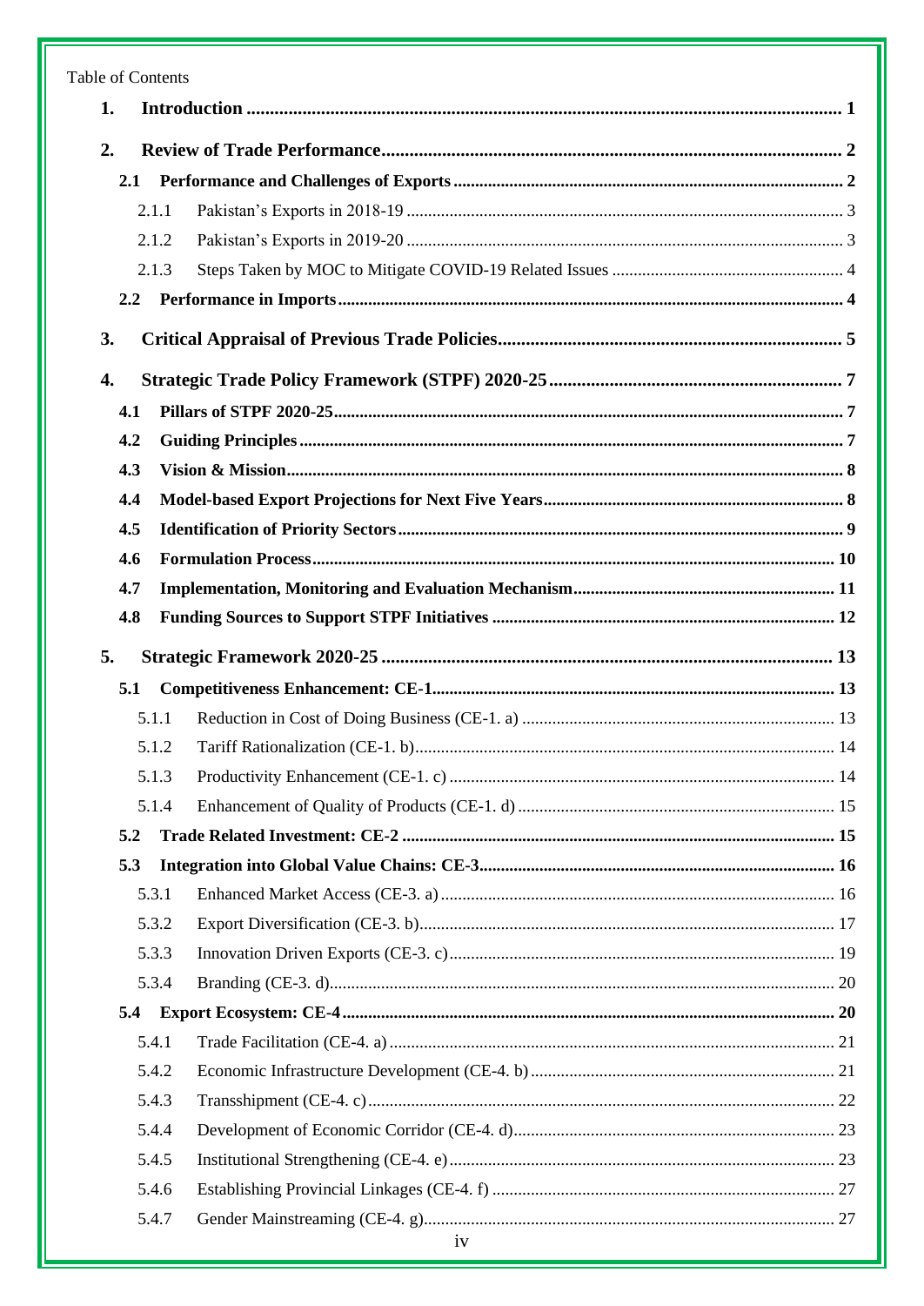Table of Contents

1. **Introduction** ... 1

2. **Review of Trade Performance** ... 2

   2.1 **Performance and Challenges of Exports** ... 2

      2.1.1 Pakistan's Exports in 2018-19 ... 3

      2.1.2 Pakistan's Exports in 2019-20 ... 3

      2.1.3 Steps Taken by MOC to Mitigate COVID-19 Related Issues ... 4

   2.2 **Performance in Imports** ... 4

3. **Critical Appraisal of Previous Trade Policies** ... 5

4. **Strategic Trade Policy Framework (STPF) 2020-25** ... 7

   4.1 **Pillars of STPF 2020-25** ... 7

   4.2 **Guiding Principles** ... 7

   4.3 **Vision & Mission** ... 8

   4.4 **Model-based Export Projections for Next Five Years** ... 8

   4.5 **Identification of Priority Sectors** ... 9

   4.6 **Formulation Process** ... 10

   4.7 **Implementation, Monitoring and Evaluation Mechanism** ... 11

   4.8 **Funding Sources to Support STPF Initiatives** ... 12

5. **Strategic Framework 2020-25** ... 13

   5.1 **Competitiveness Enhancement: CE-1** ... 13

      5.1.1 Reduction in Cost of Doing Business (CE-1. a) ... 13

      5.1.2 Tariff Rationalization (CE-1. b) ... 14

      5.1.3 Productivity Enhancement (CE-1. c) ... 14

      5.1.4 Enhancement of Quality of Products (CE-1. d) ... 15

   5.2 **Trade Related Investment: CE-2** ... 15

   5.3 **Integration into Global Value Chains: CE-3** ... 16

      5.3.1 Enhanced Market Access (CE-3. a) ... 16

      5.3.2 Export Diversification (CE-3. b) ... 17

      5.3.3 Innovation Driven Exports (CE-3. c) ... 19

      5.3.4 Branding (CE-3. d) ... 20

   5.4 **Export Ecosystem: CE-4** ... 20

      5.4.1 Trade Facilitation (CE-4. a) ... 21

      5.4.2 Economic Infrastructure Development (CE-4. b) ... 21

      5.4.3 Transshipment (CE-4. c) ... 22

      5.4.4 Development of Economic Corridor (CE-4. d) ... 23

      5.4.5 Institutional Strengthening (CE-4. e) ... 23

      5.4.6 Establishing Provincial Linkages (CE-4. f) ... 27

      5.4.7 Gender Mainstreaming (CE-4. g) ... 27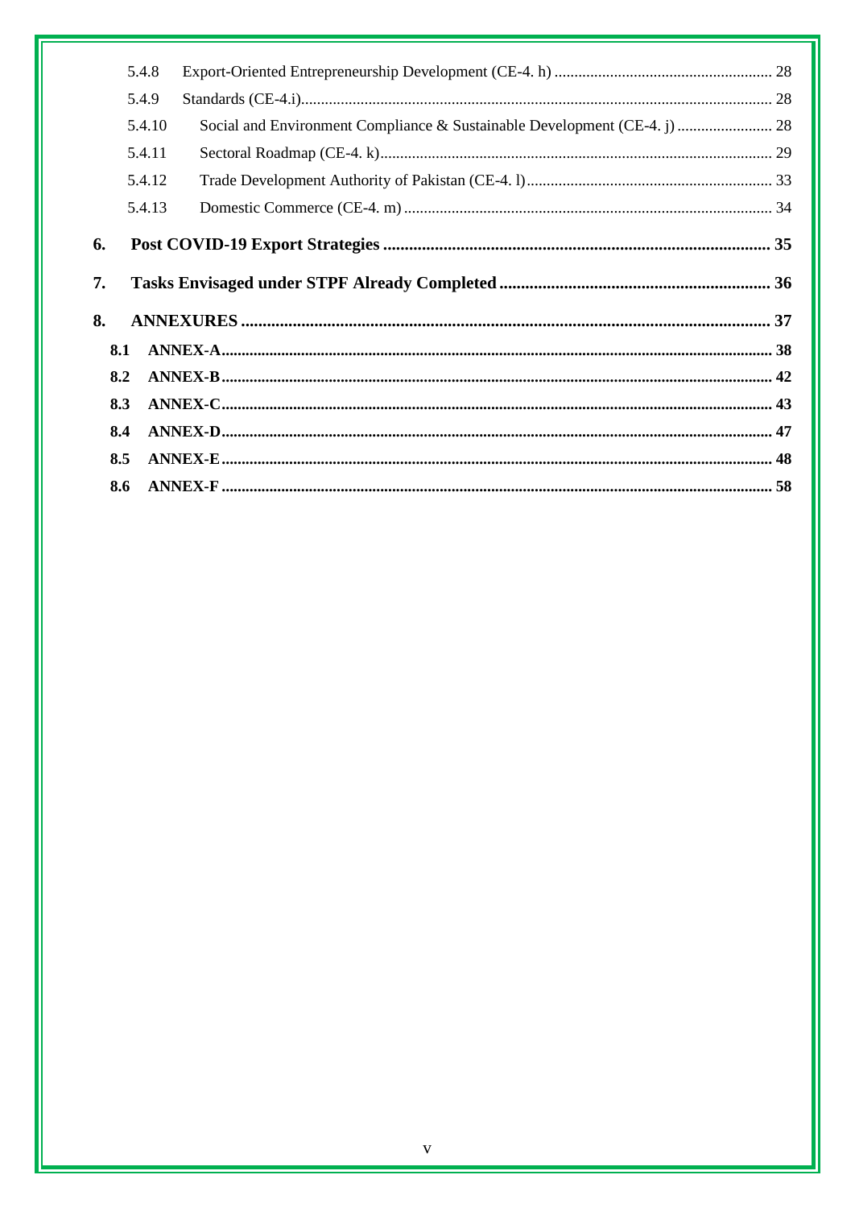5.4.8 Export-Oriented Entrepreneurship Development (CE-4. h) ........ 28

5.4.9 Standards (CE-4.i)........ 28

5.4.10 Social and Environment Compliance & Sustainable Development (CE-4. j) ........ 28

5.4.11 Sectoral Roadmap (CE-4. k)........ 29

5.4.12 Trade Development Authority of Pakistan (CE-4. l)........ 33

5.4.13 Domestic Commerce (CE-4. m) ........ 34

**6. Post COVID-19 Export Strategies ........ 35**

**7. Tasks Envisaged under STPF Already Completed ........ 36**

**8. ANNEXURES ........ 37**

**8.1 ANNEX-A........ 38**

**8.2 ANNEX-B........ 42**

**8.3 ANNEX-C........ 43**

**8.4 ANNEX-D........ 47**

**8.5 ANNEX-E........ 48**

**8.6 ANNEX-F ........ 58**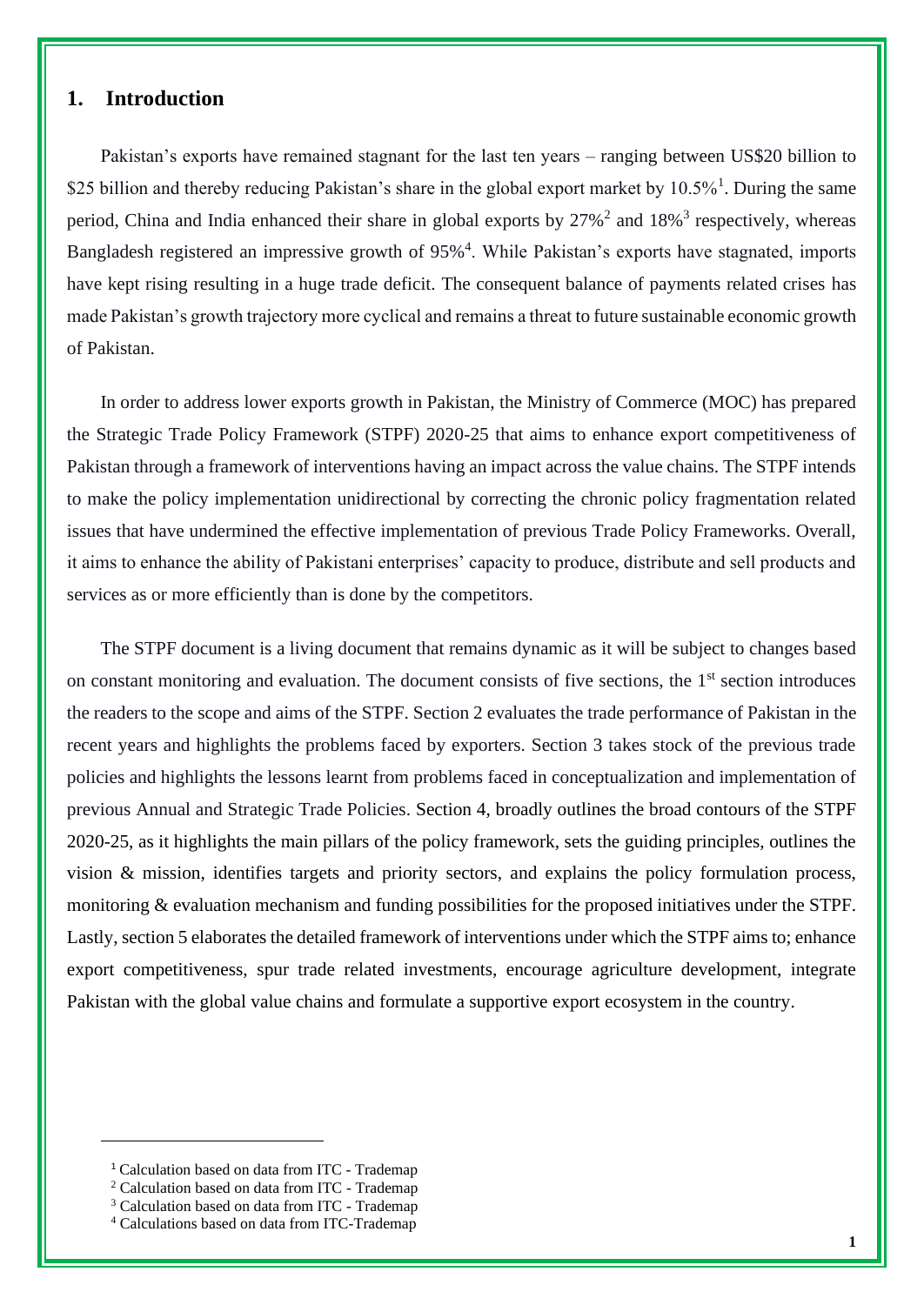## 1. Introduction

Pakistan's exports have remained stagnant for the last ten years – ranging between US$20 billion to $25 billion and thereby reducing Pakistan's share in the global export market by 10.5%[1]. During the same period, China and India enhanced their share in global exports by 27%[2] and 18%[3] respectively, whereas Bangladesh registered an impressive growth of 95%[4]. While Pakistan's exports have stagnated, imports have kept rising resulting in a huge trade deficit. The consequent balance of payments related crises has made Pakistan's growth trajectory more cyclical and remains a threat to future sustainable economic growth of Pakistan.

In order to address lower exports growth in Pakistan, the Ministry of Commerce (MOC) has prepared the Strategic Trade Policy Framework (STPF) 2020-25 that aims to enhance export competitiveness of Pakistan through a framework of interventions having an impact across the value chains. The STPF intends to make the policy implementation unidirectional by correcting the chronic policy fragmentation related issues that have undermined the effective implementation of previous Trade Policy Frameworks. Overall, it aims to enhance the ability of Pakistani enterprises' capacity to produce, distribute and sell products and services as or more efficiently than is done by the competitors.

The STPF document is a living document that remains dynamic as it will be subject to changes based on constant monitoring and evaluation. The document consists of five sections, the 1st section introduces the readers to the scope and aims of the STPF. Section 2 evaluates the trade performance of Pakistan in the recent years and highlights the problems faced by exporters. Section 3 takes stock of the previous trade policies and highlights the lessons learnt from problems faced in conceptualization and implementation of previous Annual and Strategic Trade Policies. Section 4, broadly outlines the broad contours of the STPF 2020-25, as it highlights the main pillars of the policy framework, sets the guiding principles, outlines the vision & mission, identifies targets and priority sectors, and explains the policy formulation process, monitoring & evaluation mechanism and funding possibilities for the proposed initiatives under the STPF. Lastly, section 5 elaborates the detailed framework of interventions under which the STPF aims to; enhance export competitiveness, spur trade related investments, encourage agriculture development, integrate Pakistan with the global value chains and formulate a supportive export ecosystem in the country.

---

[1] Calculation based on data from ITC - Trademap

[2] Calculation based on data from ITC - Trademap

[3] Calculation based on data from ITC - Trademap

[4] Calculations based on data from ITC-Trademap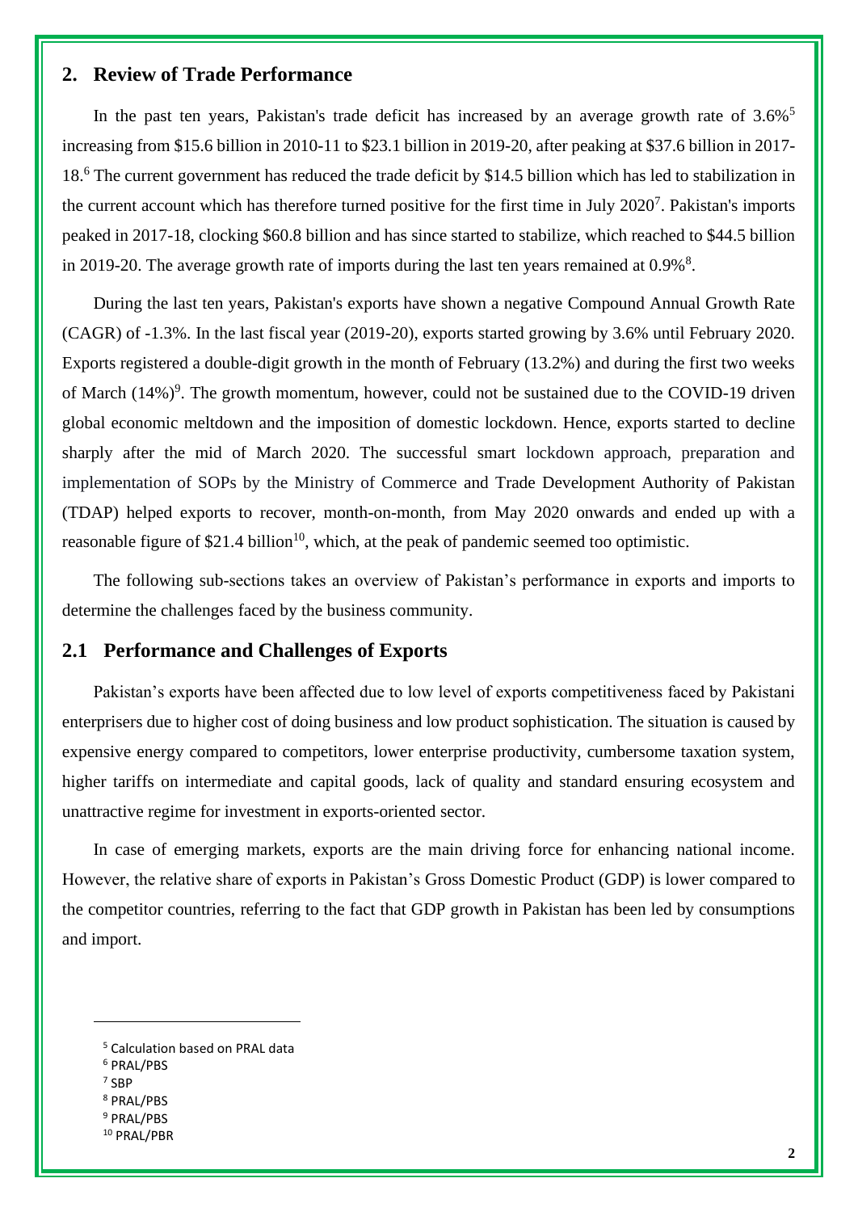## 2. Review of Trade Performance

In the past ten years, Pakistan's trade deficit has increased by an average growth rate of 3.6%[5] increasing from $15.6 billion in 2010-11 to $23.1 billion in 2019-20, after peaking at $37.6 billion in 2017-18.[6] The current government has reduced the trade deficit by $14.5 billion which has led to stabilization in the current account which has therefore turned positive for the first time in July 2020[7]. Pakistan's imports peaked in 2017-18, clocking $60.8 billion and has since started to stabilize, which reached to $44.5 billion in 2019-20. The average growth rate of imports during the last ten years remained at 0.9%[8].

During the last ten years, Pakistan's exports have shown a negative Compound Annual Growth Rate (CAGR) of -1.3%. In the last fiscal year (2019-20), exports started growing by 3.6% until February 2020. Exports registered a double-digit growth in the month of February (13.2%) and during the first two weeks of March (14%)[9]. The growth momentum, however, could not be sustained due to the COVID-19 driven global economic meltdown and the imposition of domestic lockdown. Hence, exports started to decline sharply after the mid of March 2020. The successful smart lockdown approach, preparation and implementation of SOPs by the Ministry of Commerce and Trade Development Authority of Pakistan (TDAP) helped exports to recover, month-on-month, from May 2020 onwards and ended up with a reasonable figure of $21.4 billion[10], which, at the peak of pandemic seemed too optimistic.

The following sub-sections takes an overview of Pakistan's performance in exports and imports to determine the challenges faced by the business community.

### 2.1 Performance and Challenges of Exports

Pakistan's exports have been affected due to low level of exports competitiveness faced by Pakistani enterprisers due to higher cost of doing business and low product sophistication. The situation is caused by expensive energy compared to competitors, lower enterprise productivity, cumbersome taxation system, higher tariffs on intermediate and capital goods, lack of quality and standard ensuring ecosystem and unattractive regime for investment in exports-oriented sector.

In case of emerging markets, exports are the main driving force for enhancing national income. However, the relative share of exports in Pakistan's Gross Domestic Product (GDP) is lower compared to the competitor countries, referring to the fact that GDP growth in Pakistan has been led by consumptions and import.

---

[5] Calculation based on PRAL data
[6] PRAL/PBS
[7] SBP
[8] PRAL/PBS
[9] PRAL/PBS
[10] PRAL/PBR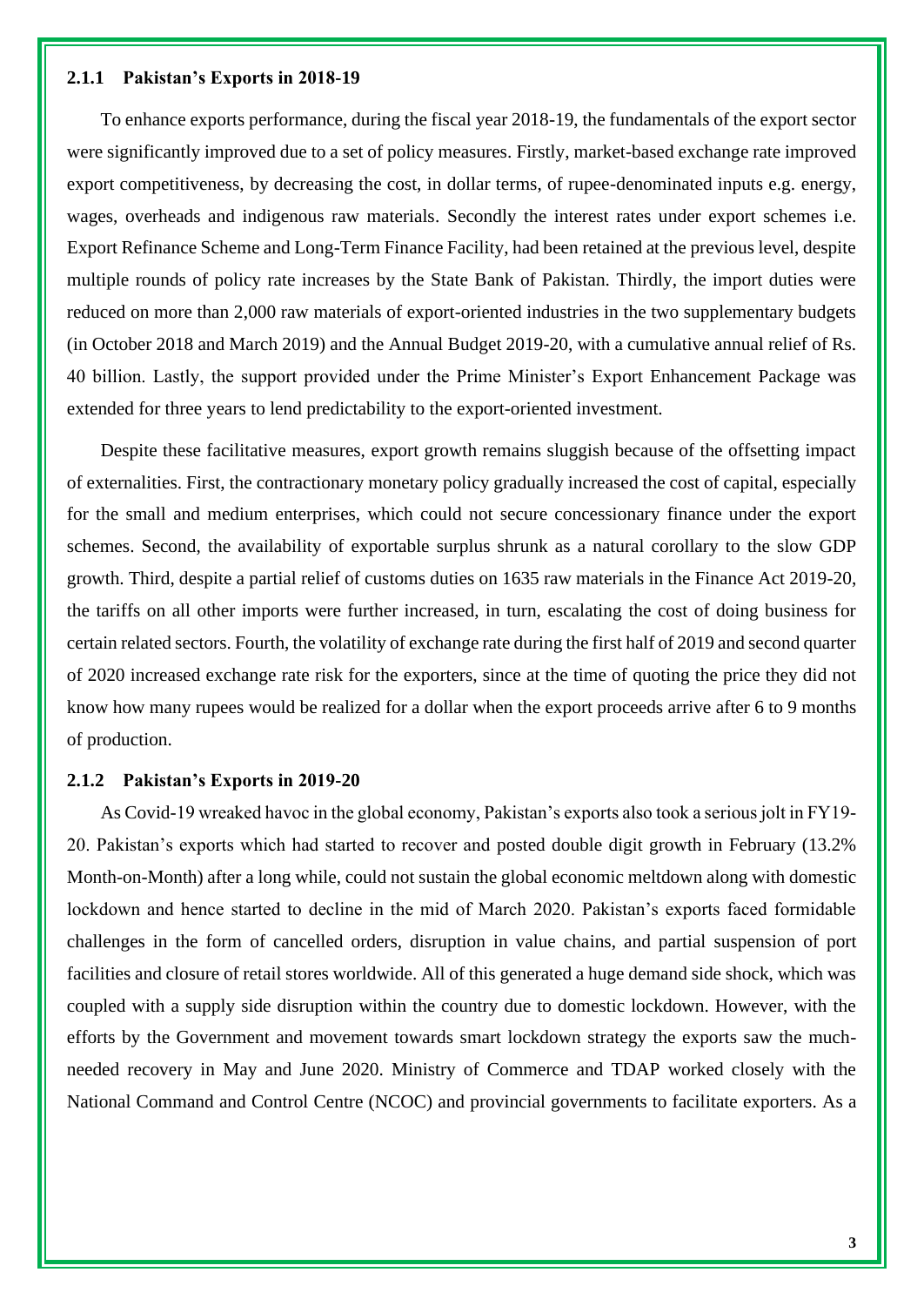### 2.1.1 Pakistan's Exports in 2018-19

To enhance exports performance, during the fiscal year 2018-19, the fundamentals of the export sector were significantly improved due to a set of policy measures. Firstly, market-based exchange rate improved export competitiveness, by decreasing the cost, in dollar terms, of rupee-denominated inputs e.g. energy, wages, overheads and indigenous raw materials. Secondly the interest rates under export schemes i.e. Export Refinance Scheme and Long-Term Finance Facility, had been retained at the previous level, despite multiple rounds of policy rate increases by the State Bank of Pakistan. Thirdly, the import duties were reduced on more than 2,000 raw materials of export-oriented industries in the two supplementary budgets (in October 2018 and March 2019) and the Annual Budget 2019-20, with a cumulative annual relief of Rs. 40 billion. Lastly, the support provided under the Prime Minister's Export Enhancement Package was extended for three years to lend predictability to the export-oriented investment.

Despite these facilitative measures, export growth remains sluggish because of the offsetting impact of externalities. First, the contractionary monetary policy gradually increased the cost of capital, especially for the small and medium enterprises, which could not secure concessionary finance under the export schemes. Second, the availability of exportable surplus shrunk as a natural corollary to the slow GDP growth. Third, despite a partial relief of customs duties on 1635 raw materials in the Finance Act 2019-20, the tariffs on all other imports were further increased, in turn, escalating the cost of doing business for certain related sectors. Fourth, the volatility of exchange rate during the first half of 2019 and second quarter of 2020 increased exchange rate risk for the exporters, since at the time of quoting the price they did not know how many rupees would be realized for a dollar when the export proceeds arrive after 6 to 9 months of production.

### 2.1.2 Pakistan's Exports in 2019-20

As Covid-19 wreaked havoc in the global economy, Pakistan's exports also took a serious jolt in FY19-20. Pakistan's exports which had started to recover and posted double digit growth in February (13.2% Month-on-Month) after a long while, could not sustain the global economic meltdown along with domestic lockdown and hence started to decline in the mid of March 2020. Pakistan's exports faced formidable challenges in the form of cancelled orders, disruption in value chains, and partial suspension of port facilities and closure of retail stores worldwide. All of this generated a huge demand side shock, which was coupled with a supply side disruption within the country due to domestic lockdown. However, with the efforts by the Government and movement towards smart lockdown strategy the exports saw the much-needed recovery in May and June 2020. Ministry of Commerce and TDAP worked closely with the National Command and Control Centre (NCOC) and provincial governments to facilitate exporters. As a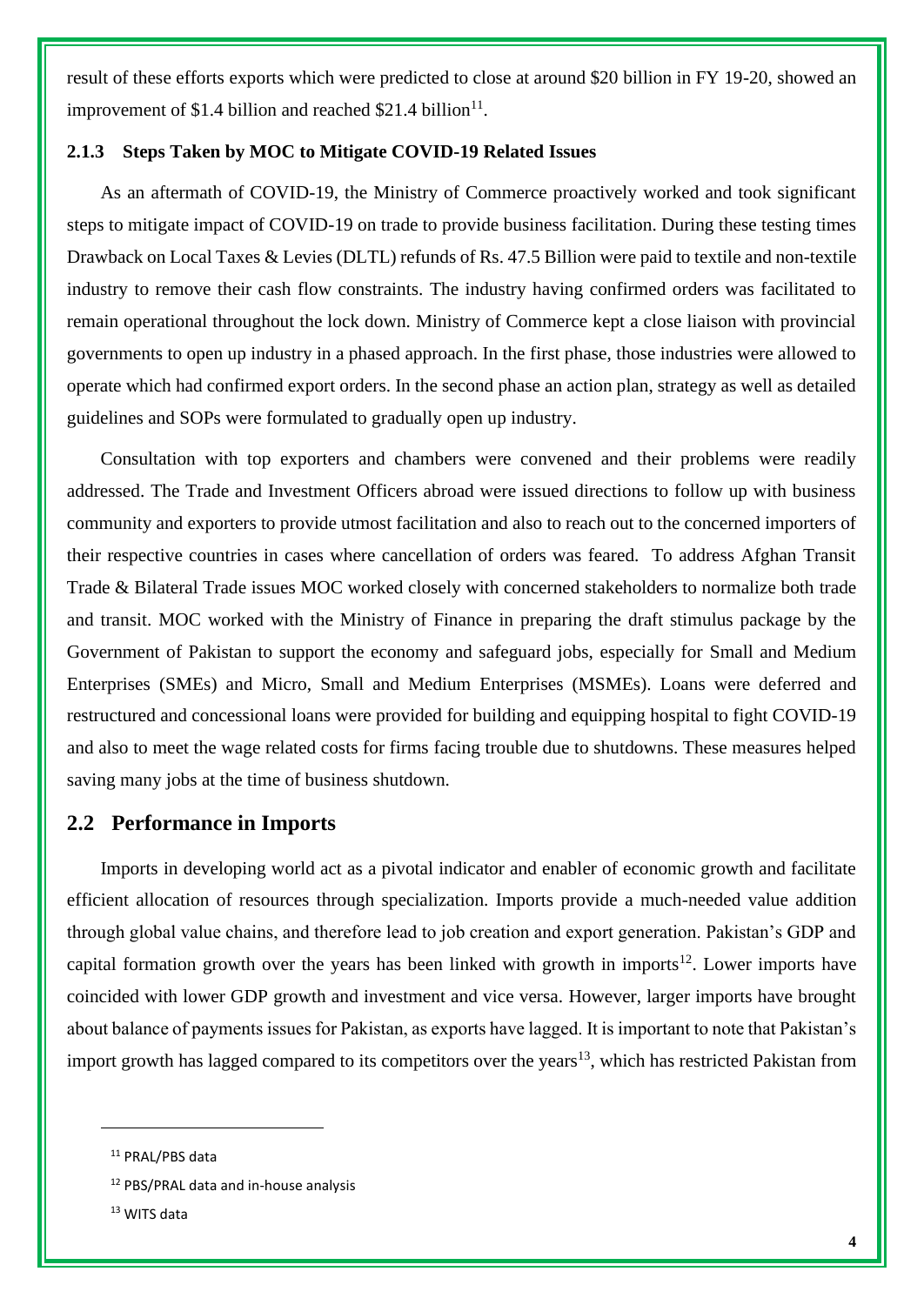result of these efforts exports which were predicted to close at around $20 billion in FY 19-20, showed an improvement of $1.4 billion and reached $21.4 billion[11].

### 2.1.3 Steps Taken by MOC to Mitigate COVID-19 Related Issues

As an aftermath of COVID-19, the Ministry of Commerce proactively worked and took significant steps to mitigate impact of COVID-19 on trade to provide business facilitation. During these testing times Drawback on Local Taxes & Levies (DLTL) refunds of Rs. 47.5 Billion were paid to textile and non-textile industry to remove their cash flow constraints. The industry having confirmed orders was facilitated to remain operational throughout the lock down. Ministry of Commerce kept a close liaison with provincial governments to open up industry in a phased approach. In the first phase, those industries were allowed to operate which had confirmed export orders. In the second phase an action plan, strategy as well as detailed guidelines and SOPs were formulated to gradually open up industry.

Consultation with top exporters and chambers were convened and their problems were readily addressed. The Trade and Investment Officers abroad were issued directions to follow up with business community and exporters to provide utmost facilitation and also to reach out to the concerned importers of their respective countries in cases where cancellation of orders was feared. To address Afghan Transit Trade & Bilateral Trade issues MOC worked closely with concerned stakeholders to normalize both trade and transit. MOC worked with the Ministry of Finance in preparing the draft stimulus package by the Government of Pakistan to support the economy and safeguard jobs, especially for Small and Medium Enterprises (SMEs) and Micro, Small and Medium Enterprises (MSMEs). Loans were deferred and restructured and concessional loans were provided for building and equipping hospital to fight COVID-19 and also to meet the wage related costs for firms facing trouble due to shutdowns. These measures helped saving many jobs at the time of business shutdown.

## 2.2 Performance in Imports

Imports in developing world act as a pivotal indicator and enabler of economic growth and facilitate efficient allocation of resources through specialization. Imports provide a much-needed value addition through global value chains, and therefore lead to job creation and export generation. Pakistan's GDP and capital formation growth over the years has been linked with growth in imports[12]. Lower imports have coincided with lower GDP growth and investment and vice versa. However, larger imports have brought about balance of payments issues for Pakistan, as exports have lagged. It is important to note that Pakistan's import growth has lagged compared to its competitors over the years[13], which has restricted Pakistan from

---

[11] PRAL/PBS data

[12] PBS/PRAL data and in-house analysis

[13] WITS data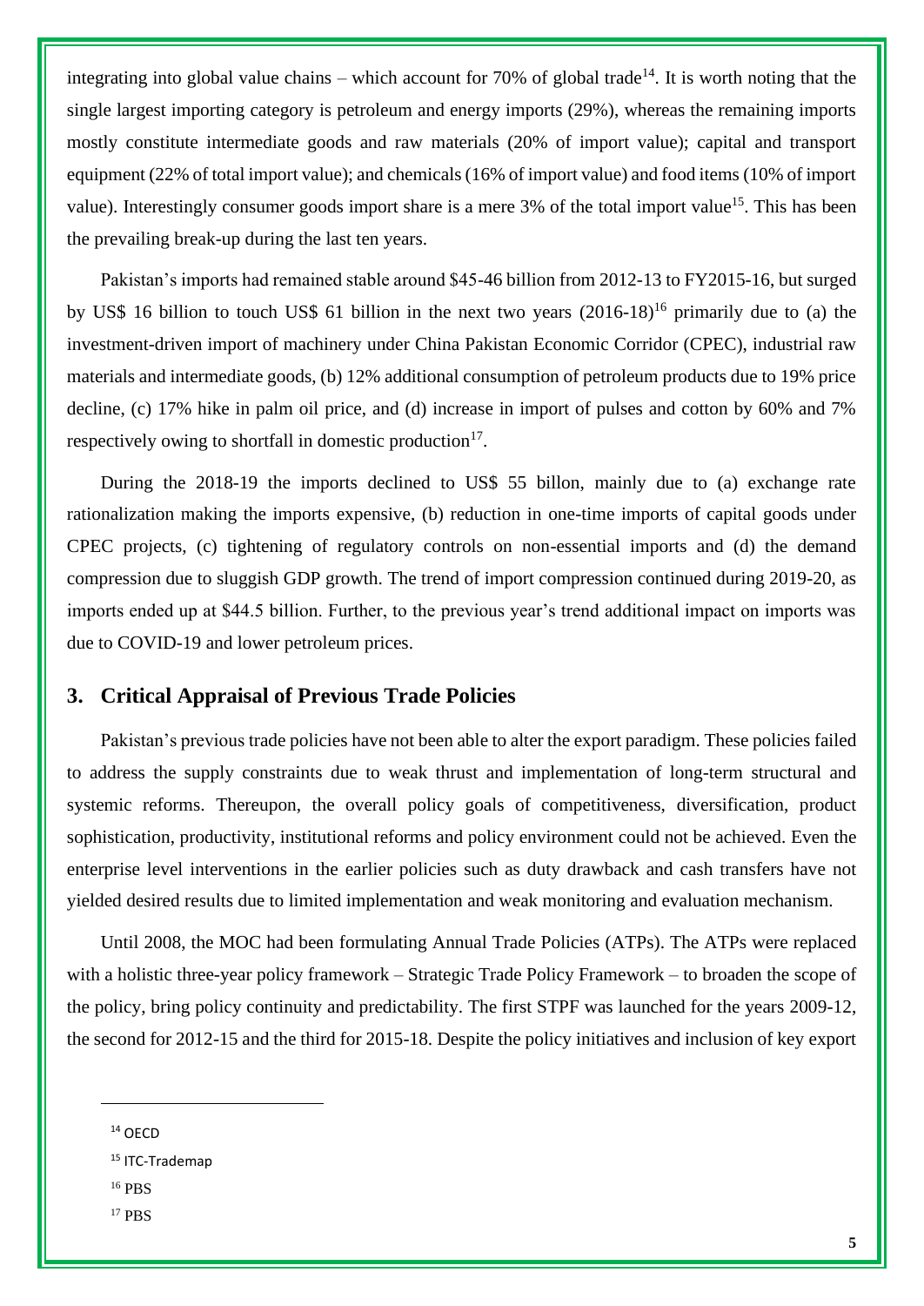integrating into global value chains – which account for 70% of global trade[14]. It is worth noting that the single largest importing category is petroleum and energy imports (29%), whereas the remaining imports mostly constitute intermediate goods and raw materials (20% of import value); capital and transport equipment (22% of total import value); and chemicals (16% of import value) and food items (10% of import value). Interestingly consumer goods import share is a mere 3% of the total import value[15]. This has been the prevailing break-up during the last ten years.

Pakistan's imports had remained stable around $45-46 billion from 2012-13 to FY2015-16, but surged by US$ 16 billion to touch US$ 61 billion in the next two years (2016-18)[16] primarily due to (a) the investment-driven import of machinery under China Pakistan Economic Corridor (CPEC), industrial raw materials and intermediate goods, (b) 12% additional consumption of petroleum products due to 19% price decline, (c) 17% hike in palm oil price, and (d) increase in import of pulses and cotton by 60% and 7% respectively owing to shortfall in domestic production[17].

During the 2018-19 the imports declined to US$ 55 billon, mainly due to (a) exchange rate rationalization making the imports expensive, (b) reduction in one-time imports of capital goods under CPEC projects, (c) tightening of regulatory controls on non-essential imports and (d) the demand compression due to sluggish GDP growth. The trend of import compression continued during 2019-20, as imports ended up at $44.5 billion. Further, to the previous year's trend additional impact on imports was due to COVID-19 and lower petroleum prices.

## 3. Critical Appraisal of Previous Trade Policies

Pakistan's previous trade policies have not been able to alter the export paradigm. These policies failed to address the supply constraints due to weak thrust and implementation of long-term structural and systemic reforms. Thereupon, the overall policy goals of competitiveness, diversification, product sophistication, productivity, institutional reforms and policy environment could not be achieved. Even the enterprise level interventions in the earlier policies such as duty drawback and cash transfers have not yielded desired results due to limited implementation and weak monitoring and evaluation mechanism.

Until 2008, the MOC had been formulating Annual Trade Policies (ATPs). The ATPs were replaced with a holistic three-year policy framework – Strategic Trade Policy Framework – to broaden the scope of the policy, bring policy continuity and predictability. The first STPF was launched for the years 2009-12, the second for 2012-15 and the third for 2015-18. Despite the policy initiatives and inclusion of key export

---

[14] OECD

[15] ITC-Trademap

[16] PBS

[17] PBS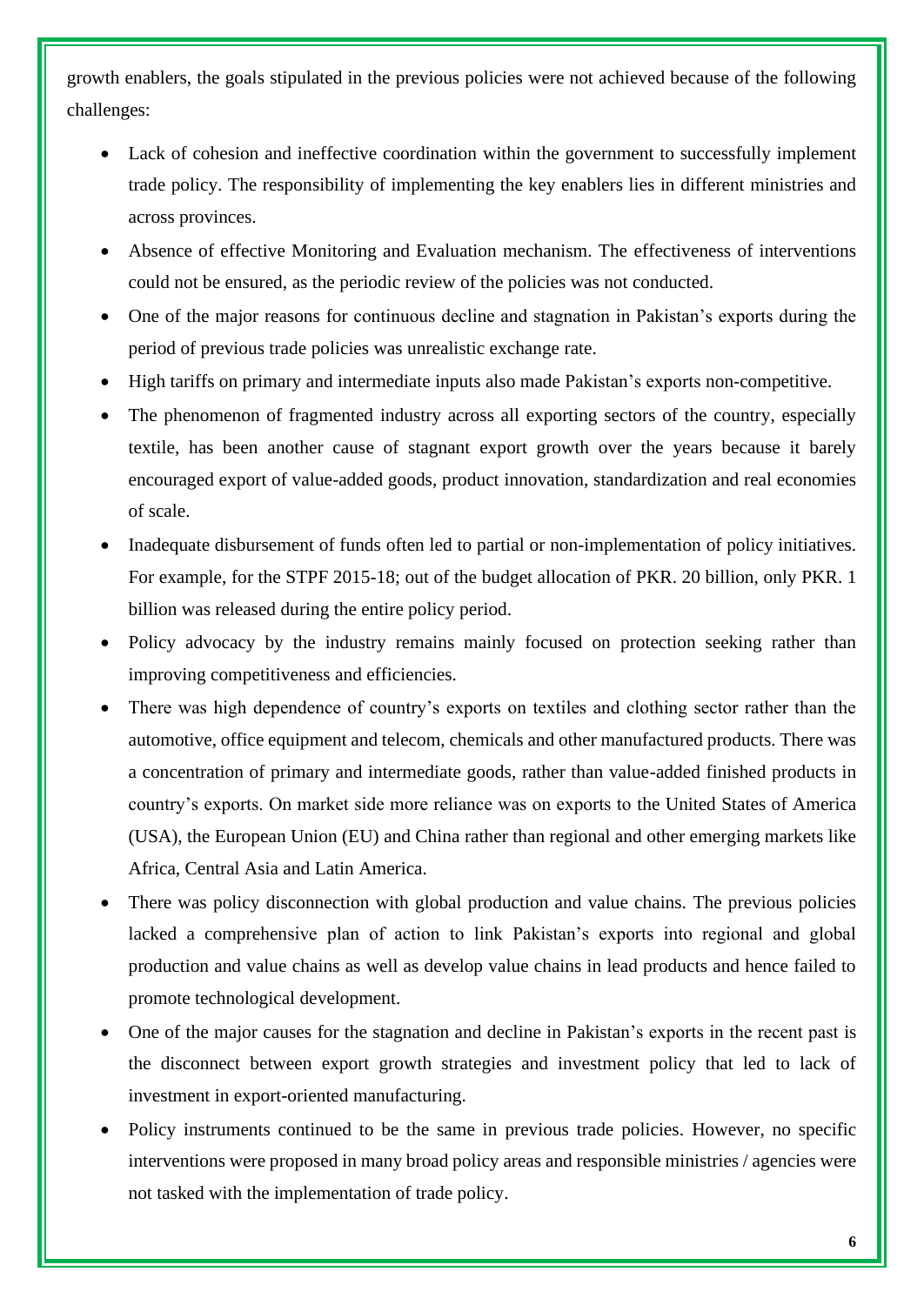growth enablers, the goals stipulated in the previous policies were not achieved because of the following challenges:

- Lack of cohesion and ineffective coordination within the government to successfully implement trade policy. The responsibility of implementing the key enablers lies in different ministries and across provinces.
- Absence of effective Monitoring and Evaluation mechanism. The effectiveness of interventions could not be ensured, as the periodic review of the policies was not conducted.
- One of the major reasons for continuous decline and stagnation in Pakistan's exports during the period of previous trade policies was unrealistic exchange rate.
- High tariffs on primary and intermediate inputs also made Pakistan's exports non-competitive.
- The phenomenon of fragmented industry across all exporting sectors of the country, especially textile, has been another cause of stagnant export growth over the years because it barely encouraged export of value-added goods, product innovation, standardization and real economies of scale.
- Inadequate disbursement of funds often led to partial or non-implementation of policy initiatives. For example, for the STPF 2015-18; out of the budget allocation of PKR. 20 billion, only PKR. 1 billion was released during the entire policy period.
- Policy advocacy by the industry remains mainly focused on protection seeking rather than improving competitiveness and efficiencies.
- There was high dependence of country's exports on textiles and clothing sector rather than the automotive, office equipment and telecom, chemicals and other manufactured products. There was a concentration of primary and intermediate goods, rather than value-added finished products in country's exports. On market side more reliance was on exports to the United States of America (USA), the European Union (EU) and China rather than regional and other emerging markets like Africa, Central Asia and Latin America.
- There was policy disconnection with global production and value chains. The previous policies lacked a comprehensive plan of action to link Pakistan's exports into regional and global production and value chains as well as develop value chains in lead products and hence failed to promote technological development.
- One of the major causes for the stagnation and decline in Pakistan's exports in the recent past is the disconnect between export growth strategies and investment policy that led to lack of investment in export-oriented manufacturing.
- Policy instruments continued to be the same in previous trade policies. However, no specific interventions were proposed in many broad policy areas and responsible ministries / agencies were not tasked with the implementation of trade policy.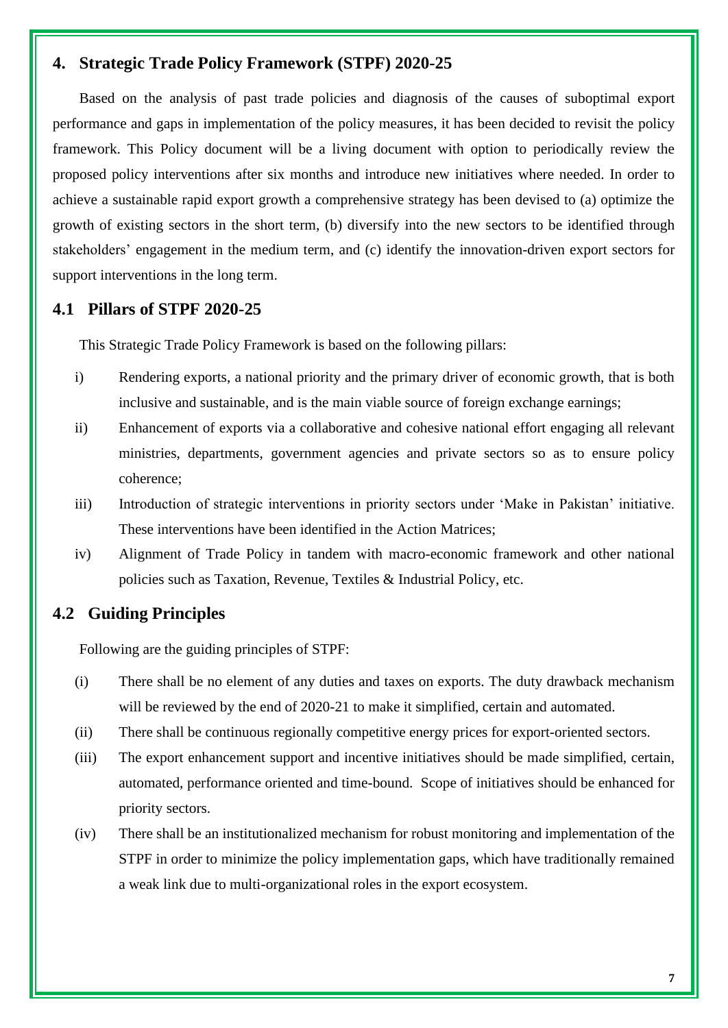## 4. Strategic Trade Policy Framework (STPF) 2020-25

Based on the analysis of past trade policies and diagnosis of the causes of suboptimal export performance and gaps in implementation of the policy measures, it has been decided to revisit the policy framework. This Policy document will be a living document with option to periodically review the proposed policy interventions after six months and introduce new initiatives where needed. In order to achieve a sustainable rapid export growth a comprehensive strategy has been devised to (a) optimize the growth of existing sectors in the short term, (b) diversify into the new sectors to be identified through stakeholders' engagement in the medium term, and (c) identify the innovation-driven export sectors for support interventions in the long term.

### 4.1 Pillars of STPF 2020-25

This Strategic Trade Policy Framework is based on the following pillars:

i) Rendering exports, a national priority and the primary driver of economic growth, that is both inclusive and sustainable, and is the main viable source of foreign exchange earnings;

ii) Enhancement of exports via a collaborative and cohesive national effort engaging all relevant ministries, departments, government agencies and private sectors so as to ensure policy coherence;

iii) Introduction of strategic interventions in priority sectors under 'Make in Pakistan' initiative. These interventions have been identified in the Action Matrices;

iv) Alignment of Trade Policy in tandem with macro-economic framework and other national policies such as Taxation, Revenue, Textiles & Industrial Policy, etc.

### 4.2 Guiding Principles

Following are the guiding principles of STPF:

(i) There shall be no element of any duties and taxes on exports. The duty drawback mechanism will be reviewed by the end of 2020-21 to make it simplified, certain and automated.

(ii) There shall be continuous regionally competitive energy prices for export-oriented sectors.

(iii) The export enhancement support and incentive initiatives should be made simplified, certain, automated, performance oriented and time-bound. Scope of initiatives should be enhanced for priority sectors.

(iv) There shall be an institutionalized mechanism for robust monitoring and implementation of the STPF in order to minimize the policy implementation gaps, which have traditionally remained a weak link due to multi-organizational roles in the export ecosystem.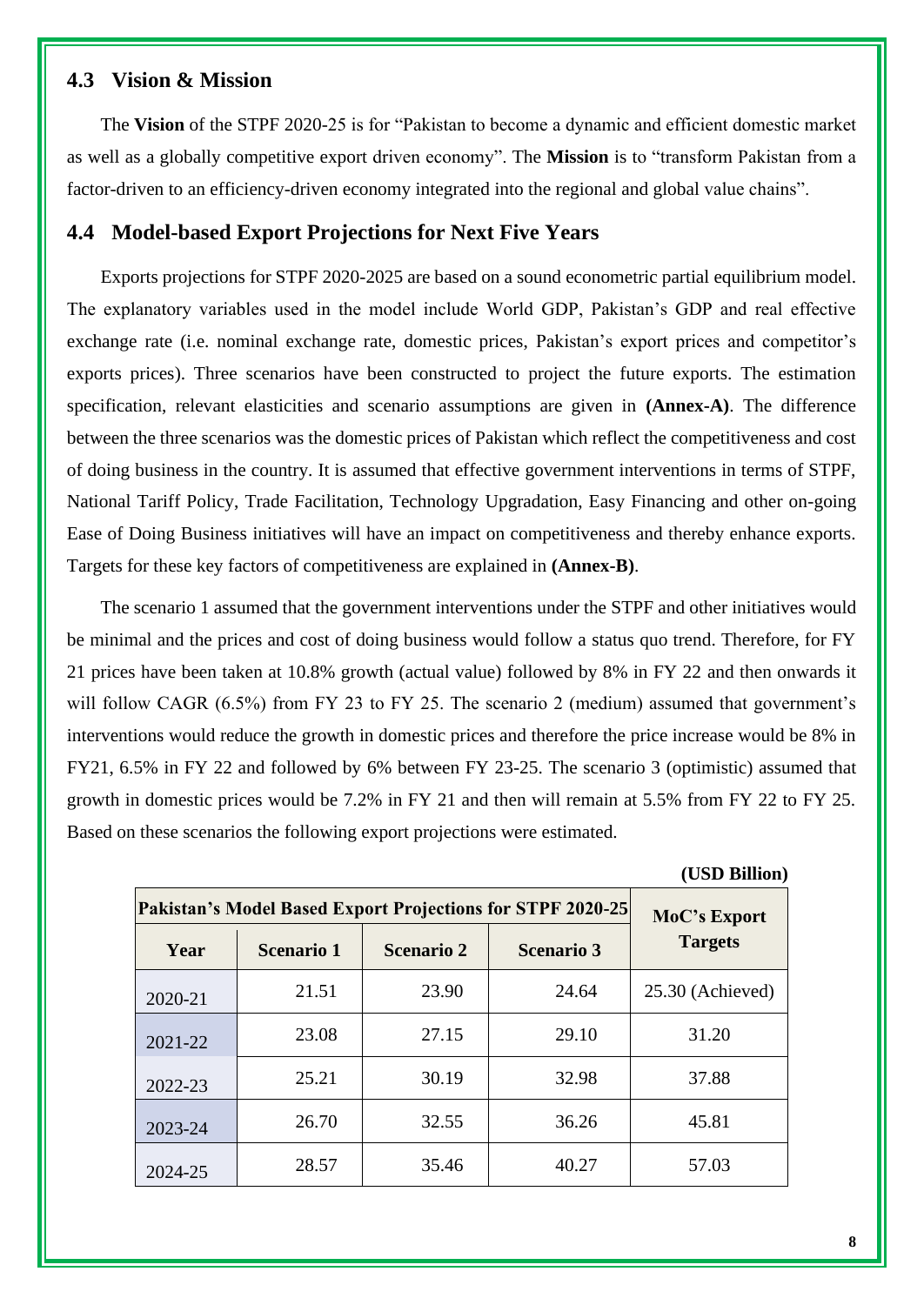## 4.3 Vision & Mission

The **Vision** of the STPF 2020-25 is for "Pakistan to become a dynamic and efficient domestic market as well as a globally competitive export driven economy". The **Mission** is to "transform Pakistan from a factor-driven to an efficiency-driven economy integrated into the regional and global value chains".

## 4.4 Model-based Export Projections for Next Five Years

Exports projections for STPF 2020-2025 are based on a sound econometric partial equilibrium model. The explanatory variables used in the model include World GDP, Pakistan's GDP and real effective exchange rate (i.e. nominal exchange rate, domestic prices, Pakistan's export prices and competitor's exports prices). Three scenarios have been constructed to project the future exports. The estimation specification, relevant elasticities and scenario assumptions are given in **(Annex-A)**. The difference between the three scenarios was the domestic prices of Pakistan which reflect the competitiveness and cost of doing business in the country. It is assumed that effective government interventions in terms of STPF, National Tariff Policy, Trade Facilitation, Technology Upgradation, Easy Financing and other on-going Ease of Doing Business initiatives will have an impact on competitiveness and thereby enhance exports. Targets for these key factors of competitiveness are explained in **(Annex-B)**.

The scenario 1 assumed that the government interventions under the STPF and other initiatives would be minimal and the prices and cost of doing business would follow a status quo trend. Therefore, for FY 21 prices have been taken at 10.8% growth (actual value) followed by 8% in FY 22 and then onwards it will follow CAGR (6.5%) from FY 23 to FY 25. The scenario 2 (medium) assumed that government's interventions would reduce the growth in domestic prices and therefore the price increase would be 8% in FY21, 6.5% in FY 22 and followed by 6% between FY 23-25. The scenario 3 (optimistic) assumed that growth in domestic prices would be 7.2% in FY 21 and then will remain at 5.5% from FY 22 to FY 25. Based on these scenarios the following export projections were estimated.

**(USD Billion)**

| Pakistan's Model Based Export Projections for STPF 2020-25 | | | | MoC's Export Targets |
|---|---|---|---|---|
| **Year** | **Scenario 1** | **Scenario 2** | **Scenario 3** | |
| 2020-21 | 21.51 | 23.90 | 24.64 | 25.30 (Achieved) |
| 2021-22 | 23.08 | 27.15 | 29.10 | 31.20 |
| 2022-23 | 25.21 | 30.19 | 32.98 | 37.88 |
| 2023-24 | 26.70 | 32.55 | 36.26 | 45.81 |
| 2024-25 | 28.57 | 35.46 | 40.27 | 57.03 |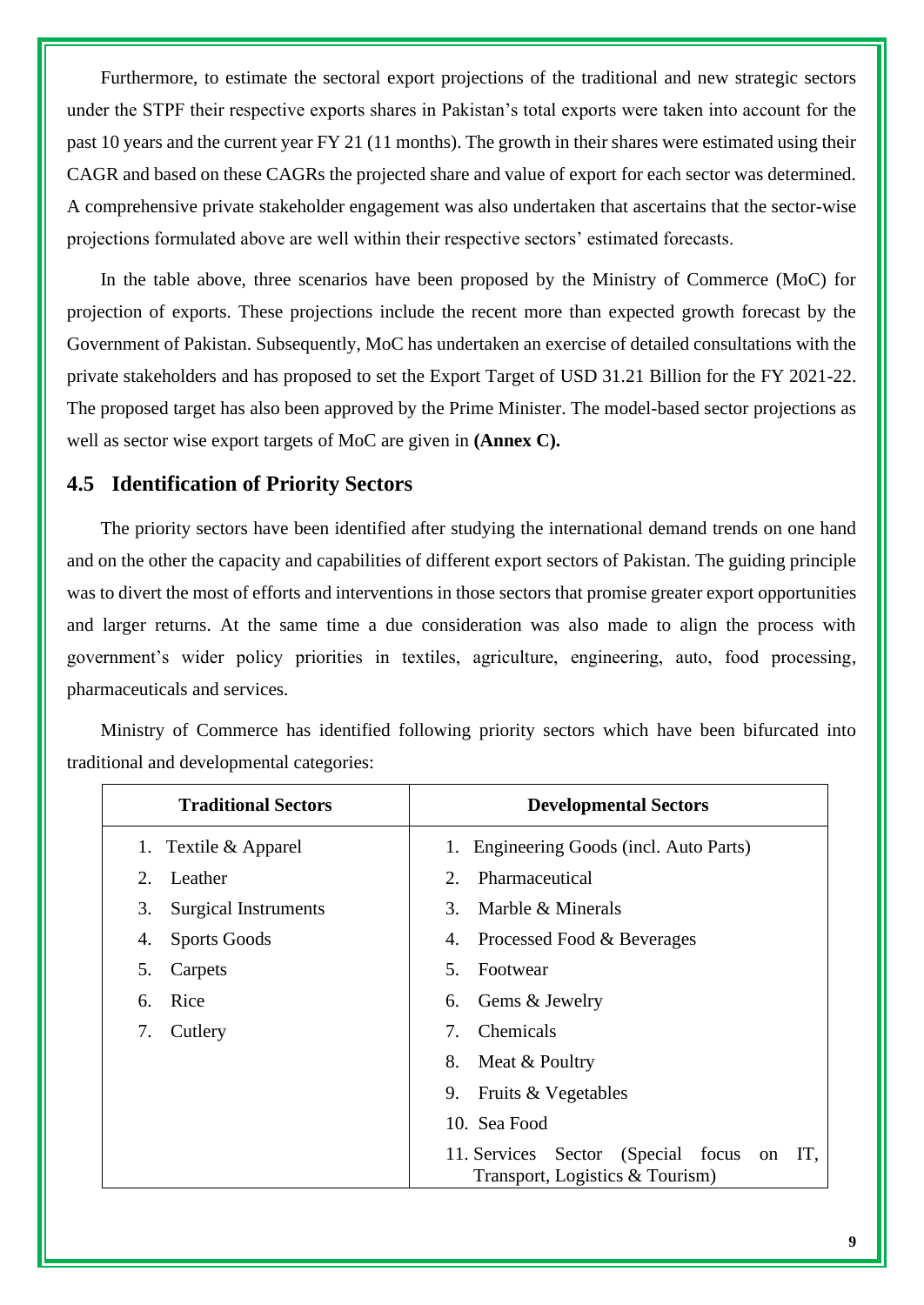Furthermore, to estimate the sectoral export projections of the traditional and new strategic sectors under the STPF their respective exports shares in Pakistan's total exports were taken into account for the past 10 years and the current year FY 21 (11 months). The growth in their shares were estimated using their CAGR and based on these CAGRs the projected share and value of export for each sector was determined. A comprehensive private stakeholder engagement was also undertaken that ascertains that the sector-wise projections formulated above are well within their respective sectors' estimated forecasts.

In the table above, three scenarios have been proposed by the Ministry of Commerce (MoC) for projection of exports. These projections include the recent more than expected growth forecast by the Government of Pakistan. Subsequently, MoC has undertaken an exercise of detailed consultations with the private stakeholders and has proposed to set the Export Target of USD 31.21 Billion for the FY 2021-22. The proposed target has also been approved by the Prime Minister. The model-based sector projections as well as sector wise export targets of MoC are given in **(Annex C).**

## 4.5 Identification of Priority Sectors

The priority sectors have been identified after studying the international demand trends on one hand and on the other the capacity and capabilities of different export sectors of Pakistan. The guiding principle was to divert the most of efforts and interventions in those sectors that promise greater export opportunities and larger returns. At the same time a due consideration was also made to align the process with government's wider policy priorities in textiles, agriculture, engineering, auto, food processing, pharmaceuticals and services.

Ministry of Commerce has identified following priority sectors which have been bifurcated into traditional and developmental categories:

| Traditional Sectors | Developmental Sectors |
|---|---|
| 1. Textile & Apparel | 1. Engineering Goods (incl. Auto Parts) |
| 2. Leather | 2. Pharmaceutical |
| 3. Surgical Instruments | 3. Marble & Minerals |
| 4. Sports Goods | 4. Processed Food & Beverages |
| 5. Carpets | 5. Footwear |
| 6. Rice | 6. Gems & Jewelry |
| 7. Cutlery | 7. Chemicals |
| | 8. Meat & Poultry |
| | 9. Fruits & Vegetables |
| | 10. Sea Food |
| | 11. Services Sector (Special focus on IT, Transport, Logistics & Tourism) |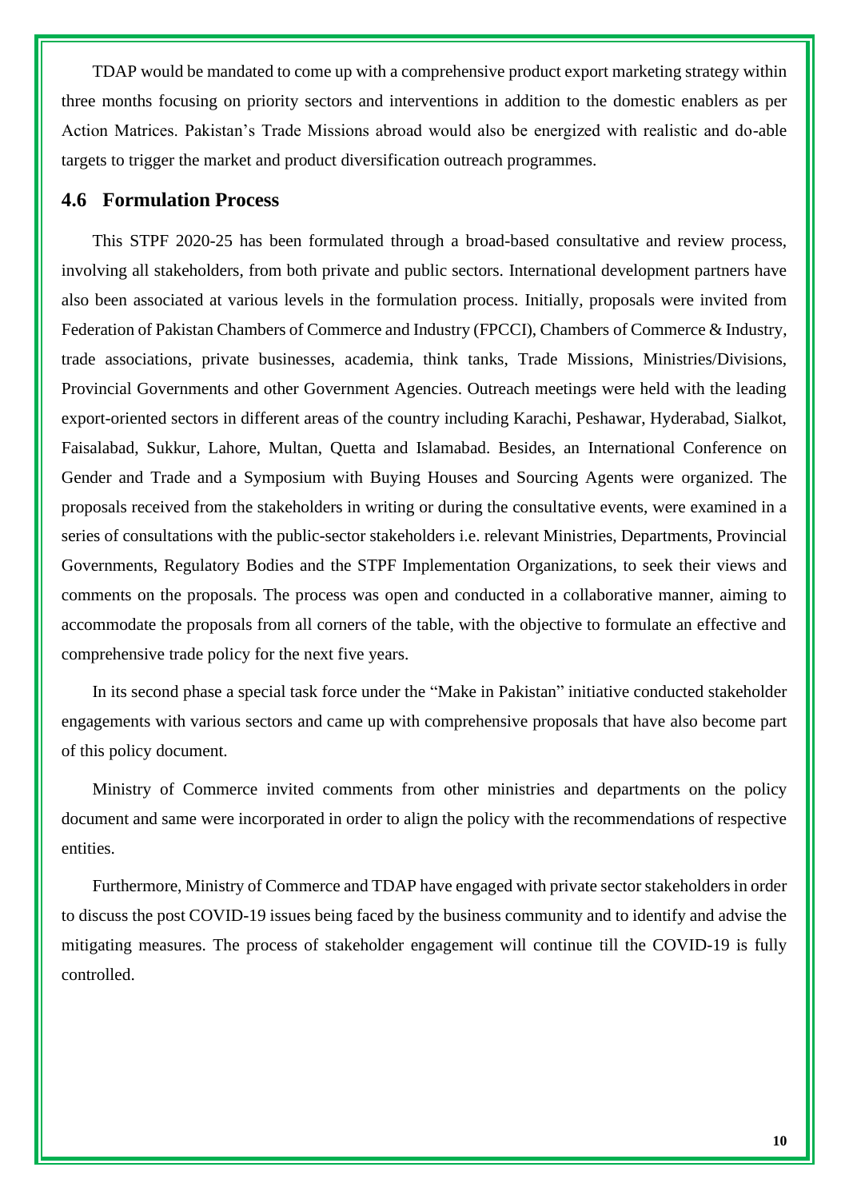TDAP would be mandated to come up with a comprehensive product export marketing strategy within three months focusing on priority sectors and interventions in addition to the domestic enablers as per Action Matrices. Pakistan's Trade Missions abroad would also be energized with realistic and do-able targets to trigger the market and product diversification outreach programmes.

## 4.6 Formulation Process

This STPF 2020-25 has been formulated through a broad-based consultative and review process, involving all stakeholders, from both private and public sectors. International development partners have also been associated at various levels in the formulation process. Initially, proposals were invited from Federation of Pakistan Chambers of Commerce and Industry (FPCCI), Chambers of Commerce & Industry, trade associations, private businesses, academia, think tanks, Trade Missions, Ministries/Divisions, Provincial Governments and other Government Agencies. Outreach meetings were held with the leading export-oriented sectors in different areas of the country including Karachi, Peshawar, Hyderabad, Sialkot, Faisalabad, Sukkur, Lahore, Multan, Quetta and Islamabad. Besides, an International Conference on Gender and Trade and a Symposium with Buying Houses and Sourcing Agents were organized. The proposals received from the stakeholders in writing or during the consultative events, were examined in a series of consultations with the public-sector stakeholders i.e. relevant Ministries, Departments, Provincial Governments, Regulatory Bodies and the STPF Implementation Organizations, to seek their views and comments on the proposals. The process was open and conducted in a collaborative manner, aiming to accommodate the proposals from all corners of the table, with the objective to formulate an effective and comprehensive trade policy for the next five years.

In its second phase a special task force under the "Make in Pakistan" initiative conducted stakeholder engagements with various sectors and came up with comprehensive proposals that have also become part of this policy document.

Ministry of Commerce invited comments from other ministries and departments on the policy document and same were incorporated in order to align the policy with the recommendations of respective entities.

Furthermore, Ministry of Commerce and TDAP have engaged with private sector stakeholders in order to discuss the post COVID-19 issues being faced by the business community and to identify and advise the mitigating measures. The process of stakeholder engagement will continue till the COVID-19 is fully controlled.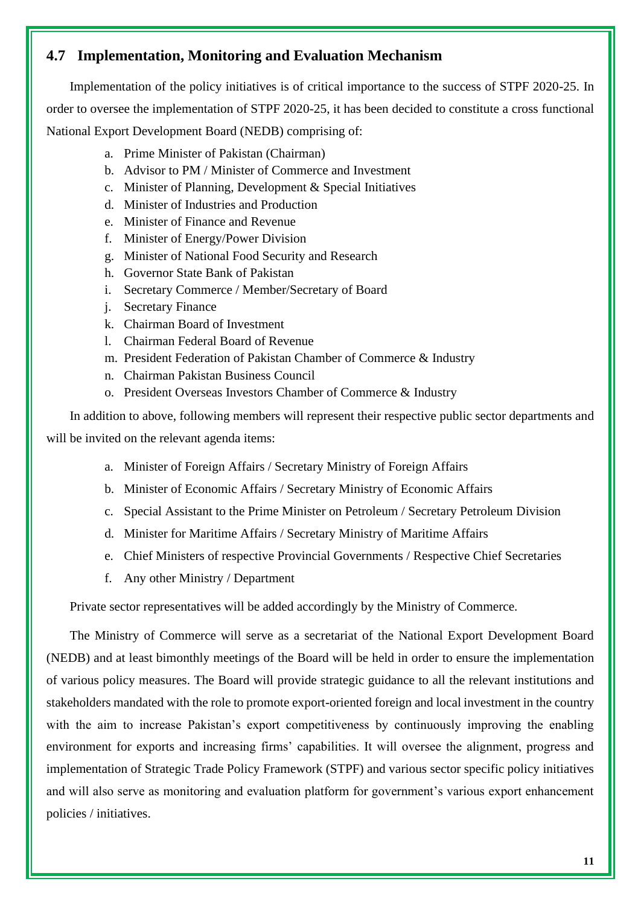## 4.7 Implementation, Monitoring and Evaluation Mechanism

Implementation of the policy initiatives is of critical importance to the success of STPF 2020-25. In order to oversee the implementation of STPF 2020-25, it has been decided to constitute a cross functional National Export Development Board (NEDB) comprising of:

a. Prime Minister of Pakistan (Chairman)
b. Advisor to PM / Minister of Commerce and Investment
c. Minister of Planning, Development & Special Initiatives
d. Minister of Industries and Production
e. Minister of Finance and Revenue
f. Minister of Energy/Power Division
g. Minister of National Food Security and Research
h. Governor State Bank of Pakistan
i. Secretary Commerce / Member/Secretary of Board
j. Secretary Finance
k. Chairman Board of Investment
l. Chairman Federal Board of Revenue
m. President Federation of Pakistan Chamber of Commerce & Industry
n. Chairman Pakistan Business Council
o. President Overseas Investors Chamber of Commerce & Industry

In addition to above, following members will represent their respective public sector departments and will be invited on the relevant agenda items:

a. Minister of Foreign Affairs / Secretary Ministry of Foreign Affairs
b. Minister of Economic Affairs / Secretary Ministry of Economic Affairs
c. Special Assistant to the Prime Minister on Petroleum / Secretary Petroleum Division
d. Minister for Maritime Affairs / Secretary Ministry of Maritime Affairs
e. Chief Ministers of respective Provincial Governments / Respective Chief Secretaries
f. Any other Ministry / Department

Private sector representatives will be added accordingly by the Ministry of Commerce.

The Ministry of Commerce will serve as a secretariat of the National Export Development Board (NEDB) and at least bimonthly meetings of the Board will be held in order to ensure the implementation of various policy measures. The Board will provide strategic guidance to all the relevant institutions and stakeholders mandated with the role to promote export-oriented foreign and local investment in the country with the aim to increase Pakistan's export competitiveness by continuously improving the enabling environment for exports and increasing firms' capabilities. It will oversee the alignment, progress and implementation of Strategic Trade Policy Framework (STPF) and various sector specific policy initiatives and will also serve as monitoring and evaluation platform for government's various export enhancement policies / initiatives.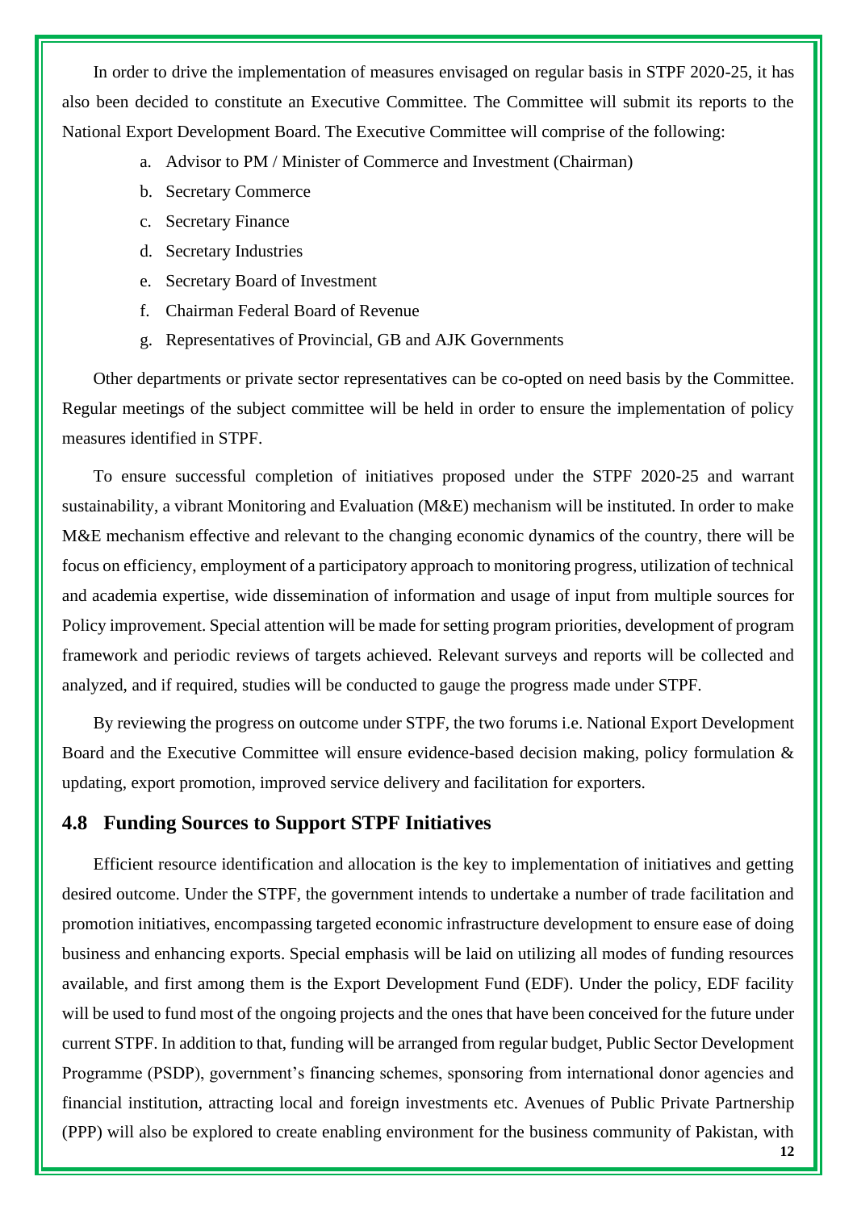In order to drive the implementation of measures envisaged on regular basis in STPF 2020-25, it has also been decided to constitute an Executive Committee. The Committee will submit its reports to the National Export Development Board. The Executive Committee will comprise of the following:

a. Advisor to PM / Minister of Commerce and Investment (Chairman)
b. Secretary Commerce
c. Secretary Finance
d. Secretary Industries
e. Secretary Board of Investment
f. Chairman Federal Board of Revenue
g. Representatives of Provincial, GB and AJK Governments

Other departments or private sector representatives can be co-opted on need basis by the Committee. Regular meetings of the subject committee will be held in order to ensure the implementation of policy measures identified in STPF.

To ensure successful completion of initiatives proposed under the STPF 2020-25 and warrant sustainability, a vibrant Monitoring and Evaluation (M&E) mechanism will be instituted. In order to make M&E mechanism effective and relevant to the changing economic dynamics of the country, there will be focus on efficiency, employment of a participatory approach to monitoring progress, utilization of technical and academia expertise, wide dissemination of information and usage of input from multiple sources for Policy improvement. Special attention will be made for setting program priorities, development of program framework and periodic reviews of targets achieved. Relevant surveys and reports will be collected and analyzed, and if required, studies will be conducted to gauge the progress made under STPF.

By reviewing the progress on outcome under STPF, the two forums i.e. National Export Development Board and the Executive Committee will ensure evidence-based decision making, policy formulation & updating, export promotion, improved service delivery and facilitation for exporters.

## 4.8 Funding Sources to Support STPF Initiatives

Efficient resource identification and allocation is the key to implementation of initiatives and getting desired outcome. Under the STPF, the government intends to undertake a number of trade facilitation and promotion initiatives, encompassing targeted economic infrastructure development to ensure ease of doing business and enhancing exports. Special emphasis will be laid on utilizing all modes of funding resources available, and first among them is the Export Development Fund (EDF). Under the policy, EDF facility will be used to fund most of the ongoing projects and the ones that have been conceived for the future under current STPF. In addition to that, funding will be arranged from regular budget, Public Sector Development Programme (PSDP), government's financing schemes, sponsoring from international donor agencies and financial institution, attracting local and foreign investments etc. Avenues of Public Private Partnership (PPP) will also be explored to create enabling environment for the business community of Pakistan, with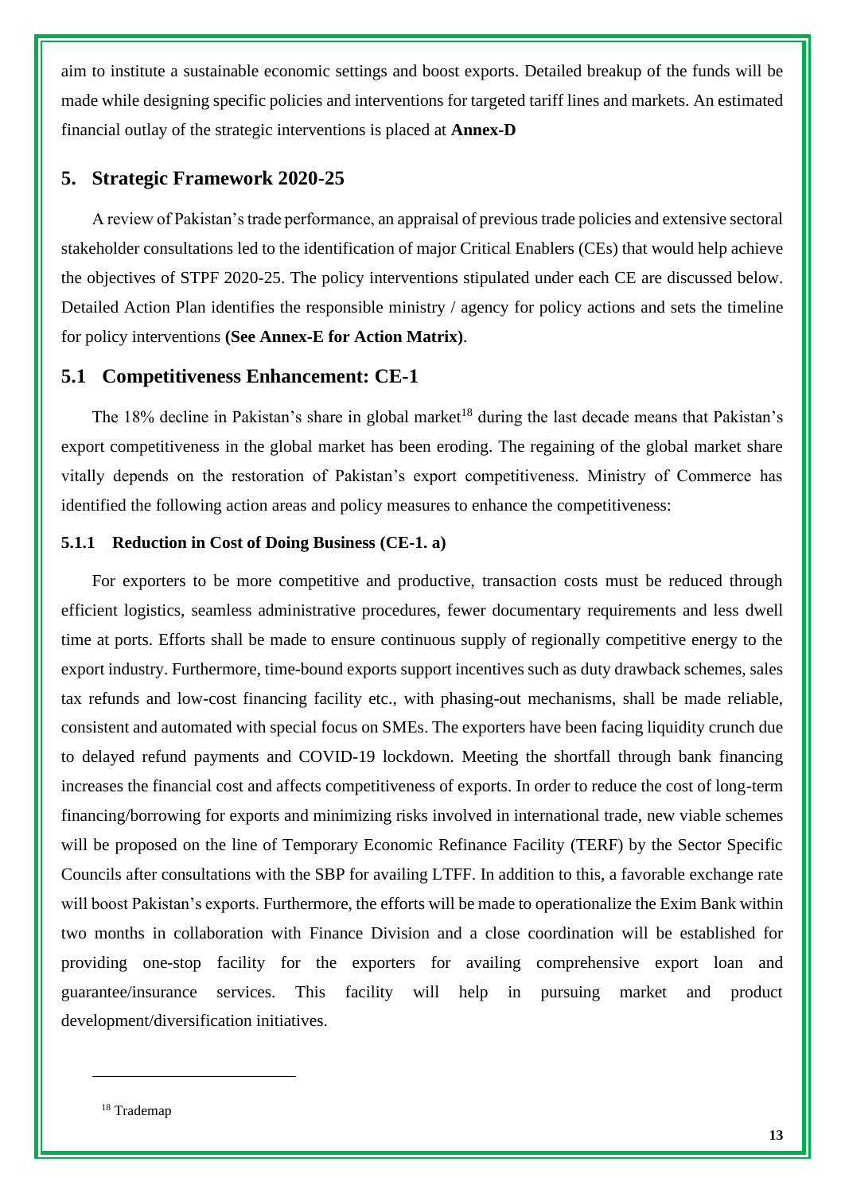aim to institute a sustainable economic settings and boost exports. Detailed breakup of the funds will be made while designing specific policies and interventions for targeted tariff lines and markets. An estimated financial outlay of the strategic interventions is placed at **Annex-D**

## 5. Strategic Framework 2020-25

A review of Pakistan's trade performance, an appraisal of previous trade policies and extensive sectoral stakeholder consultations led to the identification of major Critical Enablers (CEs) that would help achieve the objectives of STPF 2020-25. The policy interventions stipulated under each CE are discussed below. Detailed Action Plan identifies the responsible ministry / agency for policy actions and sets the timeline for policy interventions **(See Annex-E for Action Matrix)**.

## 5.1 Competitiveness Enhancement: CE-1

The 18% decline in Pakistan's share in global market[18] during the last decade means that Pakistan's export competitiveness in the global market has been eroding. The regaining of the global market share vitally depends on the restoration of Pakistan's export competitiveness. Ministry of Commerce has identified the following action areas and policy measures to enhance the competitiveness:

### 5.1.1 Reduction in Cost of Doing Business (CE-1. a)

For exporters to be more competitive and productive, transaction costs must be reduced through efficient logistics, seamless administrative procedures, fewer documentary requirements and less dwell time at ports. Efforts shall be made to ensure continuous supply of regionally competitive energy to the export industry. Furthermore, time-bound exports support incentives such as duty drawback schemes, sales tax refunds and low-cost financing facility etc., with phasing-out mechanisms, shall be made reliable, consistent and automated with special focus on SMEs. The exporters have been facing liquidity crunch due to delayed refund payments and COVID-19 lockdown. Meeting the shortfall through bank financing increases the financial cost and affects competitiveness of exports. In order to reduce the cost of long-term financing/borrowing for exports and minimizing risks involved in international trade, new viable schemes will be proposed on the line of Temporary Economic Refinance Facility (TERF) by the Sector Specific Councils after consultations with the SBP for availing LTFF. In addition to this, a favorable exchange rate will boost Pakistan's exports. Furthermore, the efforts will be made to operationalize the Exim Bank within two months in collaboration with Finance Division and a close coordination will be established for providing one-stop facility for the exporters for availing comprehensive export loan and guarantee/insurance services. This facility will help in pursuing market and product development/diversification initiatives.

---

[18] Trademap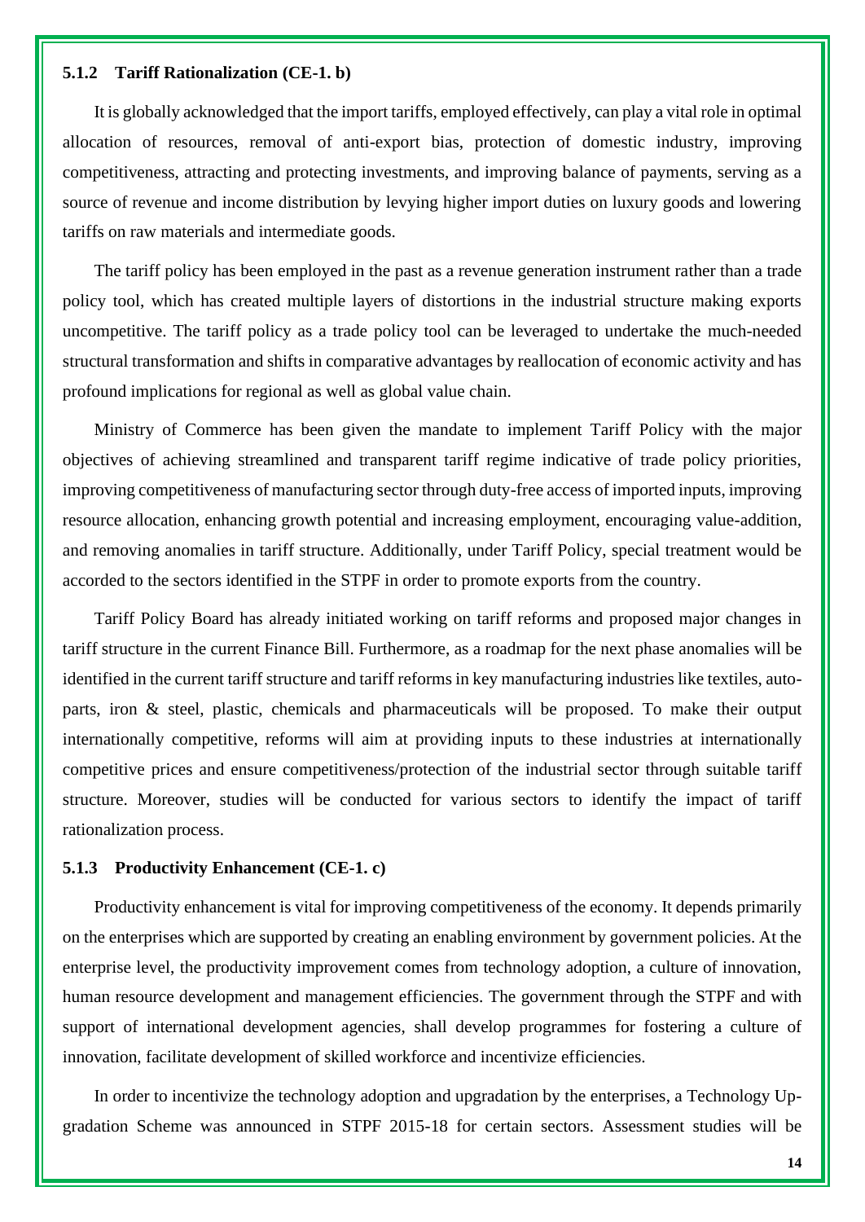### 5.1.2 Tariff Rationalization (CE-1. b)

It is globally acknowledged that the import tariffs, employed effectively, can play a vital role in optimal allocation of resources, removal of anti-export bias, protection of domestic industry, improving competitiveness, attracting and protecting investments, and improving balance of payments, serving as a source of revenue and income distribution by levying higher import duties on luxury goods and lowering tariffs on raw materials and intermediate goods.

The tariff policy has been employed in the past as a revenue generation instrument rather than a trade policy tool, which has created multiple layers of distortions in the industrial structure making exports uncompetitive. The tariff policy as a trade policy tool can be leveraged to undertake the much-needed structural transformation and shifts in comparative advantages by reallocation of economic activity and has profound implications for regional as well as global value chain.

Ministry of Commerce has been given the mandate to implement Tariff Policy with the major objectives of achieving streamlined and transparent tariff regime indicative of trade policy priorities, improving competitiveness of manufacturing sector through duty-free access of imported inputs, improving resource allocation, enhancing growth potential and increasing employment, encouraging value-addition, and removing anomalies in tariff structure. Additionally, under Tariff Policy, special treatment would be accorded to the sectors identified in the STPF in order to promote exports from the country.

Tariff Policy Board has already initiated working on tariff reforms and proposed major changes in tariff structure in the current Finance Bill. Furthermore, as a roadmap for the next phase anomalies will be identified in the current tariff structure and tariff reforms in key manufacturing industries like textiles, auto-parts, iron & steel, plastic, chemicals and pharmaceuticals will be proposed. To make their output internationally competitive, reforms will aim at providing inputs to these industries at internationally competitive prices and ensure competitiveness/protection of the industrial sector through suitable tariff structure. Moreover, studies will be conducted for various sectors to identify the impact of tariff rationalization process.

### 5.1.3 Productivity Enhancement (CE-1. c)

Productivity enhancement is vital for improving competitiveness of the economy. It depends primarily on the enterprises which are supported by creating an enabling environment by government policies. At the enterprise level, the productivity improvement comes from technology adoption, a culture of innovation, human resource development and management efficiencies. The government through the STPF and with support of international development agencies, shall develop programmes for fostering a culture of innovation, facilitate development of skilled workforce and incentivize efficiencies.

In order to incentivize the technology adoption and upgradation by the enterprises, a Technology Up-gradation Scheme was announced in STPF 2015-18 for certain sectors. Assessment studies will be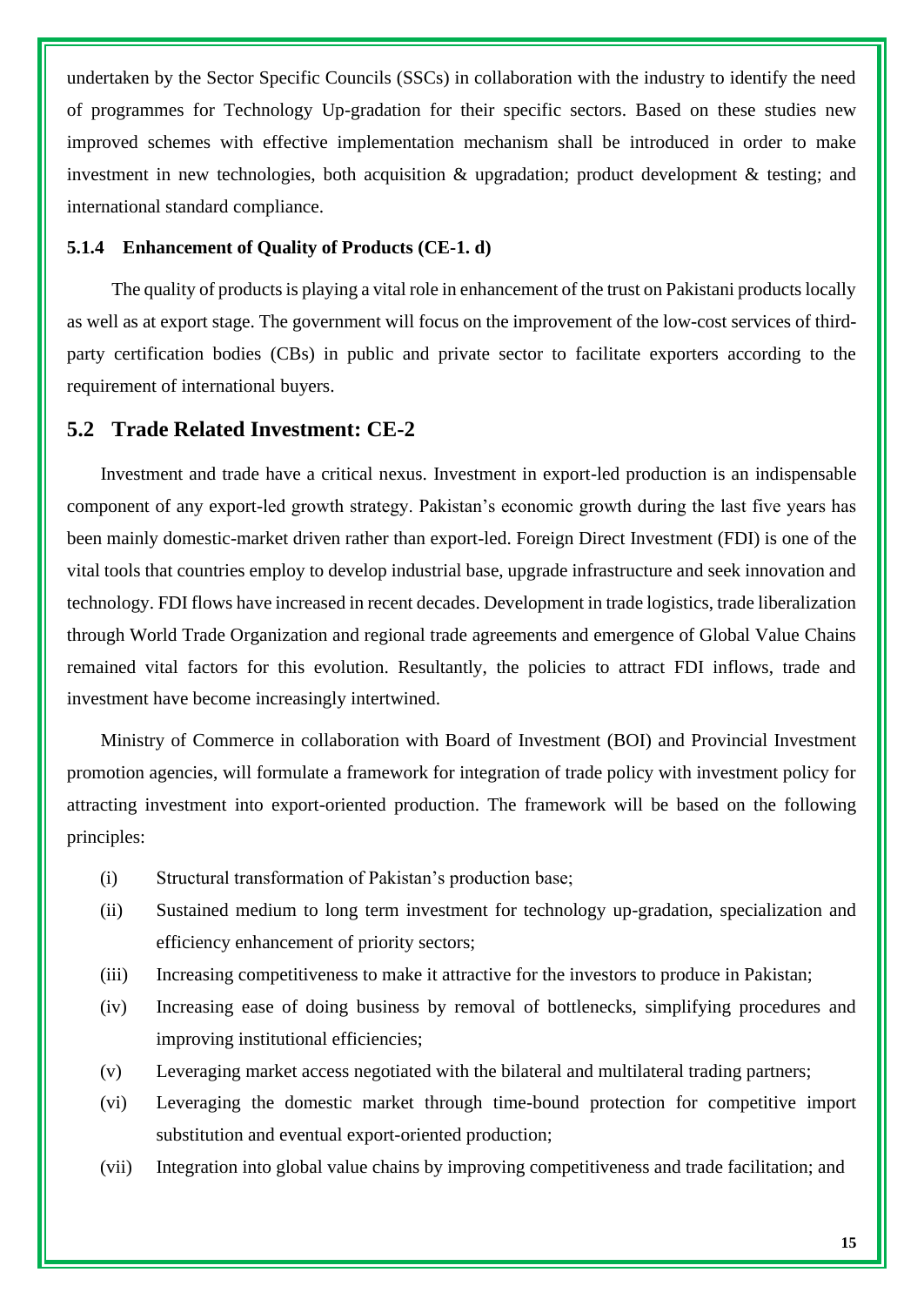undertaken by the Sector Specific Councils (SSCs) in collaboration with the industry to identify the need of programmes for Technology Up-gradation for their specific sectors. Based on these studies new improved schemes with effective implementation mechanism shall be introduced in order to make investment in new technologies, both acquisition & upgradation; product development & testing; and international standard compliance.

#### 5.1.4 Enhancement of Quality of Products (CE-1. d)

The quality of products is playing a vital role in enhancement of the trust on Pakistani products locally as well as at export stage. The government will focus on the improvement of the low-cost services of third-party certification bodies (CBs) in public and private sector to facilitate exporters according to the requirement of international buyers.

### 5.2 Trade Related Investment: CE-2

Investment and trade have a critical nexus. Investment in export-led production is an indispensable component of any export-led growth strategy. Pakistan's economic growth during the last five years has been mainly domestic-market driven rather than export-led. Foreign Direct Investment (FDI) is one of the vital tools that countries employ to develop industrial base, upgrade infrastructure and seek innovation and technology. FDI flows have increased in recent decades. Development in trade logistics, trade liberalization through World Trade Organization and regional trade agreements and emergence of Global Value Chains remained vital factors for this evolution. Resultantly, the policies to attract FDI inflows, trade and investment have become increasingly intertwined.

Ministry of Commerce in collaboration with Board of Investment (BOI) and Provincial Investment promotion agencies, will formulate a framework for integration of trade policy with investment policy for attracting investment into export-oriented production. The framework will be based on the following principles:

(i) Structural transformation of Pakistan's production base;

(ii) Sustained medium to long term investment for technology up-gradation, specialization and efficiency enhancement of priority sectors;

(iii) Increasing competitiveness to make it attractive for the investors to produce in Pakistan;

(iv) Increasing ease of doing business by removal of bottlenecks, simplifying procedures and improving institutional efficiencies;

(v) Leveraging market access negotiated with the bilateral and multilateral trading partners;

(vi) Leveraging the domestic market through time-bound protection for competitive import substitution and eventual export-oriented production;

(vii) Integration into global value chains by improving competitiveness and trade facilitation; and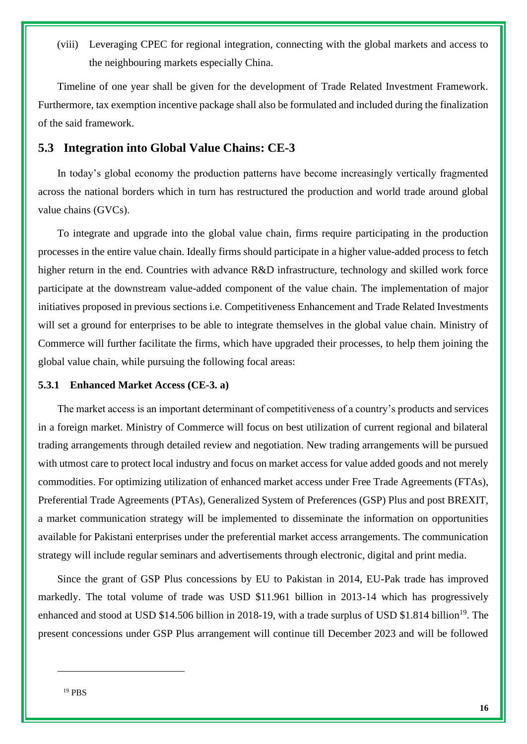(viii) Leveraging CPEC for regional integration, connecting with the global markets and access to the neighbouring markets especially China.

Timeline of one year shall be given for the development of Trade Related Investment Framework. Furthermore, tax exemption incentive package shall also be formulated and included during the finalization of the said framework.

## 5.3 Integration into Global Value Chains: CE-3

In today's global economy the production patterns have become increasingly vertically fragmented across the national borders which in turn has restructured the production and world trade around global value chains (GVCs).

To integrate and upgrade into the global value chain, firms require participating in the production processes in the entire value chain. Ideally firms should participate in a higher value-added process to fetch higher return in the end. Countries with advance R&D infrastructure, technology and skilled work force participate at the downstream value-added component of the value chain. The implementation of major initiatives proposed in previous sections i.e. Competitiveness Enhancement and Trade Related Investments will set a ground for enterprises to be able to integrate themselves in the global value chain. Ministry of Commerce will further facilitate the firms, which have upgraded their processes, to help them joining the global value chain, while pursuing the following focal areas:

### 5.3.1 Enhanced Market Access (CE-3. a)

The market access is an important determinant of competitiveness of a country's products and services in a foreign market. Ministry of Commerce will focus on best utilization of current regional and bilateral trading arrangements through detailed review and negotiation. New trading arrangements will be pursued with utmost care to protect local industry and focus on market access for value added goods and not merely commodities. For optimizing utilization of enhanced market access under Free Trade Agreements (FTAs), Preferential Trade Agreements (PTAs), Generalized System of Preferences (GSP) Plus and post BREXIT, a market communication strategy will be implemented to disseminate the information on opportunities available for Pakistani enterprises under the preferential market access arrangements. The communication strategy will include regular seminars and advertisements through electronic, digital and print media.

Since the grant of GSP Plus concessions by EU to Pakistan in 2014, EU-Pak trade has improved markedly. The total volume of trade was USD $11.961 billion in 2013-14 which has progressively enhanced and stood at USD $14.506 billion in 2018-19, with a trade surplus of USD $1.814 billion[19]. The present concessions under GSP Plus arrangement will continue till December 2023 and will be followed

---

[19] PBS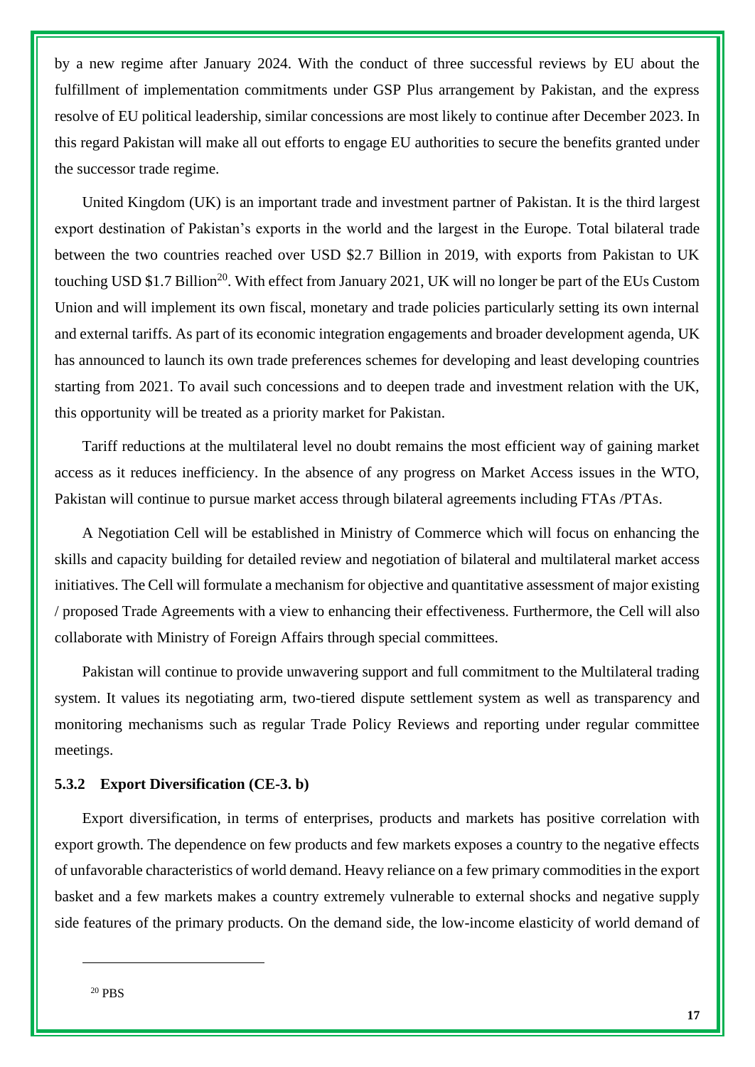by a new regime after January 2024. With the conduct of three successful reviews by EU about the fulfillment of implementation commitments under GSP Plus arrangement by Pakistan, and the express resolve of EU political leadership, similar concessions are most likely to continue after December 2023. In this regard Pakistan will make all out efforts to engage EU authorities to secure the benefits granted under the successor trade regime.

United Kingdom (UK) is an important trade and investment partner of Pakistan. It is the third largest export destination of Pakistan's exports in the world and the largest in the Europe. Total bilateral trade between the two countries reached over USD $2.7 Billion in 2019, with exports from Pakistan to UK touching USD $1.7 Billion[20]. With effect from January 2021, UK will no longer be part of the EUs Custom Union and will implement its own fiscal, monetary and trade policies particularly setting its own internal and external tariffs. As part of its economic integration engagements and broader development agenda, UK has announced to launch its own trade preferences schemes for developing and least developing countries starting from 2021. To avail such concessions and to deepen trade and investment relation with the UK, this opportunity will be treated as a priority market for Pakistan.

Tariff reductions at the multilateral level no doubt remains the most efficient way of gaining market access as it reduces inefficiency. In the absence of any progress on Market Access issues in the WTO, Pakistan will continue to pursue market access through bilateral agreements including FTAs /PTAs.

A Negotiation Cell will be established in Ministry of Commerce which will focus on enhancing the skills and capacity building for detailed review and negotiation of bilateral and multilateral market access initiatives. The Cell will formulate a mechanism for objective and quantitative assessment of major existing / proposed Trade Agreements with a view to enhancing their effectiveness. Furthermore, the Cell will also collaborate with Ministry of Foreign Affairs through special committees.

Pakistan will continue to provide unwavering support and full commitment to the Multilateral trading system. It values its negotiating arm, two-tiered dispute settlement system as well as transparency and monitoring mechanisms such as regular Trade Policy Reviews and reporting under regular committee meetings.

### 5.3.2 Export Diversification (CE-3. b)

Export diversification, in terms of enterprises, products and markets has positive correlation with export growth. The dependence on few products and few markets exposes a country to the negative effects of unfavorable characteristics of world demand. Heavy reliance on a few primary commodities in the export basket and a few markets makes a country extremely vulnerable to external shocks and negative supply side features of the primary products. On the demand side, the low-income elasticity of world demand of

---

[20] PBS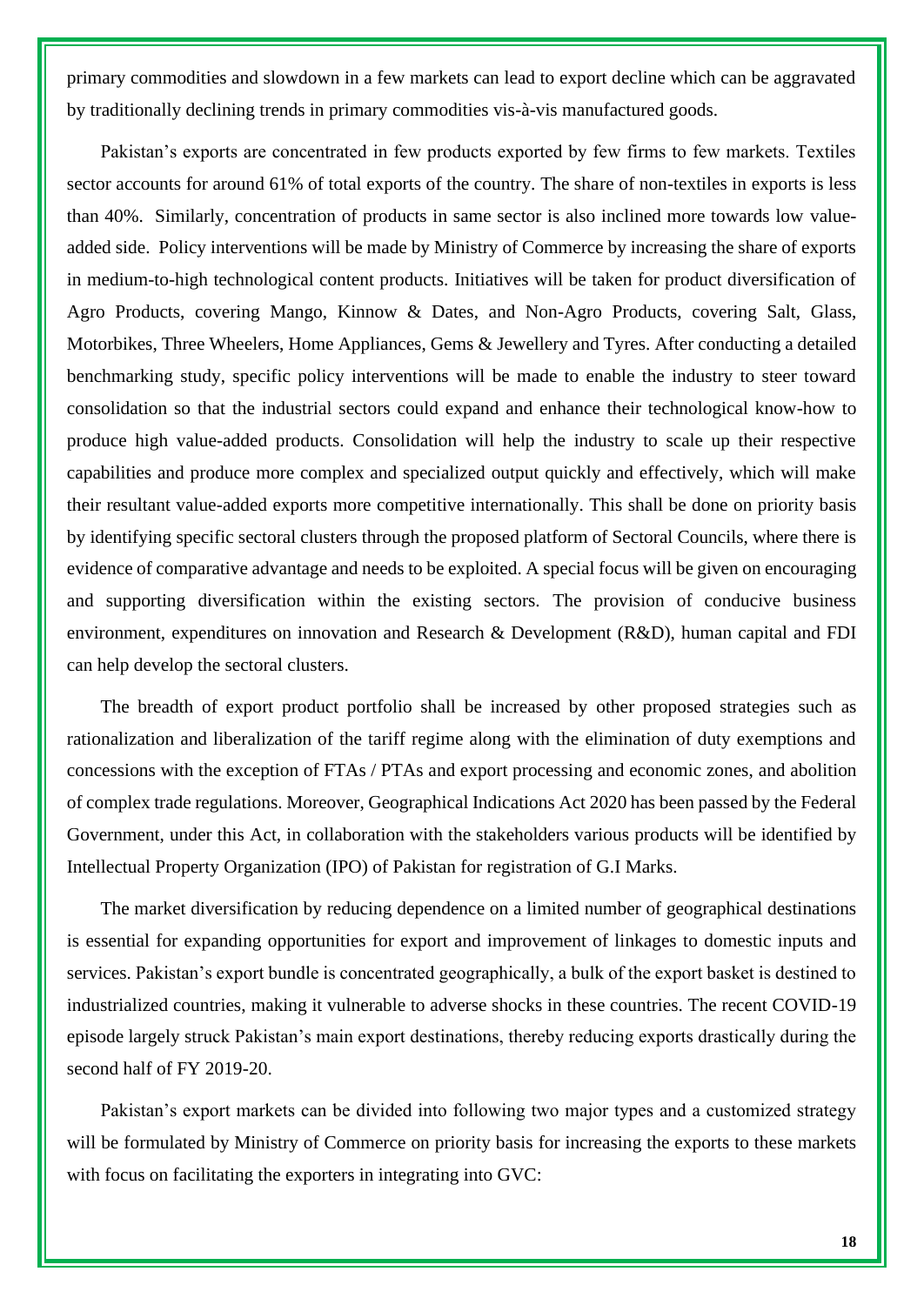primary commodities and slowdown in a few markets can lead to export decline which can be aggravated by traditionally declining trends in primary commodities vis-à-vis manufactured goods.

Pakistan's exports are concentrated in few products exported by few firms to few markets. Textiles sector accounts for around 61% of total exports of the country. The share of non-textiles in exports is less than 40%. Similarly, concentration of products in same sector is also inclined more towards low value-added side. Policy interventions will be made by Ministry of Commerce by increasing the share of exports in medium-to-high technological content products. Initiatives will be taken for product diversification of Agro Products, covering Mango, Kinnow & Dates, and Non-Agro Products, covering Salt, Glass, Motorbikes, Three Wheelers, Home Appliances, Gems & Jewellery and Tyres. After conducting a detailed benchmarking study, specific policy interventions will be made to enable the industry to steer toward consolidation so that the industrial sectors could expand and enhance their technological know-how to produce high value-added products. Consolidation will help the industry to scale up their respective capabilities and produce more complex and specialized output quickly and effectively, which will make their resultant value-added exports more competitive internationally. This shall be done on priority basis by identifying specific sectoral clusters through the proposed platform of Sectoral Councils, where there is evidence of comparative advantage and needs to be exploited. A special focus will be given on encouraging and supporting diversification within the existing sectors. The provision of conducive business environment, expenditures on innovation and Research & Development (R&D), human capital and FDI can help develop the sectoral clusters.

The breadth of export product portfolio shall be increased by other proposed strategies such as rationalization and liberalization of the tariff regime along with the elimination of duty exemptions and concessions with the exception of FTAs / PTAs and export processing and economic zones, and abolition of complex trade regulations. Moreover, Geographical Indications Act 2020 has been passed by the Federal Government, under this Act, in collaboration with the stakeholders various products will be identified by Intellectual Property Organization (IPO) of Pakistan for registration of G.I Marks.

The market diversification by reducing dependence on a limited number of geographical destinations is essential for expanding opportunities for export and improvement of linkages to domestic inputs and services. Pakistan's export bundle is concentrated geographically, a bulk of the export basket is destined to industrialized countries, making it vulnerable to adverse shocks in these countries. The recent COVID-19 episode largely struck Pakistan's main export destinations, thereby reducing exports drastically during the second half of FY 2019-20.

Pakistan's export markets can be divided into following two major types and a customized strategy will be formulated by Ministry of Commerce on priority basis for increasing the exports to these markets with focus on facilitating the exporters in integrating into GVC: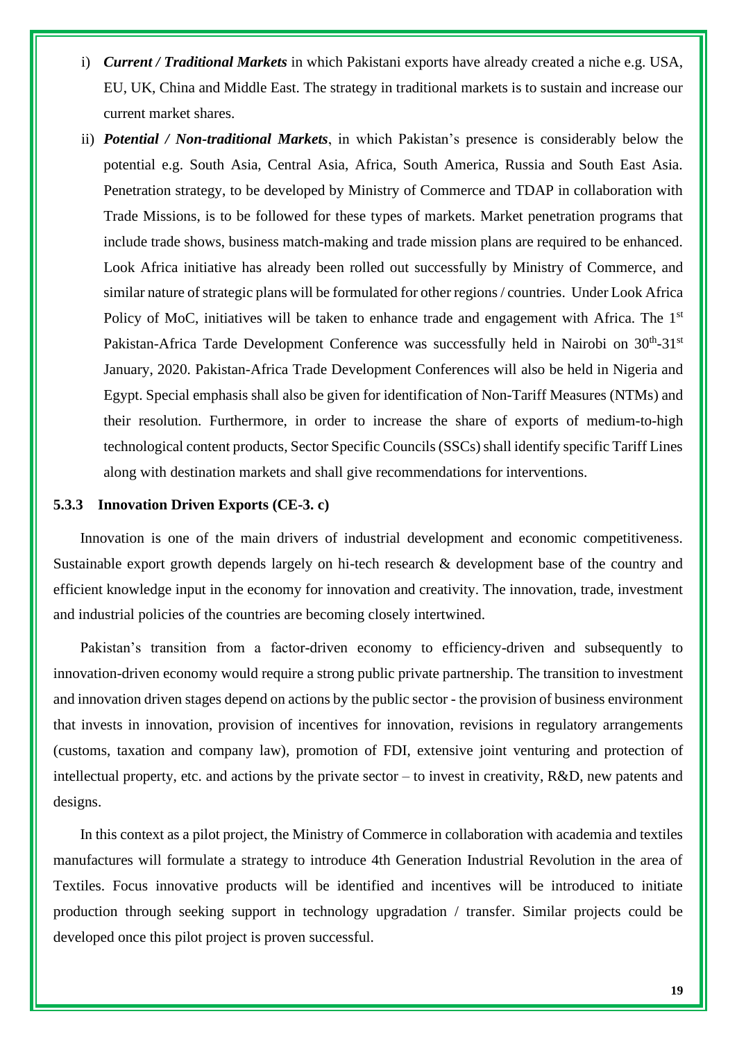i) ***Current / Traditional Markets*** in which Pakistani exports have already created a niche e.g. USA, EU, UK, China and Middle East. The strategy in traditional markets is to sustain and increase our current market shares.

ii) ***Potential / Non-traditional Markets***, in which Pakistan's presence is considerably below the potential e.g. South Asia, Central Asia, Africa, South America, Russia and South East Asia. Penetration strategy, to be developed by Ministry of Commerce and TDAP in collaboration with Trade Missions, is to be followed for these types of markets. Market penetration programs that include trade shows, business match-making and trade mission plans are required to be enhanced. Look Africa initiative has already been rolled out successfully by Ministry of Commerce, and similar nature of strategic plans will be formulated for other regions / countries. Under Look Africa Policy of MoC, initiatives will be taken to enhance trade and engagement with Africa. The 1st Pakistan-Africa Tarde Development Conference was successfully held in Nairobi on 30th-31st January, 2020. Pakistan-Africa Trade Development Conferences will also be held in Nigeria and Egypt. Special emphasis shall also be given for identification of Non-Tariff Measures (NTMs) and their resolution. Furthermore, in order to increase the share of exports of medium-to-high technological content products, Sector Specific Councils (SSCs) shall identify specific Tariff Lines along with destination markets and shall give recommendations for interventions.

### 5.3.3 Innovation Driven Exports (CE-3. c)

Innovation is one of the main drivers of industrial development and economic competitiveness. Sustainable export growth depends largely on hi-tech research & development base of the country and efficient knowledge input in the economy for innovation and creativity. The innovation, trade, investment and industrial policies of the countries are becoming closely intertwined.

Pakistan's transition from a factor-driven economy to efficiency-driven and subsequently to innovation-driven economy would require a strong public private partnership. The transition to investment and innovation driven stages depend on actions by the public sector - the provision of business environment that invests in innovation, provision of incentives for innovation, revisions in regulatory arrangements (customs, taxation and company law), promotion of FDI, extensive joint venturing and protection of intellectual property, etc. and actions by the private sector – to invest in creativity, R&D, new patents and designs.

In this context as a pilot project, the Ministry of Commerce in collaboration with academia and textiles manufactures will formulate a strategy to introduce 4th Generation Industrial Revolution in the area of Textiles. Focus innovative products will be identified and incentives will be introduced to initiate production through seeking support in technology upgradation / transfer. Similar projects could be developed once this pilot project is proven successful.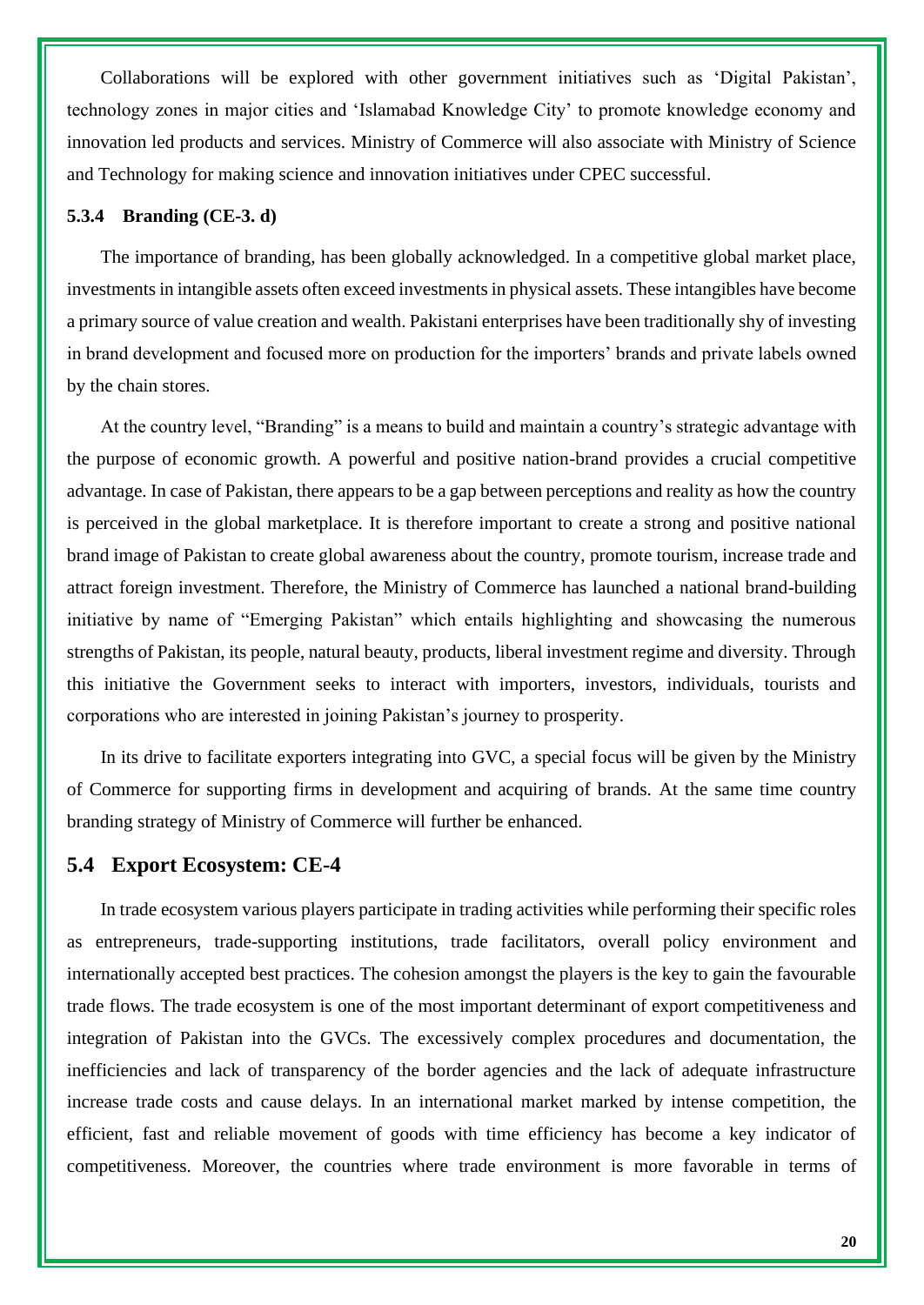Collaborations will be explored with other government initiatives such as 'Digital Pakistan', technology zones in major cities and 'Islamabad Knowledge City' to promote knowledge economy and innovation led products and services. Ministry of Commerce will also associate with Ministry of Science and Technology for making science and innovation initiatives under CPEC successful.

### 5.3.4 Branding (CE-3. d)

The importance of branding, has been globally acknowledged. In a competitive global market place, investments in intangible assets often exceed investments in physical assets. These intangibles have become a primary source of value creation and wealth. Pakistani enterprises have been traditionally shy of investing in brand development and focused more on production for the importers' brands and private labels owned by the chain stores.

At the country level, "Branding" is a means to build and maintain a country's strategic advantage with the purpose of economic growth. A powerful and positive nation-brand provides a crucial competitive advantage. In case of Pakistan, there appears to be a gap between perceptions and reality as how the country is perceived in the global marketplace. It is therefore important to create a strong and positive national brand image of Pakistan to create global awareness about the country, promote tourism, increase trade and attract foreign investment. Therefore, the Ministry of Commerce has launched a national brand-building initiative by name of "Emerging Pakistan" which entails highlighting and showcasing the numerous strengths of Pakistan, its people, natural beauty, products, liberal investment regime and diversity. Through this initiative the Government seeks to interact with importers, investors, individuals, tourists and corporations who are interested in joining Pakistan's journey to prosperity.

In its drive to facilitate exporters integrating into GVC, a special focus will be given by the Ministry of Commerce for supporting firms in development and acquiring of brands. At the same time country branding strategy of Ministry of Commerce will further be enhanced.

## 5.4 Export Ecosystem: CE-4

In trade ecosystem various players participate in trading activities while performing their specific roles as entrepreneurs, trade-supporting institutions, trade facilitators, overall policy environment and internationally accepted best practices. The cohesion amongst the players is the key to gain the favourable trade flows. The trade ecosystem is one of the most important determinant of export competitiveness and integration of Pakistan into the GVCs. The excessively complex procedures and documentation, the inefficiencies and lack of transparency of the border agencies and the lack of adequate infrastructure increase trade costs and cause delays. In an international market marked by intense competition, the efficient, fast and reliable movement of goods with time efficiency has become a key indicator of competitiveness. Moreover, the countries where trade environment is more favorable in terms of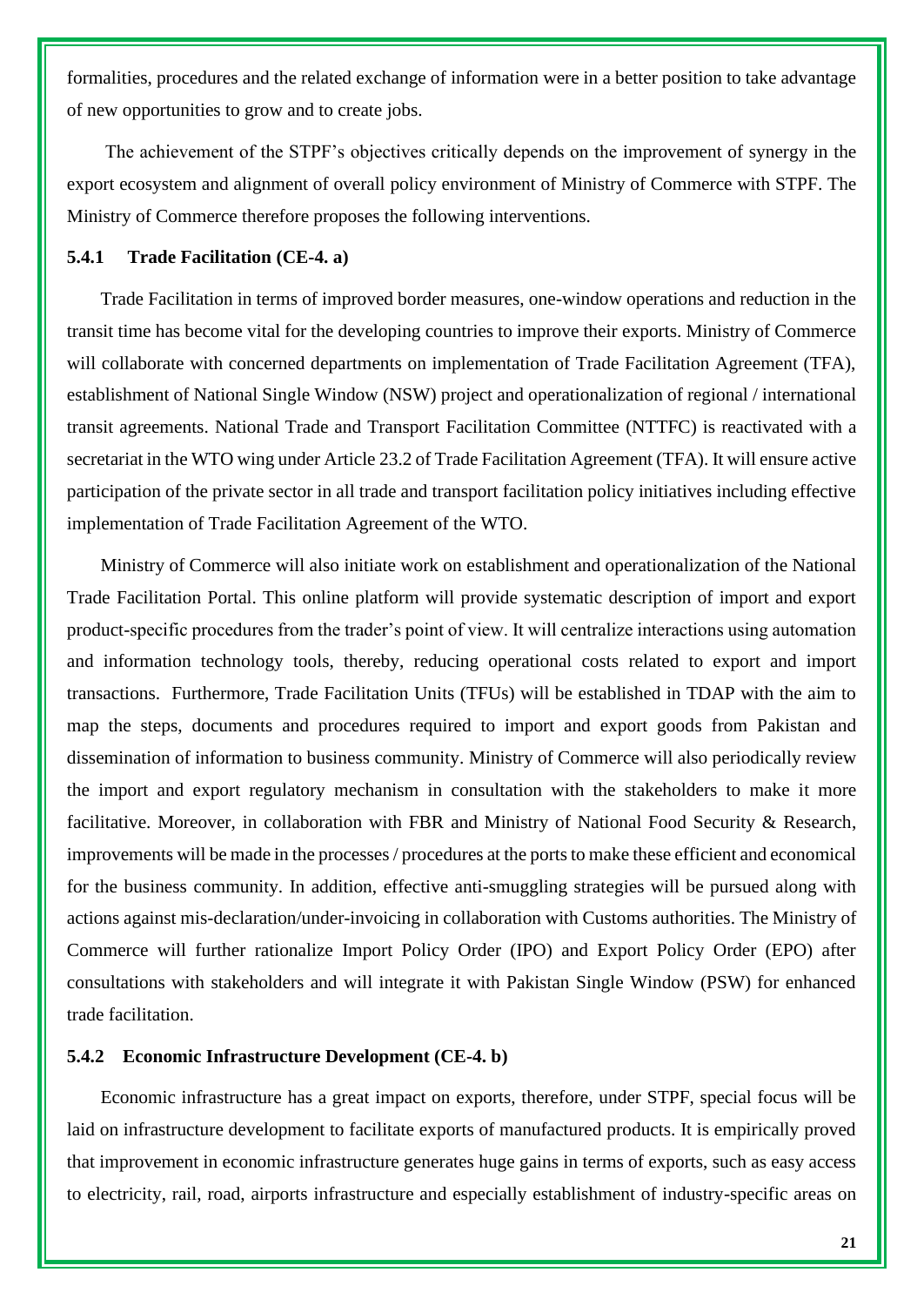formalities, procedures and the related exchange of information were in a better position to take advantage of new opportunities to grow and to create jobs.

The achievement of the STPF's objectives critically depends on the improvement of synergy in the export ecosystem and alignment of overall policy environment of Ministry of Commerce with STPF. The Ministry of Commerce therefore proposes the following interventions.

### 5.4.1 Trade Facilitation (CE-4. a)

Trade Facilitation in terms of improved border measures, one-window operations and reduction in the transit time has become vital for the developing countries to improve their exports. Ministry of Commerce will collaborate with concerned departments on implementation of Trade Facilitation Agreement (TFA), establishment of National Single Window (NSW) project and operationalization of regional / international transit agreements. National Trade and Transport Facilitation Committee (NTTFC) is reactivated with a secretariat in the WTO wing under Article 23.2 of Trade Facilitation Agreement (TFA). It will ensure active participation of the private sector in all trade and transport facilitation policy initiatives including effective implementation of Trade Facilitation Agreement of the WTO.

Ministry of Commerce will also initiate work on establishment and operationalization of the National Trade Facilitation Portal. This online platform will provide systematic description of import and export product-specific procedures from the trader's point of view. It will centralize interactions using automation and information technology tools, thereby, reducing operational costs related to export and import transactions. Furthermore, Trade Facilitation Units (TFUs) will be established in TDAP with the aim to map the steps, documents and procedures required to import and export goods from Pakistan and dissemination of information to business community. Ministry of Commerce will also periodically review the import and export regulatory mechanism in consultation with the stakeholders to make it more facilitative. Moreover, in collaboration with FBR and Ministry of National Food Security & Research, improvements will be made in the processes / procedures at the ports to make these efficient and economical for the business community. In addition, effective anti-smuggling strategies will be pursued along with actions against mis-declaration/under-invoicing in collaboration with Customs authorities. The Ministry of Commerce will further rationalize Import Policy Order (IPO) and Export Policy Order (EPO) after consultations with stakeholders and will integrate it with Pakistan Single Window (PSW) for enhanced trade facilitation.

### 5.4.2 Economic Infrastructure Development (CE-4. b)

Economic infrastructure has a great impact on exports, therefore, under STPF, special focus will be laid on infrastructure development to facilitate exports of manufactured products. It is empirically proved that improvement in economic infrastructure generates huge gains in terms of exports, such as easy access to electricity, rail, road, airports infrastructure and especially establishment of industry-specific areas on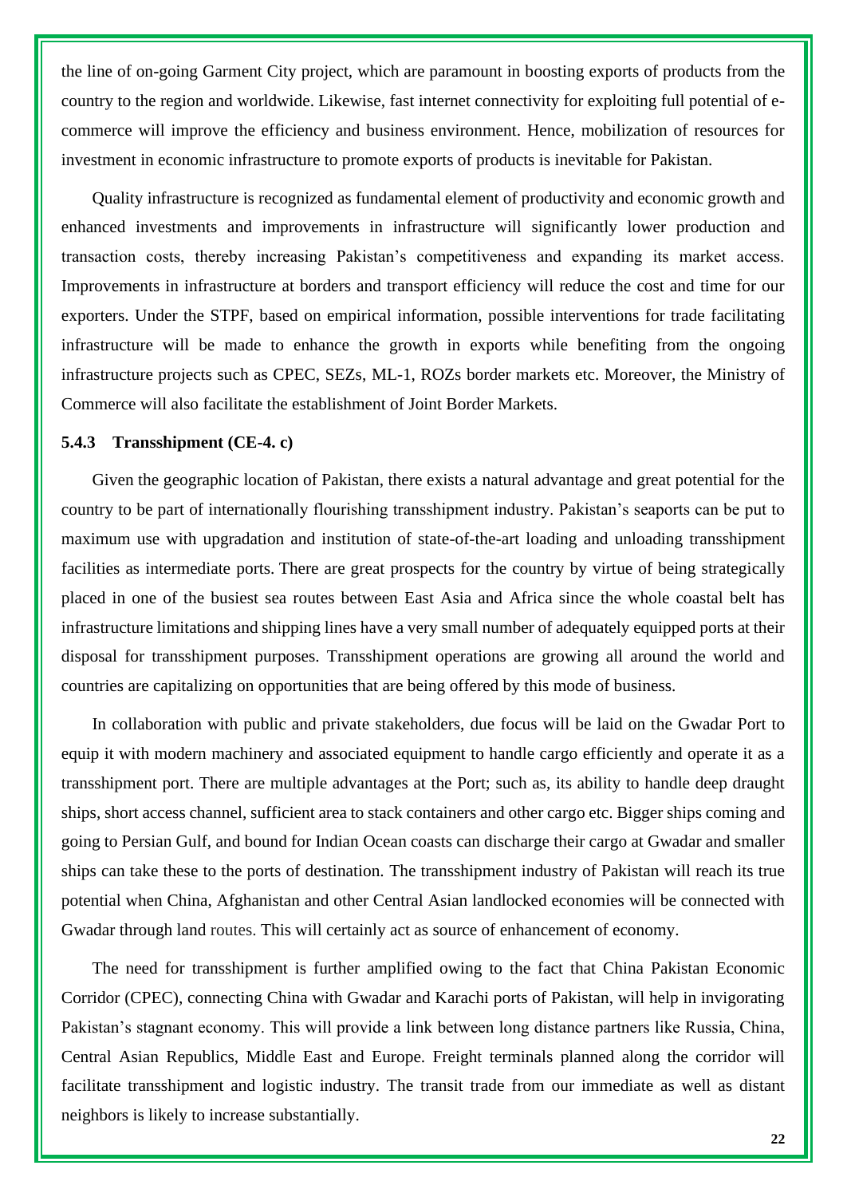the line of on-going Garment City project, which are paramount in boosting exports of products from the country to the region and worldwide. Likewise, fast internet connectivity for exploiting full potential of e-commerce will improve the efficiency and business environment. Hence, mobilization of resources for investment in economic infrastructure to promote exports of products is inevitable for Pakistan.

Quality infrastructure is recognized as fundamental element of productivity and economic growth and enhanced investments and improvements in infrastructure will significantly lower production and transaction costs, thereby increasing Pakistan's competitiveness and expanding its market access. Improvements in infrastructure at borders and transport efficiency will reduce the cost and time for our exporters. Under the STPF, based on empirical information, possible interventions for trade facilitating infrastructure will be made to enhance the growth in exports while benefiting from the ongoing infrastructure projects such as CPEC, SEZs, ML-1, ROZs border markets etc. Moreover, the Ministry of Commerce will also facilitate the establishment of Joint Border Markets.

#### 5.4.3 Transshipment (CE-4. c)

Given the geographic location of Pakistan, there exists a natural advantage and great potential for the country to be part of internationally flourishing transshipment industry. Pakistan's seaports can be put to maximum use with upgradation and institution of state-of-the-art loading and unloading transshipment facilities as intermediate ports. There are great prospects for the country by virtue of being strategically placed in one of the busiest sea routes between East Asia and Africa since the whole coastal belt has infrastructure limitations and shipping lines have a very small number of adequately equipped ports at their disposal for transshipment purposes. Transshipment operations are growing all around the world and countries are capitalizing on opportunities that are being offered by this mode of business.

In collaboration with public and private stakeholders, due focus will be laid on the Gwadar Port to equip it with modern machinery and associated equipment to handle cargo efficiently and operate it as a transshipment port. There are multiple advantages at the Port; such as, its ability to handle deep draught ships, short access channel, sufficient area to stack containers and other cargo etc. Bigger ships coming and going to Persian Gulf, and bound for Indian Ocean coasts can discharge their cargo at Gwadar and smaller ships can take these to the ports of destination. The transshipment industry of Pakistan will reach its true potential when China, Afghanistan and other Central Asian landlocked economies will be connected with Gwadar through land routes. This will certainly act as source of enhancement of economy.

The need for transshipment is further amplified owing to the fact that China Pakistan Economic Corridor (CPEC), connecting China with Gwadar and Karachi ports of Pakistan, will help in invigorating Pakistan's stagnant economy. This will provide a link between long distance partners like Russia, China, Central Asian Republics, Middle East and Europe. Freight terminals planned along the corridor will facilitate transshipment and logistic industry. The transit trade from our immediate as well as distant neighbors is likely to increase substantially.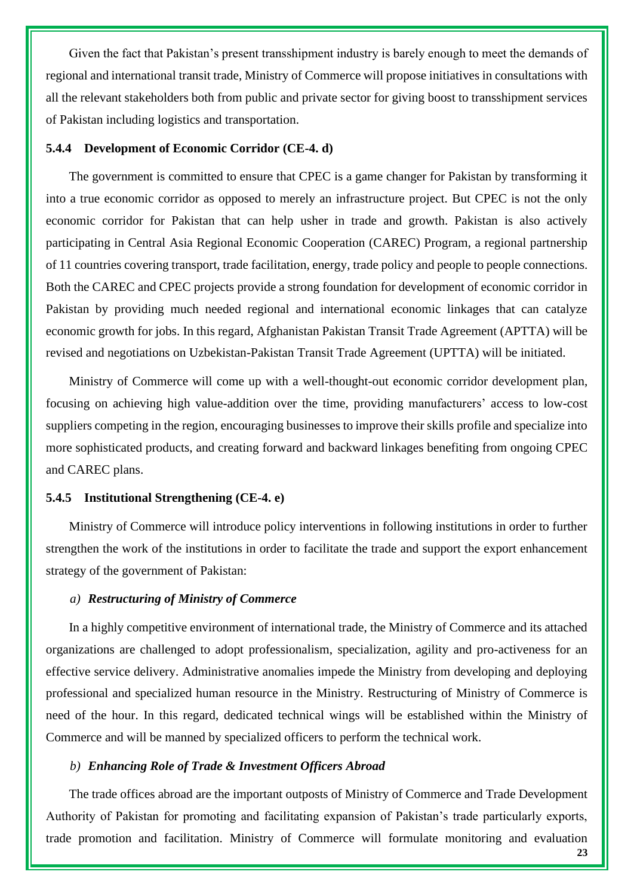Given the fact that Pakistan's present transshipment industry is barely enough to meet the demands of regional and international transit trade, Ministry of Commerce will propose initiatives in consultations with all the relevant stakeholders both from public and private sector for giving boost to transshipment services of Pakistan including logistics and transportation.

#### 5.4.4 Development of Economic Corridor (CE-4. d)

The government is committed to ensure that CPEC is a game changer for Pakistan by transforming it into a true economic corridor as opposed to merely an infrastructure project. But CPEC is not the only economic corridor for Pakistan that can help usher in trade and growth. Pakistan is also actively participating in Central Asia Regional Economic Cooperation (CAREC) Program, a regional partnership of 11 countries covering transport, trade facilitation, energy, trade policy and people to people connections. Both the CAREC and CPEC projects provide a strong foundation for development of economic corridor in Pakistan by providing much needed regional and international economic linkages that can catalyze economic growth for jobs. In this regard, Afghanistan Pakistan Transit Trade Agreement (APTTA) will be revised and negotiations on Uzbekistan-Pakistan Transit Trade Agreement (UPTTA) will be initiated.

Ministry of Commerce will come up with a well-thought-out economic corridor development plan, focusing on achieving high value-addition over the time, providing manufacturers' access to low-cost suppliers competing in the region, encouraging businesses to improve their skills profile and specialize into more sophisticated products, and creating forward and backward linkages benefiting from ongoing CPEC and CAREC plans.

#### 5.4.5 Institutional Strengthening (CE-4. e)

Ministry of Commerce will introduce policy interventions in following institutions in order to further strengthen the work of the institutions in order to facilitate the trade and support the export enhancement strategy of the government of Pakistan:

*a) **Restructuring of Ministry of Commerce***

In a highly competitive environment of international trade, the Ministry of Commerce and its attached organizations are challenged to adopt professionalism, specialization, agility and pro-activeness for an effective service delivery. Administrative anomalies impede the Ministry from developing and deploying professional and specialized human resource in the Ministry. Restructuring of Ministry of Commerce is need of the hour. In this regard, dedicated technical wings will be established within the Ministry of Commerce and will be manned by specialized officers to perform the technical work.

*b) **Enhancing Role of Trade & Investment Officers Abroad***

The trade offices abroad are the important outposts of Ministry of Commerce and Trade Development Authority of Pakistan for promoting and facilitating expansion of Pakistan's trade particularly exports, trade promotion and facilitation. Ministry of Commerce will formulate monitoring and evaluation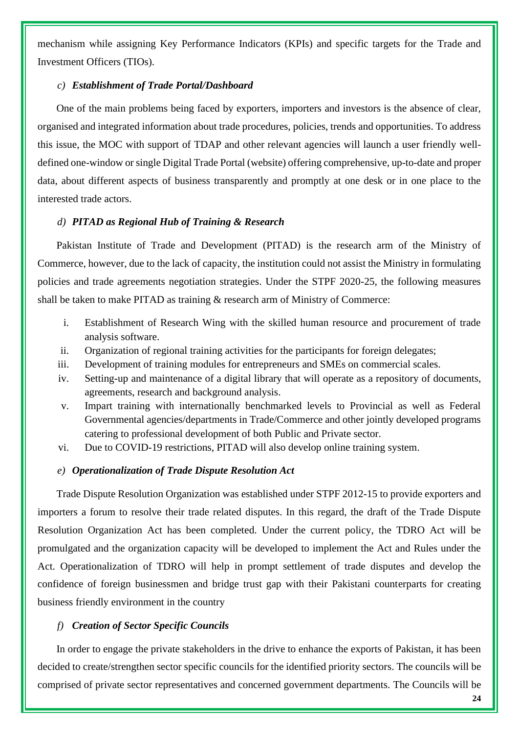mechanism while assigning Key Performance Indicators (KPIs) and specific targets for the Trade and Investment Officers (TIOs).

*c) **Establishment of Trade Portal/Dashboard***

One of the main problems being faced by exporters, importers and investors is the absence of clear, organised and integrated information about trade procedures, policies, trends and opportunities. To address this issue, the MOC with support of TDAP and other relevant agencies will launch a user friendly well-defined one-window or single Digital Trade Portal (website) offering comprehensive, up-to-date and proper data, about different aspects of business transparently and promptly at one desk or in one place to the interested trade actors.

*d) **PITAD as Regional Hub of Training & Research***

Pakistan Institute of Trade and Development (PITAD) is the research arm of the Ministry of Commerce, however, due to the lack of capacity, the institution could not assist the Ministry in formulating policies and trade agreements negotiation strategies. Under the STPF 2020-25, the following measures shall be taken to make PITAD as training & research arm of Ministry of Commerce:

i. Establishment of Research Wing with the skilled human resource and procurement of trade analysis software.
ii. Organization of regional training activities for the participants for foreign delegates;
iii. Development of training modules for entrepreneurs and SMEs on commercial scales.
iv. Setting-up and maintenance of a digital library that will operate as a repository of documents, agreements, research and background analysis.
v. Impart training with internationally benchmarked levels to Provincial as well as Federal Governmental agencies/departments in Trade/Commerce and other jointly developed programs catering to professional development of both Public and Private sector.
vi. Due to COVID-19 restrictions, PITAD will also develop online training system.

*e) **Operationalization of Trade Dispute Resolution Act***

Trade Dispute Resolution Organization was established under STPF 2012-15 to provide exporters and importers a forum to resolve their trade related disputes. In this regard, the draft of the Trade Dispute Resolution Organization Act has been completed. Under the current policy, the TDRO Act will be promulgated and the organization capacity will be developed to implement the Act and Rules under the Act. Operationalization of TDRO will help in prompt settlement of trade disputes and develop the confidence of foreign businessmen and bridge trust gap with their Pakistani counterparts for creating business friendly environment in the country

*f) **Creation of Sector Specific Councils***

In order to engage the private stakeholders in the drive to enhance the exports of Pakistan, it has been decided to create/strengthen sector specific councils for the identified priority sectors. The councils will be comprised of private sector representatives and concerned government departments. The Councils will be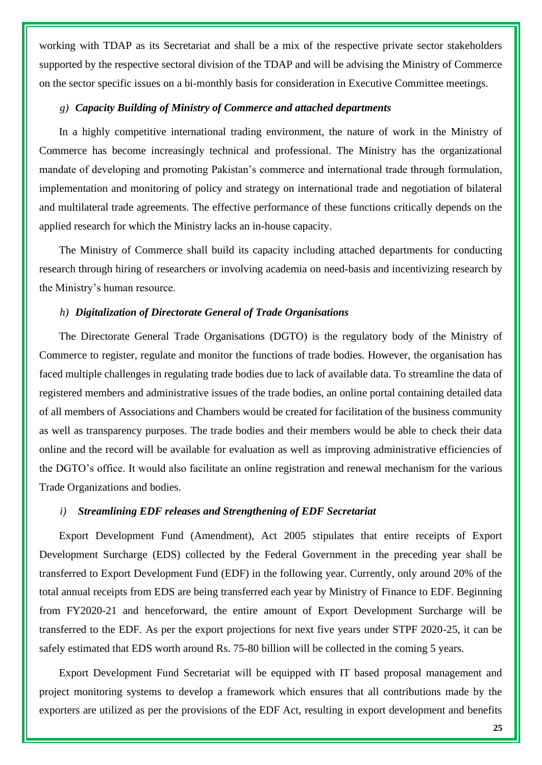working with TDAP as its Secretariat and shall be a mix of the respective private sector stakeholders supported by the respective sectoral division of the TDAP and will be advising the Ministry of Commerce on the sector specific issues on a bi-monthly basis for consideration in Executive Committee meetings.

### *g) Capacity Building of Ministry of Commerce and attached departments*

In a highly competitive international trading environment, the nature of work in the Ministry of Commerce has become increasingly technical and professional. The Ministry has the organizational mandate of developing and promoting Pakistan's commerce and international trade through formulation, implementation and monitoring of policy and strategy on international trade and negotiation of bilateral and multilateral trade agreements. The effective performance of these functions critically depends on the applied research for which the Ministry lacks an in-house capacity.

The Ministry of Commerce shall build its capacity including attached departments for conducting research through hiring of researchers or involving academia on need-basis and incentivizing research by the Ministry's human resource.

### *h) Digitalization of Directorate General of Trade Organisations*

The Directorate General Trade Organisations (DGTO) is the regulatory body of the Ministry of Commerce to register, regulate and monitor the functions of trade bodies. However, the organisation has faced multiple challenges in regulating trade bodies due to lack of available data. To streamline the data of registered members and administrative issues of the trade bodies, an online portal containing detailed data of all members of Associations and Chambers would be created for facilitation of the business community as well as transparency purposes. The trade bodies and their members would be able to check their data online and the record will be available for evaluation as well as improving administrative efficiencies of the DGTO's office. It would also facilitate an online registration and renewal mechanism for the various Trade Organizations and bodies.

### *i) Streamlining EDF releases and Strengthening of EDF Secretariat*

Export Development Fund (Amendment), Act 2005 stipulates that entire receipts of Export Development Surcharge (EDS) collected by the Federal Government in the preceding year shall be transferred to Export Development Fund (EDF) in the following year. Currently, only around 20% of the total annual receipts from EDS are being transferred each year by Ministry of Finance to EDF. Beginning from FY2020-21 and henceforward, the entire amount of Export Development Surcharge will be transferred to the EDF. As per the export projections for next five years under STPF 2020-25, it can be safely estimated that EDS worth around Rs. 75-80 billion will be collected in the coming 5 years.

Export Development Fund Secretariat will be equipped with IT based proposal management and project monitoring systems to develop a framework which ensures that all contributions made by the exporters are utilized as per the provisions of the EDF Act, resulting in export development and benefits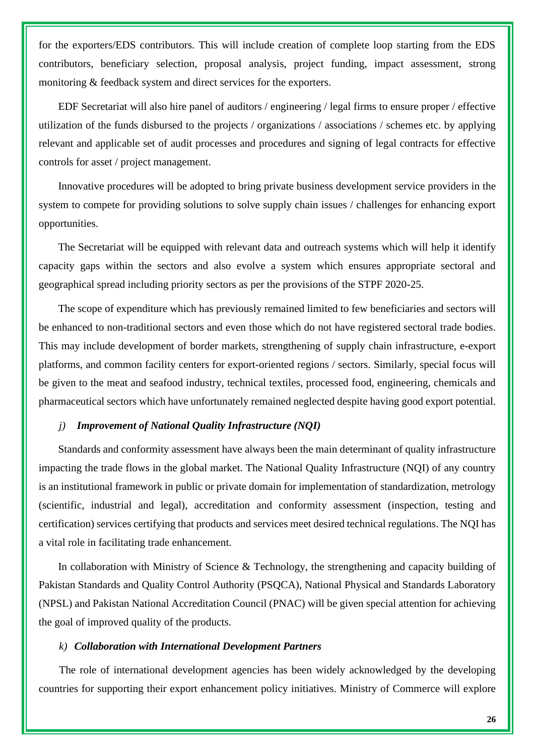for the exporters/EDS contributors. This will include creation of complete loop starting from the EDS contributors, beneficiary selection, proposal analysis, project funding, impact assessment, strong monitoring & feedback system and direct services for the exporters.

EDF Secretariat will also hire panel of auditors / engineering / legal firms to ensure proper / effective utilization of the funds disbursed to the projects / organizations / associations / schemes etc. by applying relevant and applicable set of audit processes and procedures and signing of legal contracts for effective controls for asset / project management.

Innovative procedures will be adopted to bring private business development service providers in the system to compete for providing solutions to solve supply chain issues / challenges for enhancing export opportunities.

The Secretariat will be equipped with relevant data and outreach systems which will help it identify capacity gaps within the sectors and also evolve a system which ensures appropriate sectoral and geographical spread including priority sectors as per the provisions of the STPF 2020-25.

The scope of expenditure which has previously remained limited to few beneficiaries and sectors will be enhanced to non-traditional sectors and even those which do not have registered sectoral trade bodies. This may include development of border markets, strengthening of supply chain infrastructure, e-export platforms, and common facility centers for export-oriented regions / sectors. Similarly, special focus will be given to the meat and seafood industry, technical textiles, processed food, engineering, chemicals and pharmaceutical sectors which have unfortunately remained neglected despite having good export potential.

*j) **Improvement of National Quality Infrastructure (NQI)***

Standards and conformity assessment have always been the main determinant of quality infrastructure impacting the trade flows in the global market. The National Quality Infrastructure (NQI) of any country is an institutional framework in public or private domain for implementation of standardization, metrology (scientific, industrial and legal), accreditation and conformity assessment (inspection, testing and certification) services certifying that products and services meet desired technical regulations. The NQI has a vital role in facilitating trade enhancement.

In collaboration with Ministry of Science & Technology, the strengthening and capacity building of Pakistan Standards and Quality Control Authority (PSQCA), National Physical and Standards Laboratory (NPSL) and Pakistan National Accreditation Council (PNAC) will be given special attention for achieving the goal of improved quality of the products.

*k) **Collaboration with International Development Partners***

The role of international development agencies has been widely acknowledged by the developing countries for supporting their export enhancement policy initiatives. Ministry of Commerce will explore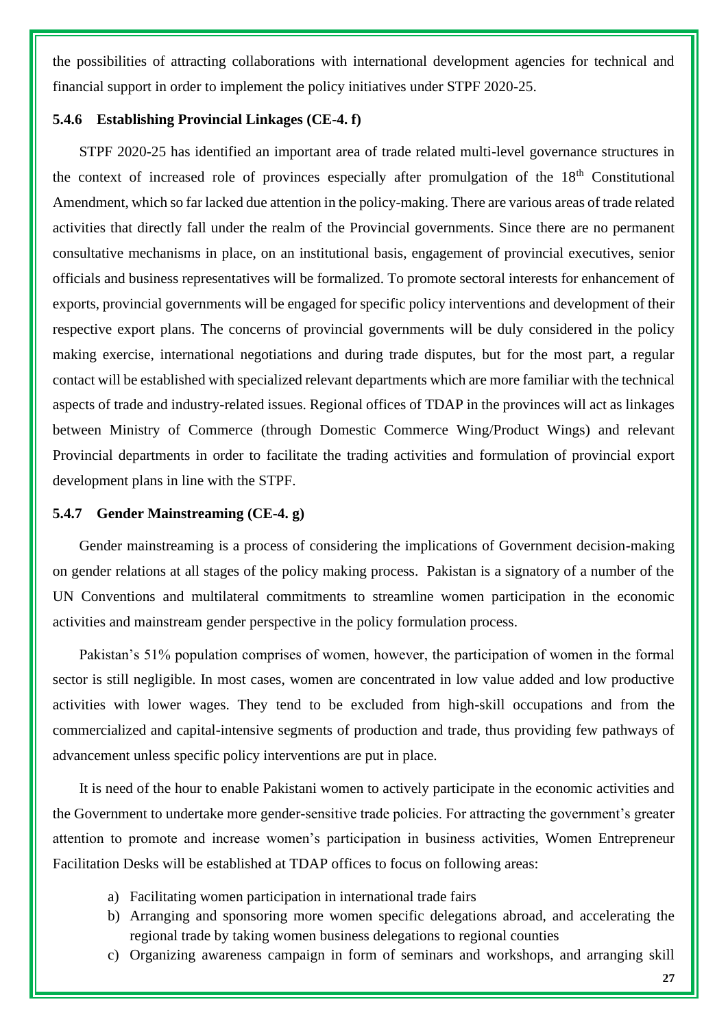the possibilities of attracting collaborations with international development agencies for technical and financial support in order to implement the policy initiatives under STPF 2020-25.

### 5.4.6 Establishing Provincial Linkages (CE-4. f)

STPF 2020-25 has identified an important area of trade related multi-level governance structures in the context of increased role of provinces especially after promulgation of the 18th Constitutional Amendment, which so far lacked due attention in the policy-making. There are various areas of trade related activities that directly fall under the realm of the Provincial governments. Since there are no permanent consultative mechanisms in place, on an institutional basis, engagement of provincial executives, senior officials and business representatives will be formalized. To promote sectoral interests for enhancement of exports, provincial governments will be engaged for specific policy interventions and development of their respective export plans. The concerns of provincial governments will be duly considered in the policy making exercise, international negotiations and during trade disputes, but for the most part, a regular contact will be established with specialized relevant departments which are more familiar with the technical aspects of trade and industry-related issues. Regional offices of TDAP in the provinces will act as linkages between Ministry of Commerce (through Domestic Commerce Wing/Product Wings) and relevant Provincial departments in order to facilitate the trading activities and formulation of provincial export development plans in line with the STPF.

### 5.4.7 Gender Mainstreaming (CE-4. g)

Gender mainstreaming is a process of considering the implications of Government decision-making on gender relations at all stages of the policy making process. Pakistan is a signatory of a number of the UN Conventions and multilateral commitments to streamline women participation in the economic activities and mainstream gender perspective in the policy formulation process.

Pakistan's 51% population comprises of women, however, the participation of women in the formal sector is still negligible. In most cases, women are concentrated in low value added and low productive activities with lower wages. They tend to be excluded from high-skill occupations and from the commercialized and capital-intensive segments of production and trade, thus providing few pathways of advancement unless specific policy interventions are put in place.

It is need of the hour to enable Pakistani women to actively participate in the economic activities and the Government to undertake more gender-sensitive trade policies. For attracting the government's greater attention to promote and increase women's participation in business activities, Women Entrepreneur Facilitation Desks will be established at TDAP offices to focus on following areas:

a) Facilitating women participation in international trade fairs
b) Arranging and sponsoring more women specific delegations abroad, and accelerating the regional trade by taking women business delegations to regional counties
c) Organizing awareness campaign in form of seminars and workshops, and arranging skill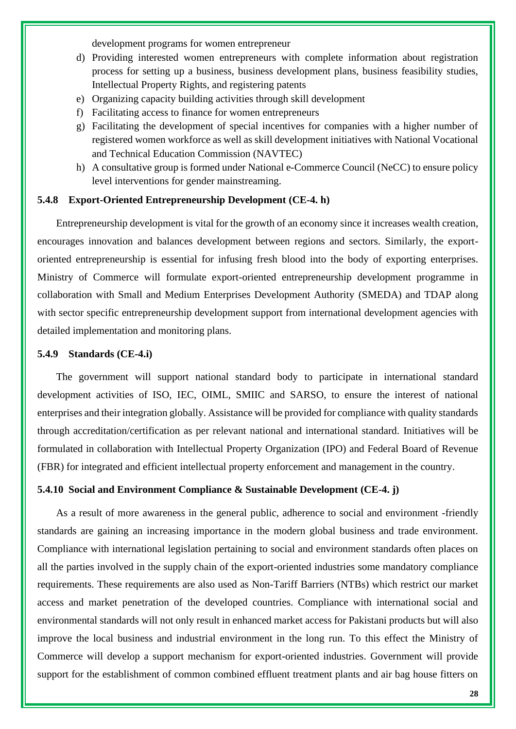development programs for women entrepreneur

d) Providing interested women entrepreneurs with complete information about registration process for setting up a business, business development plans, business feasibility studies, Intellectual Property Rights, and registering patents
e) Organizing capacity building activities through skill development
f) Facilitating access to finance for women entrepreneurs
g) Facilitating the development of special incentives for companies with a higher number of registered women workforce as well as skill development initiatives with National Vocational and Technical Education Commission (NAVTEC)
h) A consultative group is formed under National e-Commerce Council (NeCC) to ensure policy level interventions for gender mainstreaming.

### 5.4.8 Export-Oriented Entrepreneurship Development (CE-4. h)

Entrepreneurship development is vital for the growth of an economy since it increases wealth creation, encourages innovation and balances development between regions and sectors. Similarly, the export-oriented entrepreneurship is essential for infusing fresh blood into the body of exporting enterprises. Ministry of Commerce will formulate export-oriented entrepreneurship development programme in collaboration with Small and Medium Enterprises Development Authority (SMEDA) and TDAP along with sector specific entrepreneurship development support from international development agencies with detailed implementation and monitoring plans.

### 5.4.9 Standards (CE-4.i)

The government will support national standard body to participate in international standard development activities of ISO, IEC, OIML, SMIIC and SARSO, to ensure the interest of national enterprises and their integration globally. Assistance will be provided for compliance with quality standards through accreditation/certification as per relevant national and international standard. Initiatives will be formulated in collaboration with Intellectual Property Organization (IPO) and Federal Board of Revenue (FBR) for integrated and efficient intellectual property enforcement and management in the country.

### 5.4.10 Social and Environment Compliance & Sustainable Development (CE-4. j)

As a result of more awareness in the general public, adherence to social and environment -friendly standards are gaining an increasing importance in the modern global business and trade environment. Compliance with international legislation pertaining to social and environment standards often places on all the parties involved in the supply chain of the export-oriented industries some mandatory compliance requirements. These requirements are also used as Non-Tariff Barriers (NTBs) which restrict our market access and market penetration of the developed countries. Compliance with international social and environmental standards will not only result in enhanced market access for Pakistani products but will also improve the local business and industrial environment in the long run. To this effect the Ministry of Commerce will develop a support mechanism for export-oriented industries. Government will provide support for the establishment of common combined effluent treatment plants and air bag house fitters on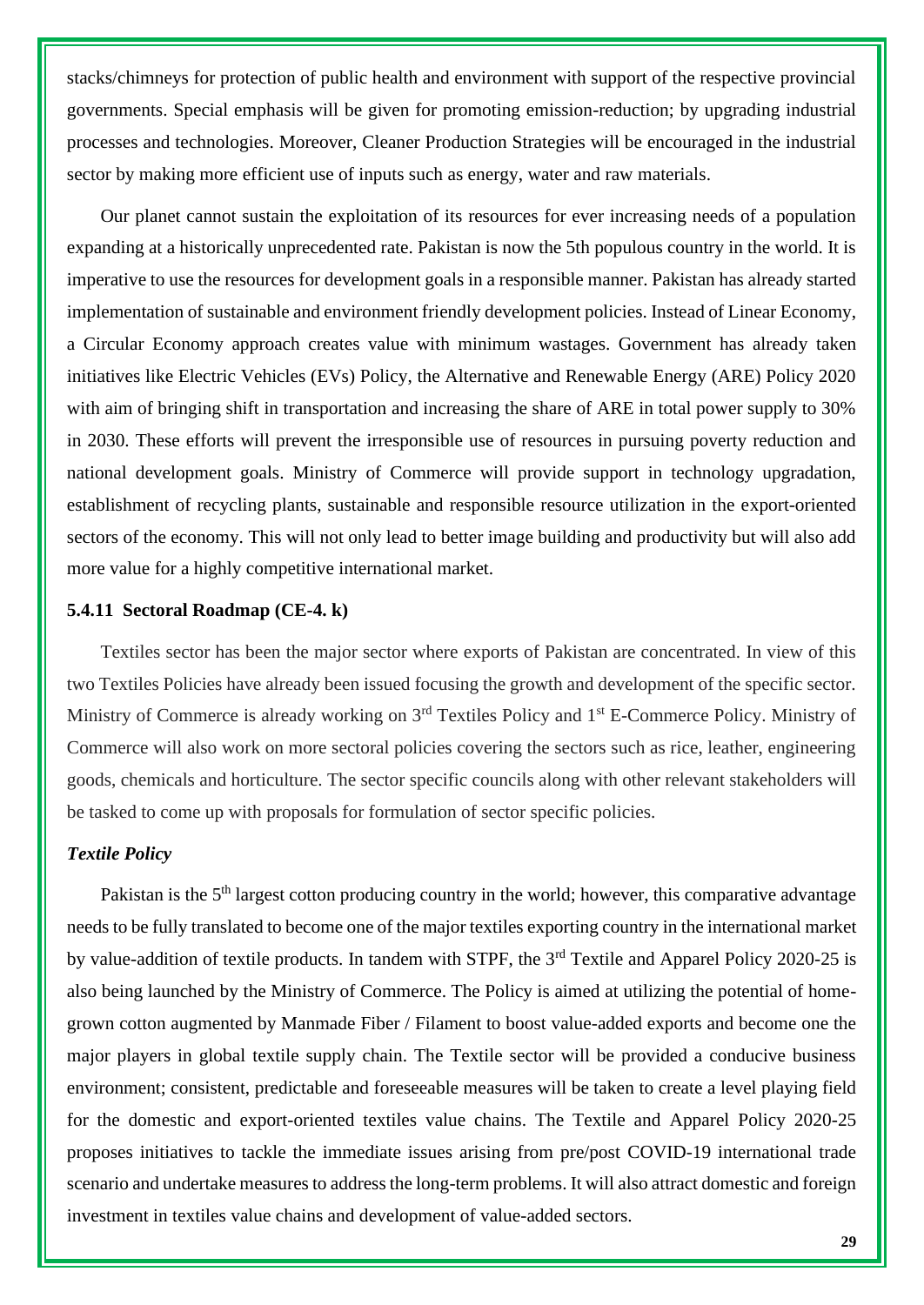stacks/chimneys for protection of public health and environment with support of the respective provincial governments. Special emphasis will be given for promoting emission-reduction; by upgrading industrial processes and technologies. Moreover, Cleaner Production Strategies will be encouraged in the industrial sector by making more efficient use of inputs such as energy, water and raw materials.

Our planet cannot sustain the exploitation of its resources for ever increasing needs of a population expanding at a historically unprecedented rate. Pakistan is now the 5th populous country in the world. It is imperative to use the resources for development goals in a responsible manner. Pakistan has already started implementation of sustainable and environment friendly development policies. Instead of Linear Economy, a Circular Economy approach creates value with minimum wastages. Government has already taken initiatives like Electric Vehicles (EVs) Policy, the Alternative and Renewable Energy (ARE) Policy 2020 with aim of bringing shift in transportation and increasing the share of ARE in total power supply to 30% in 2030. These efforts will prevent the irresponsible use of resources in pursuing poverty reduction and national development goals. Ministry of Commerce will provide support in technology upgradation, establishment of recycling plants, sustainable and responsible resource utilization in the export-oriented sectors of the economy. This will not only lead to better image building and productivity but will also add more value for a highly competitive international market.

#### 5.4.11 Sectoral Roadmap (CE-4. k)

Textiles sector has been the major sector where exports of Pakistan are concentrated. In view of this two Textiles Policies have already been issued focusing the growth and development of the specific sector. Ministry of Commerce is already working on 3rd Textiles Policy and 1st E-Commerce Policy. Ministry of Commerce will also work on more sectoral policies covering the sectors such as rice, leather, engineering goods, chemicals and horticulture. The sector specific councils along with other relevant stakeholders will be tasked to come up with proposals for formulation of sector specific policies.

***Textile Policy***

Pakistan is the 5th largest cotton producing country in the world; however, this comparative advantage needs to be fully translated to become one of the major textiles exporting country in the international market by value-addition of textile products. In tandem with STPF, the 3rd Textile and Apparel Policy 2020-25 is also being launched by the Ministry of Commerce. The Policy is aimed at utilizing the potential of home-grown cotton augmented by Manmade Fiber / Filament to boost value-added exports and become one the major players in global textile supply chain. The Textile sector will be provided a conducive business environment; consistent, predictable and foreseeable measures will be taken to create a level playing field for the domestic and export-oriented textiles value chains. The Textile and Apparel Policy 2020-25 proposes initiatives to tackle the immediate issues arising from pre/post COVID-19 international trade scenario and undertake measures to address the long-term problems. It will also attract domestic and foreign investment in textiles value chains and development of value-added sectors.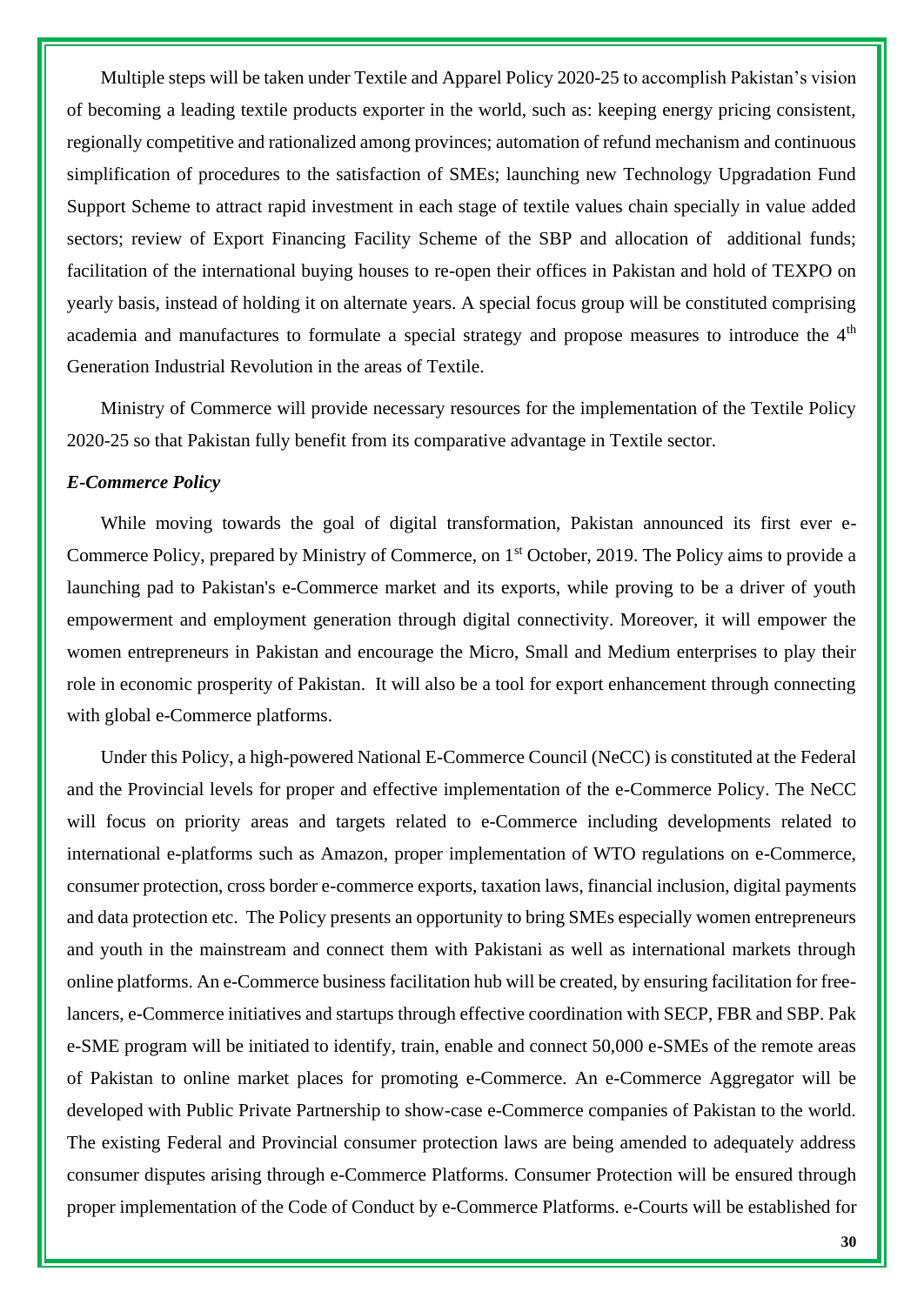Multiple steps will be taken under Textile and Apparel Policy 2020-25 to accomplish Pakistan's vision of becoming a leading textile products exporter in the world, such as: keeping energy pricing consistent, regionally competitive and rationalized among provinces; automation of refund mechanism and continuous simplification of procedures to the satisfaction of SMEs; launching new Technology Upgradation Fund Support Scheme to attract rapid investment in each stage of textile values chain specially in value added sectors; review of Export Financing Facility Scheme of the SBP and allocation of additional funds; facilitation of the international buying houses to re-open their offices in Pakistan and hold of TEXPO on yearly basis, instead of holding it on alternate years. A special focus group will be constituted comprising academia and manufactures to formulate a special strategy and propose measures to introduce the 4th Generation Industrial Revolution in the areas of Textile.

Ministry of Commerce will provide necessary resources for the implementation of the Textile Policy 2020-25 so that Pakistan fully benefit from its comparative advantage in Textile sector.

***E-Commerce Policy***

While moving towards the goal of digital transformation, Pakistan announced its first ever e-Commerce Policy, prepared by Ministry of Commerce, on 1st October, 2019. The Policy aims to provide a launching pad to Pakistan's e-Commerce market and its exports, while proving to be a driver of youth empowerment and employment generation through digital connectivity. Moreover, it will empower the women entrepreneurs in Pakistan and encourage the Micro, Small and Medium enterprises to play their role in economic prosperity of Pakistan. It will also be a tool for export enhancement through connecting with global e-Commerce platforms.

Under this Policy, a high-powered National E-Commerce Council (NeCC) is constituted at the Federal and the Provincial levels for proper and effective implementation of the e-Commerce Policy. The NeCC will focus on priority areas and targets related to e-Commerce including developments related to international e-platforms such as Amazon, proper implementation of WTO regulations on e-Commerce, consumer protection, cross border e-commerce exports, taxation laws, financial inclusion, digital payments and data protection etc. The Policy presents an opportunity to bring SMEs especially women entrepreneurs and youth in the mainstream and connect them with Pakistani as well as international markets through online platforms. An e-Commerce business facilitation hub will be created, by ensuring facilitation for free-lancers, e-Commerce initiatives and startups through effective coordination with SECP, FBR and SBP. Pak e-SME program will be initiated to identify, train, enable and connect 50,000 e-SMEs of the remote areas of Pakistan to online market places for promoting e-Commerce. An e-Commerce Aggregator will be developed with Public Private Partnership to show-case e-Commerce companies of Pakistan to the world. The existing Federal and Provincial consumer protection laws are being amended to adequately address consumer disputes arising through e-Commerce Platforms. Consumer Protection will be ensured through proper implementation of the Code of Conduct by e-Commerce Platforms. e-Courts will be established for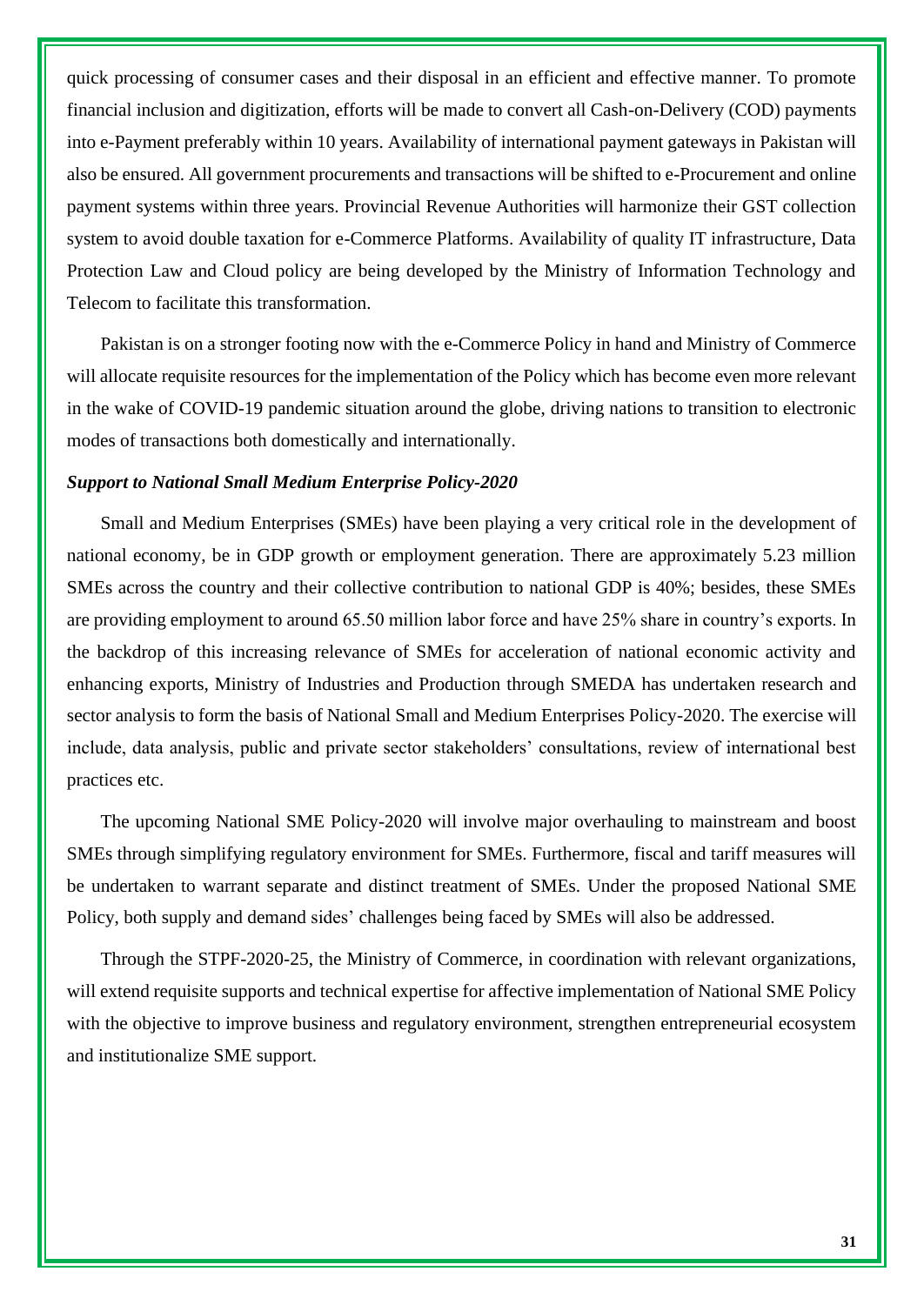quick processing of consumer cases and their disposal in an efficient and effective manner. To promote financial inclusion and digitization, efforts will be made to convert all Cash-on-Delivery (COD) payments into e-Payment preferably within 10 years. Availability of international payment gateways in Pakistan will also be ensured. All government procurements and transactions will be shifted to e-Procurement and online payment systems within three years. Provincial Revenue Authorities will harmonize their GST collection system to avoid double taxation for e-Commerce Platforms. Availability of quality IT infrastructure, Data Protection Law and Cloud policy are being developed by the Ministry of Information Technology and Telecom to facilitate this transformation.

Pakistan is on a stronger footing now with the e-Commerce Policy in hand and Ministry of Commerce will allocate requisite resources for the implementation of the Policy which has become even more relevant in the wake of COVID-19 pandemic situation around the globe, driving nations to transition to electronic modes of transactions both domestically and internationally.

***Support to National Small Medium Enterprise Policy-2020***

Small and Medium Enterprises (SMEs) have been playing a very critical role in the development of national economy, be in GDP growth or employment generation. There are approximately 5.23 million SMEs across the country and their collective contribution to national GDP is 40%; besides, these SMEs are providing employment to around 65.50 million labor force and have 25% share in country's exports. In the backdrop of this increasing relevance of SMEs for acceleration of national economic activity and enhancing exports, Ministry of Industries and Production through SMEDA has undertaken research and sector analysis to form the basis of National Small and Medium Enterprises Policy-2020. The exercise will include, data analysis, public and private sector stakeholders' consultations, review of international best practices etc.

The upcoming National SME Policy-2020 will involve major overhauling to mainstream and boost SMEs through simplifying regulatory environment for SMEs. Furthermore, fiscal and tariff measures will be undertaken to warrant separate and distinct treatment of SMEs. Under the proposed National SME Policy, both supply and demand sides' challenges being faced by SMEs will also be addressed.

Through the STPF-2020-25, the Ministry of Commerce, in coordination with relevant organizations, will extend requisite supports and technical expertise for affective implementation of National SME Policy with the objective to improve business and regulatory environment, strengthen entrepreneurial ecosystem and institutionalize SME support.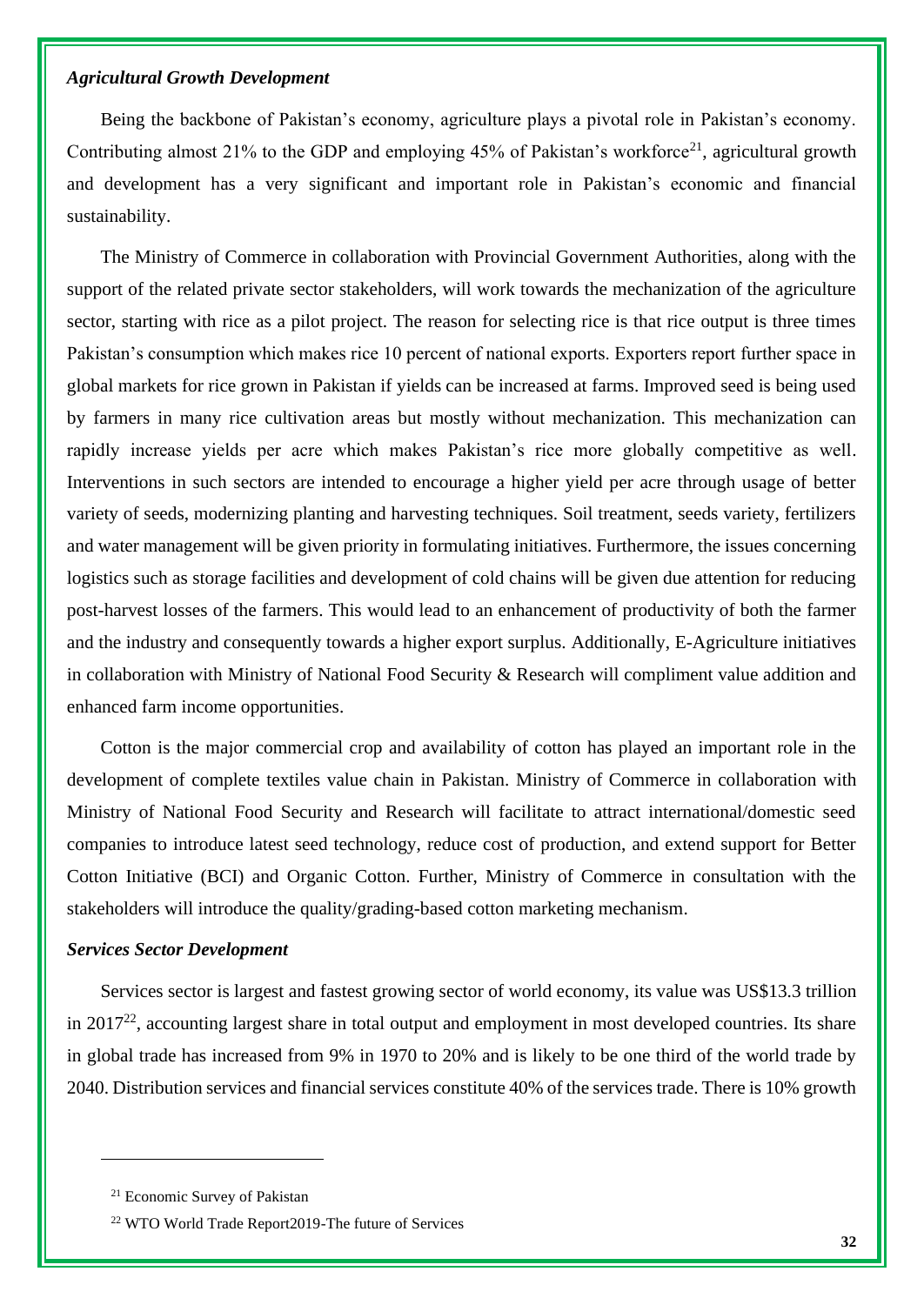### *Agricultural Growth Development*

Being the backbone of Pakistan's economy, agriculture plays a pivotal role in Pakistan's economy. Contributing almost 21% to the GDP and employing 45% of Pakistan's workforce[21], agricultural growth and development has a very significant and important role in Pakistan's economic and financial sustainability.

The Ministry of Commerce in collaboration with Provincial Government Authorities, along with the support of the related private sector stakeholders, will work towards the mechanization of the agriculture sector, starting with rice as a pilot project. The reason for selecting rice is that rice output is three times Pakistan's consumption which makes rice 10 percent of national exports. Exporters report further space in global markets for rice grown in Pakistan if yields can be increased at farms. Improved seed is being used by farmers in many rice cultivation areas but mostly without mechanization. This mechanization can rapidly increase yields per acre which makes Pakistan's rice more globally competitive as well. Interventions in such sectors are intended to encourage a higher yield per acre through usage of better variety of seeds, modernizing planting and harvesting techniques. Soil treatment, seeds variety, fertilizers and water management will be given priority in formulating initiatives. Furthermore, the issues concerning logistics such as storage facilities and development of cold chains will be given due attention for reducing post-harvest losses of the farmers. This would lead to an enhancement of productivity of both the farmer and the industry and consequently towards a higher export surplus. Additionally, E-Agriculture initiatives in collaboration with Ministry of National Food Security & Research will compliment value addition and enhanced farm income opportunities.

Cotton is the major commercial crop and availability of cotton has played an important role in the development of complete textiles value chain in Pakistan. Ministry of Commerce in collaboration with Ministry of National Food Security and Research will facilitate to attract international/domestic seed companies to introduce latest seed technology, reduce cost of production, and extend support for Better Cotton Initiative (BCI) and Organic Cotton. Further, Ministry of Commerce in consultation with the stakeholders will introduce the quality/grading-based cotton marketing mechanism.

### *Services Sector Development*

Services sector is largest and fastest growing sector of world economy, its value was US$13.3 trillion in 2017[22], accounting largest share in total output and employment in most developed countries. Its share in global trade has increased from 9% in 1970 to 20% and is likely to be one third of the world trade by 2040. Distribution services and financial services constitute 40% of the services trade. There is 10% growth

---

[21] Economic Survey of Pakistan

[22] WTO World Trade Report2019-The future of Services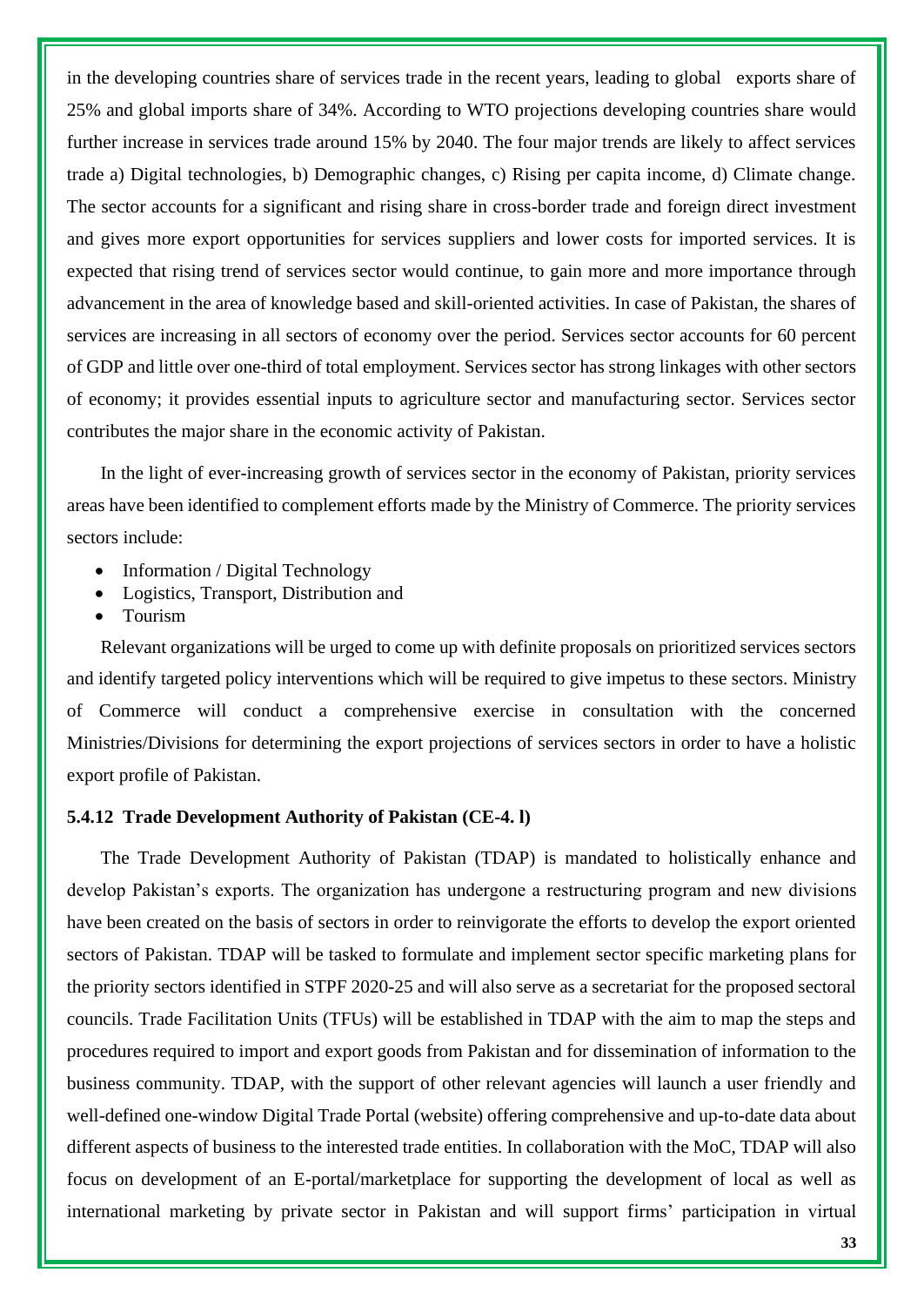in the developing countries share of services trade in the recent years, leading to global exports share of 25% and global imports share of 34%. According to WTO projections developing countries share would further increase in services trade around 15% by 2040. The four major trends are likely to affect services trade a) Digital technologies, b) Demographic changes, c) Rising per capita income, d) Climate change. The sector accounts for a significant and rising share in cross-border trade and foreign direct investment and gives more export opportunities for services suppliers and lower costs for imported services. It is expected that rising trend of services sector would continue, to gain more and more importance through advancement in the area of knowledge based and skill-oriented activities. In case of Pakistan, the shares of services are increasing in all sectors of economy over the period. Services sector accounts for 60 percent of GDP and little over one-third of total employment. Services sector has strong linkages with other sectors of economy; it provides essential inputs to agriculture sector and manufacturing sector. Services sector contributes the major share in the economic activity of Pakistan.

In the light of ever-increasing growth of services sector in the economy of Pakistan, priority services areas have been identified to complement efforts made by the Ministry of Commerce. The priority services sectors include:

- Information / Digital Technology
- Logistics, Transport, Distribution and
- Tourism

Relevant organizations will be urged to come up with definite proposals on prioritized services sectors and identify targeted policy interventions which will be required to give impetus to these sectors. Ministry of Commerce will conduct a comprehensive exercise in consultation with the concerned Ministries/Divisions for determining the export projections of services sectors in order to have a holistic export profile of Pakistan.

#### 5.4.12 Trade Development Authority of Pakistan (CE-4. l)

The Trade Development Authority of Pakistan (TDAP) is mandated to holistically enhance and develop Pakistan's exports. The organization has undergone a restructuring program and new divisions have been created on the basis of sectors in order to reinvigorate the efforts to develop the export oriented sectors of Pakistan. TDAP will be tasked to formulate and implement sector specific marketing plans for the priority sectors identified in STPF 2020-25 and will also serve as a secretariat for the proposed sectoral councils. Trade Facilitation Units (TFUs) will be established in TDAP with the aim to map the steps and procedures required to import and export goods from Pakistan and for dissemination of information to the business community. TDAP, with the support of other relevant agencies will launch a user friendly and well-defined one-window Digital Trade Portal (website) offering comprehensive and up-to-date data about different aspects of business to the interested trade entities. In collaboration with the MoC, TDAP will also focus on development of an E-portal/marketplace for supporting the development of local as well as international marketing by private sector in Pakistan and will support firms' participation in virtual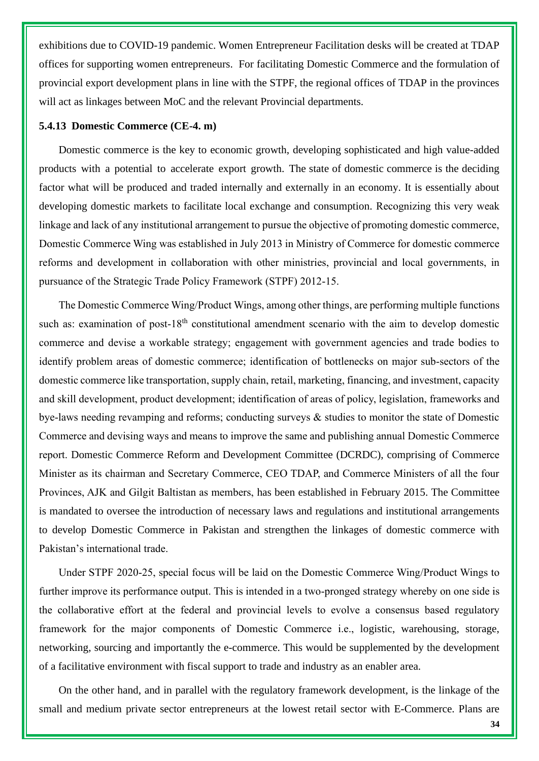exhibitions due to COVID-19 pandemic. Women Entrepreneur Facilitation desks will be created at TDAP offices for supporting women entrepreneurs. For facilitating Domestic Commerce and the formulation of provincial export development plans in line with the STPF, the regional offices of TDAP in the provinces will act as linkages between MoC and the relevant Provincial departments.

#### 5.4.13 Domestic Commerce (CE-4. m)

Domestic commerce is the key to economic growth, developing sophisticated and high value-added products with a potential to accelerate export growth. The state of domestic commerce is the deciding factor what will be produced and traded internally and externally in an economy. It is essentially about developing domestic markets to facilitate local exchange and consumption. Recognizing this very weak linkage and lack of any institutional arrangement to pursue the objective of promoting domestic commerce, Domestic Commerce Wing was established in July 2013 in Ministry of Commerce for domestic commerce reforms and development in collaboration with other ministries, provincial and local governments, in pursuance of the Strategic Trade Policy Framework (STPF) 2012-15.

The Domestic Commerce Wing/Product Wings, among other things, are performing multiple functions such as: examination of post-18th constitutional amendment scenario with the aim to develop domestic commerce and devise a workable strategy; engagement with government agencies and trade bodies to identify problem areas of domestic commerce; identification of bottlenecks on major sub-sectors of the domestic commerce like transportation, supply chain, retail, marketing, financing, and investment, capacity and skill development, product development; identification of areas of policy, legislation, frameworks and bye-laws needing revamping and reforms; conducting surveys & studies to monitor the state of Domestic Commerce and devising ways and means to improve the same and publishing annual Domestic Commerce report. Domestic Commerce Reform and Development Committee (DCRDC), comprising of Commerce Minister as its chairman and Secretary Commerce, CEO TDAP, and Commerce Ministers of all the four Provinces, AJK and Gilgit Baltistan as members, has been established in February 2015. The Committee is mandated to oversee the introduction of necessary laws and regulations and institutional arrangements to develop Domestic Commerce in Pakistan and strengthen the linkages of domestic commerce with Pakistan's international trade.

Under STPF 2020-25, special focus will be laid on the Domestic Commerce Wing/Product Wings to further improve its performance output. This is intended in a two-pronged strategy whereby on one side is the collaborative effort at the federal and provincial levels to evolve a consensus based regulatory framework for the major components of Domestic Commerce i.e., logistic, warehousing, storage, networking, sourcing and importantly the e-commerce. This would be supplemented by the development of a facilitative environment with fiscal support to trade and industry as an enabler area.

On the other hand, and in parallel with the regulatory framework development, is the linkage of the small and medium private sector entrepreneurs at the lowest retail sector with E-Commerce. Plans are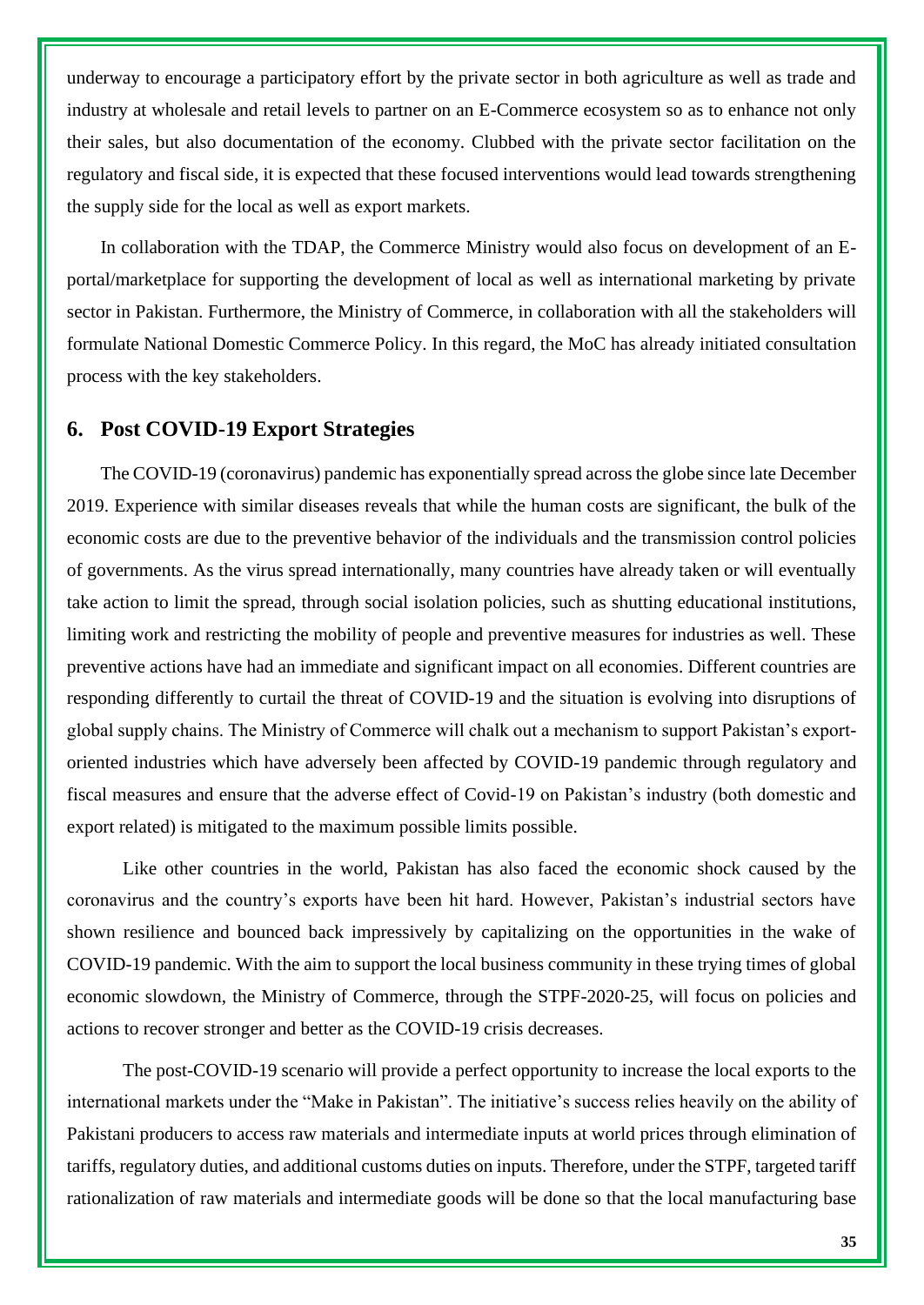underway to encourage a participatory effort by the private sector in both agriculture as well as trade and industry at wholesale and retail levels to partner on an E-Commerce ecosystem so as to enhance not only their sales, but also documentation of the economy. Clubbed with the private sector facilitation on the regulatory and fiscal side, it is expected that these focused interventions would lead towards strengthening the supply side for the local as well as export markets.

In collaboration with the TDAP, the Commerce Ministry would also focus on development of an E-portal/marketplace for supporting the development of local as well as international marketing by private sector in Pakistan. Furthermore, the Ministry of Commerce, in collaboration with all the stakeholders will formulate National Domestic Commerce Policy. In this regard, the MoC has already initiated consultation process with the key stakeholders.

## 6. Post COVID-19 Export Strategies

The COVID-19 (coronavirus) pandemic has exponentially spread across the globe since late December 2019. Experience with similar diseases reveals that while the human costs are significant, the bulk of the economic costs are due to the preventive behavior of the individuals and the transmission control policies of governments. As the virus spread internationally, many countries have already taken or will eventually take action to limit the spread, through social isolation policies, such as shutting educational institutions, limiting work and restricting the mobility of people and preventive measures for industries as well. These preventive actions have had an immediate and significant impact on all economies. Different countries are responding differently to curtail the threat of COVID-19 and the situation is evolving into disruptions of global supply chains. The Ministry of Commerce will chalk out a mechanism to support Pakistan's export-oriented industries which have adversely been affected by COVID-19 pandemic through regulatory and fiscal measures and ensure that the adverse effect of Covid-19 on Pakistan's industry (both domestic and export related) is mitigated to the maximum possible limits possible.

Like other countries in the world, Pakistan has also faced the economic shock caused by the coronavirus and the country's exports have been hit hard. However, Pakistan's industrial sectors have shown resilience and bounced back impressively by capitalizing on the opportunities in the wake of COVID-19 pandemic. With the aim to support the local business community in these trying times of global economic slowdown, the Ministry of Commerce, through the STPF-2020-25, will focus on policies and actions to recover stronger and better as the COVID-19 crisis decreases.

The post-COVID-19 scenario will provide a perfect opportunity to increase the local exports to the international markets under the "Make in Pakistan". The initiative's success relies heavily on the ability of Pakistani producers to access raw materials and intermediate inputs at world prices through elimination of tariffs, regulatory duties, and additional customs duties on inputs. Therefore, under the STPF, targeted tariff rationalization of raw materials and intermediate goods will be done so that the local manufacturing base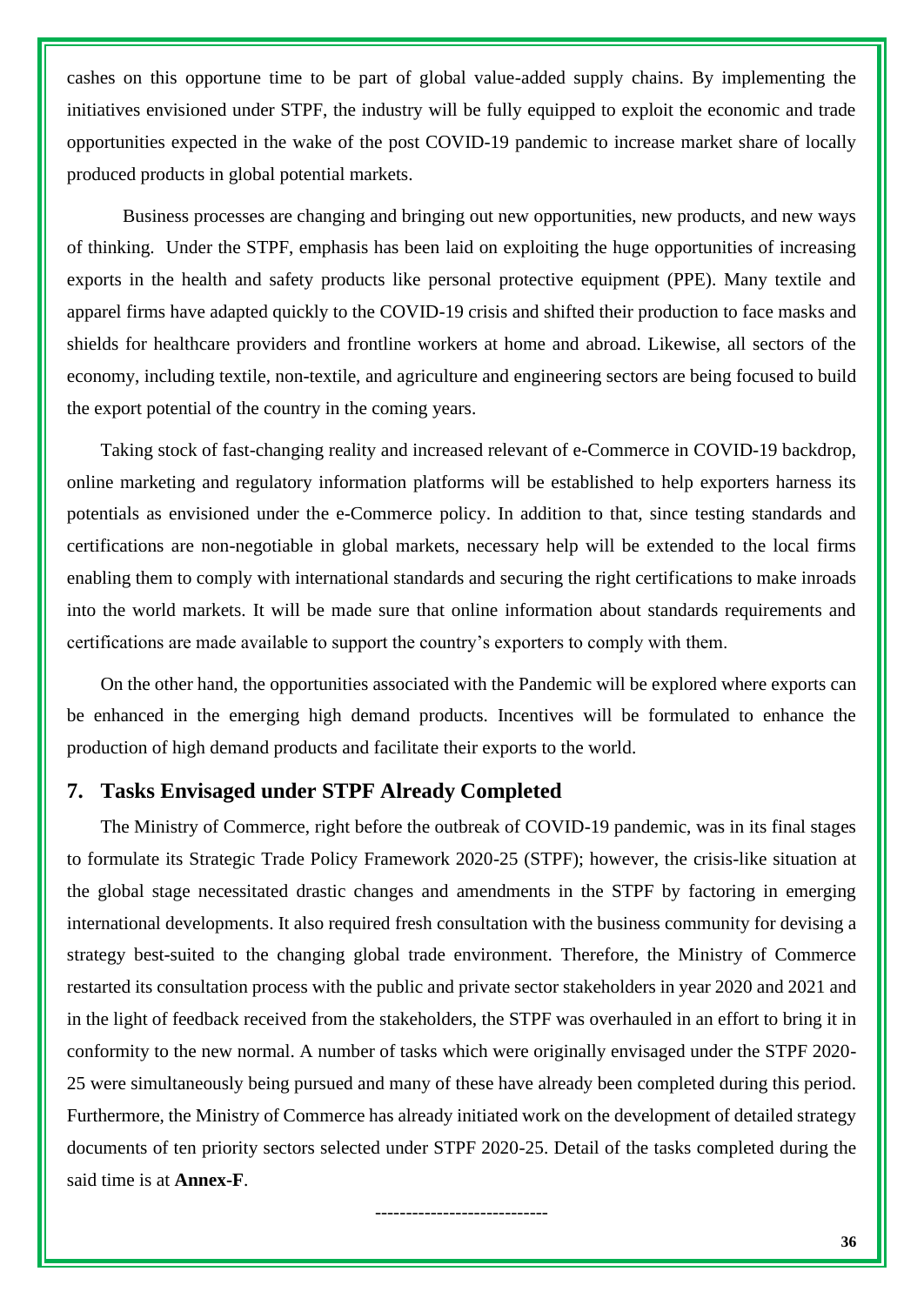cashes on this opportune time to be part of global value-added supply chains. By implementing the initiatives envisioned under STPF, the industry will be fully equipped to exploit the economic and trade opportunities expected in the wake of the post COVID-19 pandemic to increase market share of locally produced products in global potential markets.

Business processes are changing and bringing out new opportunities, new products, and new ways of thinking. Under the STPF, emphasis has been laid on exploiting the huge opportunities of increasing exports in the health and safety products like personal protective equipment (PPE). Many textile and apparel firms have adapted quickly to the COVID-19 crisis and shifted their production to face masks and shields for healthcare providers and frontline workers at home and abroad. Likewise, all sectors of the economy, including textile, non-textile, and agriculture and engineering sectors are being focused to build the export potential of the country in the coming years.

Taking stock of fast-changing reality and increased relevant of e-Commerce in COVID-19 backdrop, online marketing and regulatory information platforms will be established to help exporters harness its potentials as envisioned under the e-Commerce policy. In addition to that, since testing standards and certifications are non-negotiable in global markets, necessary help will be extended to the local firms enabling them to comply with international standards and securing the right certifications to make inroads into the world markets. It will be made sure that online information about standards requirements and certifications are made available to support the country's exporters to comply with them.

On the other hand, the opportunities associated with the Pandemic will be explored where exports can be enhanced in the emerging high demand products. Incentives will be formulated to enhance the production of high demand products and facilitate their exports to the world.

## 7. Tasks Envisaged under STPF Already Completed

The Ministry of Commerce, right before the outbreak of COVID-19 pandemic, was in its final stages to formulate its Strategic Trade Policy Framework 2020-25 (STPF); however, the crisis-like situation at the global stage necessitated drastic changes and amendments in the STPF by factoring in emerging international developments. It also required fresh consultation with the business community for devising a strategy best-suited to the changing global trade environment. Therefore, the Ministry of Commerce restarted its consultation process with the public and private sector stakeholders in year 2020 and 2021 and in the light of feedback received from the stakeholders, the STPF was overhauled in an effort to bring it in conformity to the new normal. A number of tasks which were originally envisaged under the STPF 2020-25 were simultaneously being pursued and many of these have already been completed during this period. Furthermore, the Ministry of Commerce has already initiated work on the development of detailed strategy documents of ten priority sectors selected under STPF 2020-25. Detail of the tasks completed during the said time is at **Annex-F**.

----------------------------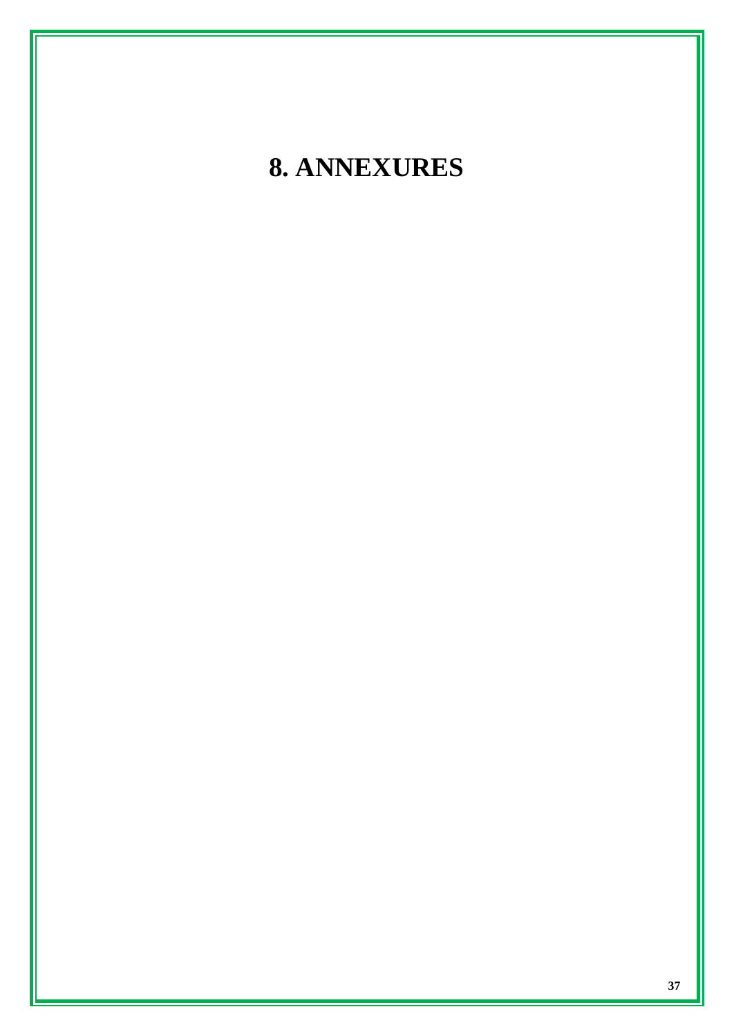# 8. ANNEXURES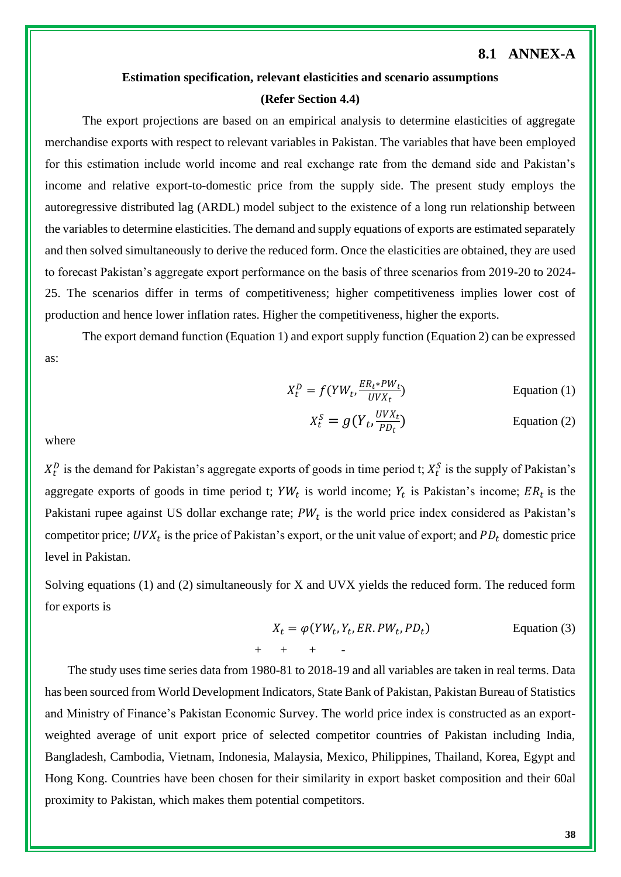## 8.1 ANNEX-A

**Estimation specification, relevant elasticities and scenario assumptions**

**(Refer Section 4.4)**

The export projections are based on an empirical analysis to determine elasticities of aggregate merchandise exports with respect to relevant variables in Pakistan. The variables that have been employed for this estimation include world income and real exchange rate from the demand side and Pakistan's income and relative export-to-domestic price from the supply side. The present study employs the autoregressive distributed lag (ARDL) model subject to the existence of a long run relationship between the variables to determine elasticities. The demand and supply equations of exports are estimated separately and then solved simultaneously to derive the reduced form. Once the elasticities are obtained, they are used to forecast Pakistan's aggregate export performance on the basis of three scenarios from 2019-20 to 2024-25. The scenarios differ in terms of competitiveness; higher competitiveness implies lower cost of production and hence lower inflation rates. Higher the competitiveness, higher the exports.

The export demand function (Equation 1) and export supply function (Equation 2) can be expressed as:

$$X_t^D = f(YW_t, \frac{ER_t * PW_t}{UVX_t}) \quad \text{Equation (1)}$$

$$X_t^S = g(Y_t, \frac{UVX_t}{PD_t}) \quad \text{Equation (2)}$$

where

$X_t^D$ is the demand for Pakistan's aggregate exports of goods in time period t; $X_t^S$ is the supply of Pakistan's aggregate exports of goods in time period t; $YW_t$ is world income; $Y_t$ is Pakistan's income; $ER_t$ is the Pakistani rupee against US dollar exchange rate; $PW_t$ is the world price index considered as Pakistan's competitor price; $UVX_t$ is the price of Pakistan's export, or the unit value of export; and $PD_t$ domestic price level in Pakistan.

Solving equations (1) and (2) simultaneously for X and UVX yields the reduced form. The reduced form for exports is

$$X_t = \varphi(\underset{+}{YW_t}, \underset{+}{Y_t}, \underset{+}{ER.PW_t}, \underset{-}{PD_t}) \quad \text{Equation (3)}$$

The study uses time series data from 1980-81 to 2018-19 and all variables are taken in real terms. Data has been sourced from World Development Indicators, State Bank of Pakistan, Pakistan Bureau of Statistics and Ministry of Finance's Pakistan Economic Survey. The world price index is constructed as an export-weighted average of unit export price of selected competitor countries of Pakistan including India, Bangladesh, Cambodia, Vietnam, Indonesia, Malaysia, Mexico, Philippines, Thailand, Korea, Egypt and Hong Kong. Countries have been chosen for their similarity in export basket composition and their 60al proximity to Pakistan, which makes them potential competitors.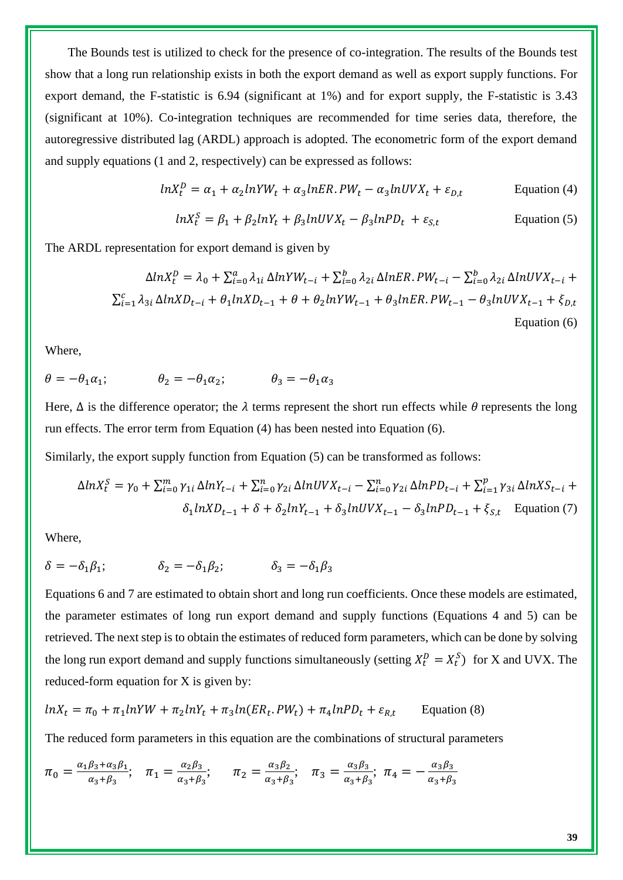The Bounds test is utilized to check for the presence of co-integration. The results of the Bounds test show that a long run relationship exists in both the export demand as well as export supply functions. For export demand, the F-statistic is 6.94 (significant at 1%) and for export supply, the F-statistic is 3.43 (significant at 10%). Co-integration techniques are recommended for time series data, therefore, the autoregressive distributed lag (ARDL) approach is adopted. The econometric form of the export demand and supply equations (1 and 2, respectively) can be expressed as follows:

$$lnX_t^D = \alpha_1 + \alpha_2 lnYW_t + \alpha_3 lnER.PW_t - \alpha_3 lnUVX_t + \varepsilon_{D,t} \qquad \text{Equation (4)}$$

$$lnX_t^S = \beta_1 + \beta_2 lnY_t + \beta_3 lnUVX_t - \beta_3 lnPD_t + \varepsilon_{S,t} \qquad \text{Equation (5)}$$

The ARDL representation for export demand is given by

$$\Delta lnX_t^D = \lambda_0 + \sum_{i=0}^{a} \lambda_{1i} \Delta lnYW_{t-i} + \sum_{i=0}^{b} \lambda_{2i} \Delta lnER.PW_{t-i} - \sum_{i=0}^{b} \lambda_{2i} \Delta lnUVX_{t-i} + \sum_{i=1}^{c} \lambda_{3i} \Delta lnXD_{t-i} + \theta_1 lnXD_{t-1} + \theta + \theta_2 lnYW_{t-1} + \theta_3 lnER.PW_{t-1} - \theta_3 lnUVX_{t-1} + \xi_{D,t} \qquad \text{Equation (6)}$$

Where,

$\theta = -\theta_1 \alpha_1$; $\qquad \theta_2 = -\theta_1 \alpha_2$; $\qquad \theta_3 = -\theta_1 \alpha_3$

Here, $\Delta$ is the difference operator; the $\lambda$ terms represent the short run effects while $\theta$ represents the long run effects. The error term from Equation (4) has been nested into Equation (6).

Similarly, the export supply function from Equation (5) can be transformed as follows:

$$\Delta lnX_t^S = \gamma_0 + \sum_{i=0}^{m} \gamma_{1i} \Delta lnY_{t-i} + \sum_{i=0}^{n} \gamma_{2i} \Delta lnUVX_{t-i} - \sum_{i=0}^{n} \gamma_{2i} \Delta lnPD_{t-i} + \sum_{i=1}^{p} \gamma_{3i} \Delta lnXS_{t-i} + \delta_1 lnXD_{t-1} + \delta + \delta_2 lnY_{t-1} + \delta_3 lnUVX_{t-1} - \delta_3 lnPD_{t-1} + \xi_{S,t} \qquad \text{Equation (7)}$$

Where,

$\delta = -\delta_1 \beta_1$; $\qquad \delta_2 = -\delta_1 \beta_2$; $\qquad \delta_3 = -\delta_1 \beta_3$

Equations 6 and 7 are estimated to obtain short and long run coefficients. Once these models are estimated, the parameter estimates of long run export demand and supply functions (Equations 4 and 5) can be retrieved. The next step is to obtain the estimates of reduced form parameters, which can be done by solving the long run export demand and supply functions simultaneously (setting $X_t^D = X_t^S$) for X and UVX. The reduced-form equation for X is given by:

$$lnX_t = \pi_0 + \pi_1 lnYW + \pi_2 lnY_t + \pi_3 ln(ER_t.PW_t) + \pi_4 lnPD_t + \varepsilon_{R,t} \qquad \text{Equation (8)}$$

The reduced form parameters in this equation are the combinations of structural parameters

$\pi_0 = \frac{\alpha_1 \beta_3 + \alpha_3 \beta_1}{\alpha_3 + \beta_3}$; $\quad \pi_1 = \frac{\alpha_2 \beta_3}{\alpha_3 + \beta_3}$; $\quad \pi_2 = \frac{\alpha_3 \beta_2}{\alpha_3 + \beta_3}$; $\quad \pi_3 = \frac{\alpha_3 \beta_3}{\alpha_3 + \beta_3}$; $\pi_4 = -\frac{\alpha_3 \beta_3}{\alpha_3 + \beta_3}$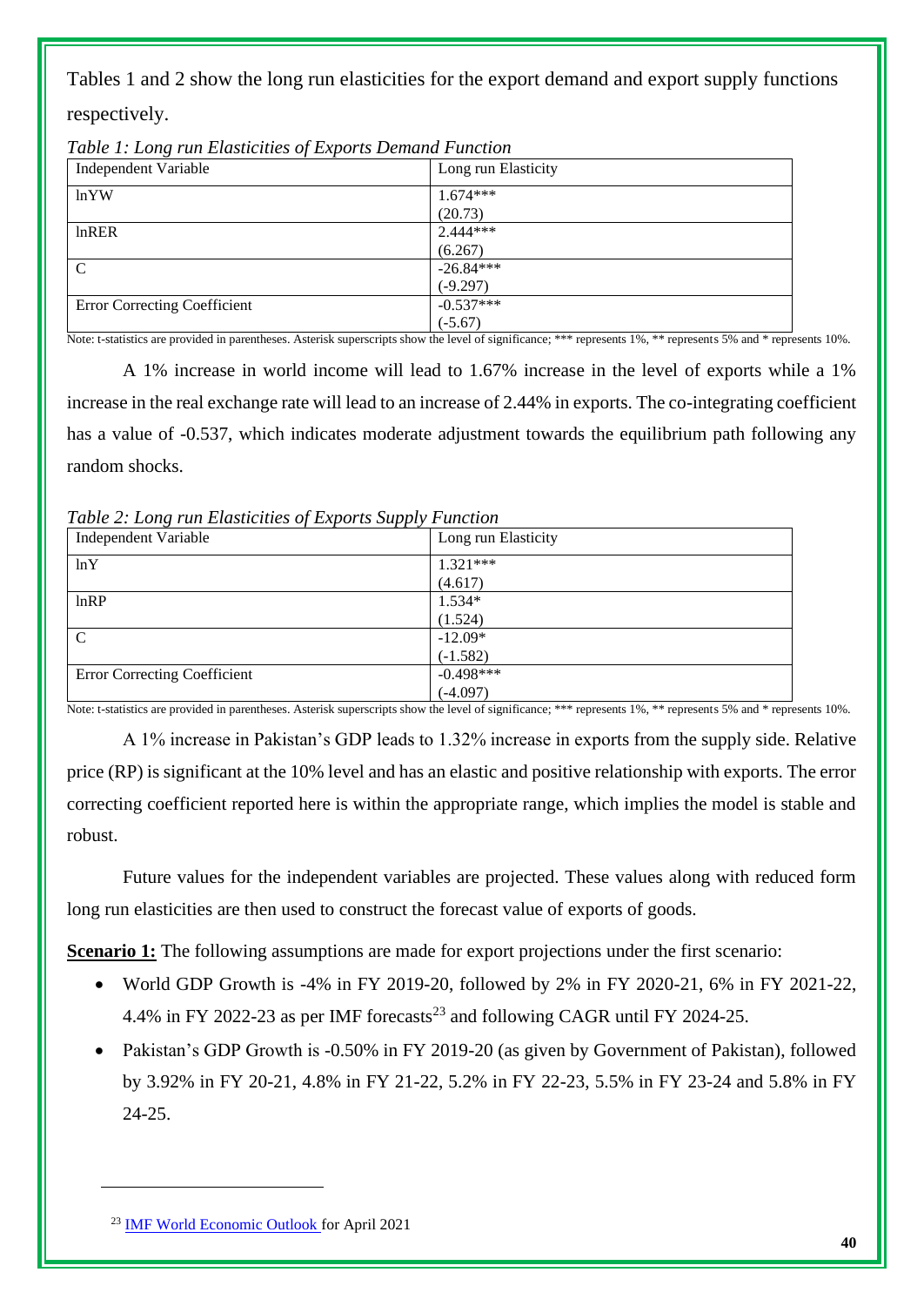Tables 1 and 2 show the long run elasticities for the export demand and export supply functions respectively.

*Table 1: Long run Elasticities of Exports Demand Function*

| Independent Variable | Long run Elasticity |
|---|---|
| lnYW | 1.674***<br>(20.73) |
| lnRER | 2.444***<br>(6.267) |
| C | -26.84***<br>(-9.297) |
| Error Correcting Coefficient | -0.537***<br>(-5.67) |

Note: t-statistics are provided in parentheses. Asterisk superscripts show the level of significance; *** represents 1%, ** represents 5% and * represents 10%.

A 1% increase in world income will lead to 1.67% increase in the level of exports while a 1% increase in the real exchange rate will lead to an increase of 2.44% in exports. The co-integrating coefficient has a value of -0.537, which indicates moderate adjustment towards the equilibrium path following any random shocks.

*Table 2: Long run Elasticities of Exports Supply Function*

| Independent Variable | Long run Elasticity |
|---|---|
| lnY | 1.321***<br>(4.617) |
| lnRP | 1.534*<br>(1.524) |
| C | -12.09*<br>(-1.582) |
| Error Correcting Coefficient | -0.498***<br>(-4.097) |

Note: t-statistics are provided in parentheses. Asterisk superscripts show the level of significance; *** represents 1%, ** represents 5% and * represents 10%.

A 1% increase in Pakistan's GDP leads to 1.32% increase in exports from the supply side. Relative price (RP) is significant at the 10% level and has an elastic and positive relationship with exports. The error correcting coefficient reported here is within the appropriate range, which implies the model is stable and robust.

Future values for the independent variables are projected. These values along with reduced form long run elasticities are then used to construct the forecast value of exports of goods.

**Scenario 1:** The following assumptions are made for export projections under the first scenario:

- World GDP Growth is -4% in FY 2019-20, followed by 2% in FY 2020-21, 6% in FY 2021-22, 4.4% in FY 2022-23 as per IMF forecasts[23] and following CAGR until FY 2024-25.
- Pakistan's GDP Growth is -0.50% in FY 2019-20 (as given by Government of Pakistan), followed by 3.92% in FY 20-21, 4.8% in FY 21-22, 5.2% in FY 22-23, 5.5% in FY 23-24 and 5.8% in FY 24-25.

[23] IMF World Economic Outlook for April 2021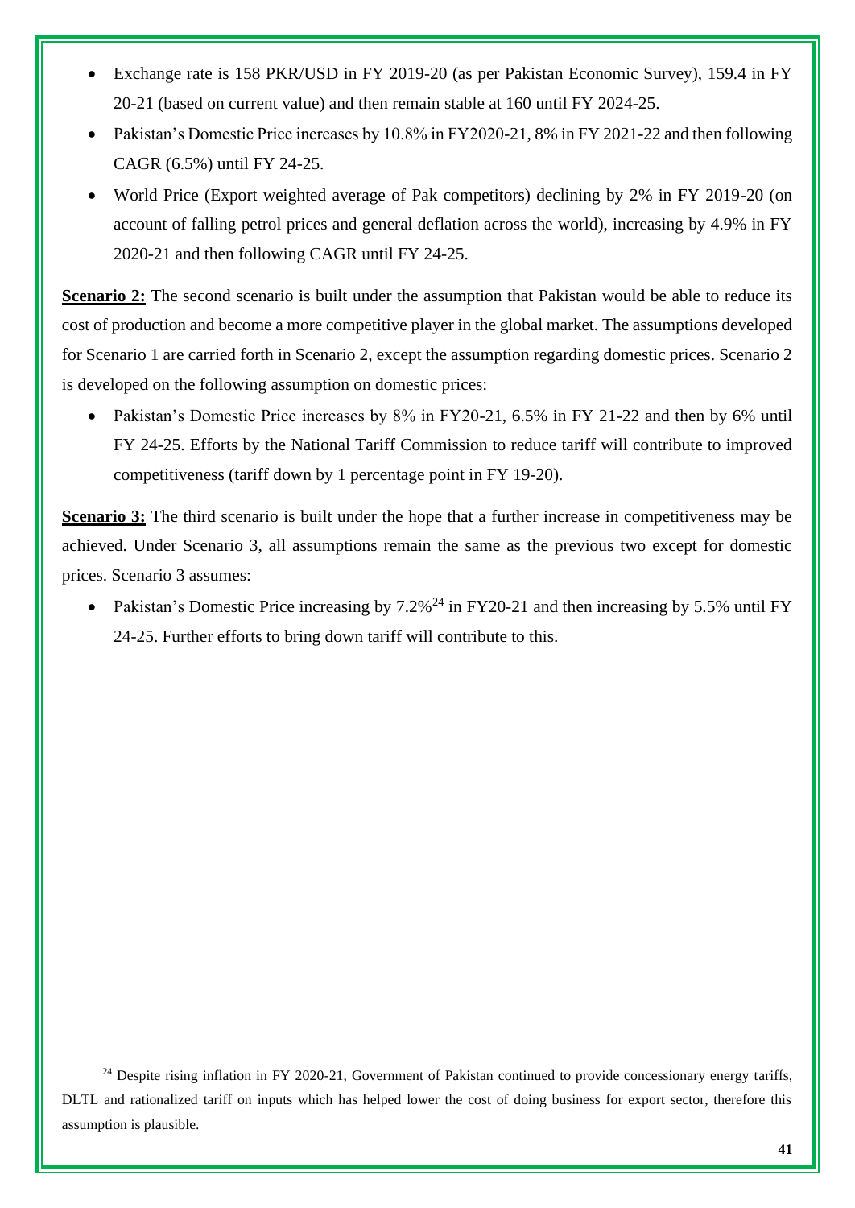- Exchange rate is 158 PKR/USD in FY 2019-20 (as per Pakistan Economic Survey), 159.4 in FY 20-21 (based on current value) and then remain stable at 160 until FY 2024-25.
- Pakistan's Domestic Price increases by 10.8% in FY2020-21, 8% in FY 2021-22 and then following CAGR (6.5%) until FY 24-25.
- World Price (Export weighted average of Pak competitors) declining by 2% in FY 2019-20 (on account of falling petrol prices and general deflation across the world), increasing by 4.9% in FY 2020-21 and then following CAGR until FY 24-25.

**Scenario 2:** The second scenario is built under the assumption that Pakistan would be able to reduce its cost of production and become a more competitive player in the global market. The assumptions developed for Scenario 1 are carried forth in Scenario 2, except the assumption regarding domestic prices. Scenario 2 is developed on the following assumption on domestic prices:

- Pakistan's Domestic Price increases by 8% in FY20-21, 6.5% in FY 21-22 and then by 6% until FY 24-25. Efforts by the National Tariff Commission to reduce tariff will contribute to improved competitiveness (tariff down by 1 percentage point in FY 19-20).

**Scenario 3:** The third scenario is built under the hope that a further increase in competitiveness may be achieved. Under Scenario 3, all assumptions remain the same as the previous two except for domestic prices. Scenario 3 assumes:

- Pakistan's Domestic Price increasing by 7.2%[24] in FY20-21 and then increasing by 5.5% until FY 24-25. Further efforts to bring down tariff will contribute to this.

---

[24] Despite rising inflation in FY 2020-21, Government of Pakistan continued to provide concessionary energy tariffs, DLTL and rationalized tariff on inputs which has helped lower the cost of doing business for export sector, therefore this assumption is plausible.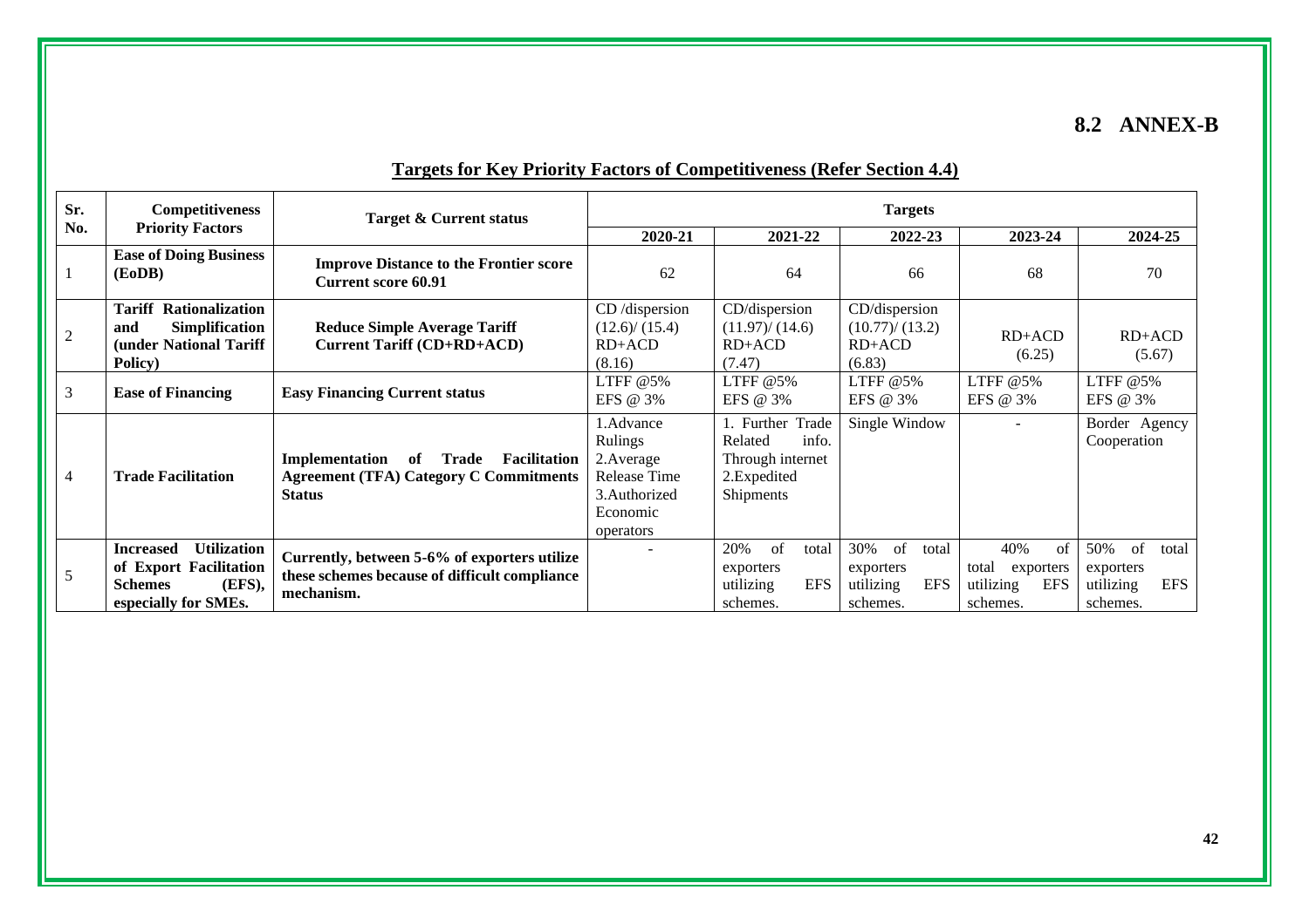## 8.2 ANNEX-B

**Targets for Key Priority Factors of Competitiveness (Refer Section 4.4)**

| Sr. No. | Competitiveness Priority Factors | Target & Current status | Targets | | | | |
|---|---|---|---|---|---|---|---|
| | | | 2020-21 | 2021-22 | 2022-23 | 2023-24 | 2024-25 |
| 1 | **Ease of Doing Business (EoDB)** | **Improve Distance to the Frontier score Current score 60.91** | 62 | 64 | 66 | 68 | 70 |
| 2 | **Tariff Rationalization and Simplification (under National Tariff Policy)** | **Reduce Simple Average Tariff Current Tariff (CD+RD+ACD)** | CD /dispersion (12.6)/ (15.4) RD+ACD (8.16) | CD/dispersion (11.97)/ (14.6) RD+ACD (7.47) | CD/dispersion (10.77)/ (13.2) RD+ACD (6.83) | RD+ACD (6.25) | RD+ACD (5.67) |
| 3 | **Ease of Financing** | **Easy Financing Current status** | LTFF @5% EFS @ 3% | LTFF @5% EFS @ 3% | LTFF @5% EFS @ 3% | LTFF @5% EFS @ 3% | LTFF @5% EFS @ 3% |
| 4 | **Trade Facilitation** | **Implementation of Trade Facilitation Agreement (TFA) Category C Commitments Status** | 1.Advance Rulings 2.Average Release Time 3.Authorized Economic operators | 1. Further Trade Related info. Through internet 2.Expedited Shipments | Single Window | - | Border Agency Cooperation |
| 5 | **Increased Utilization of Export Facilitation Schemes (EFS), especially for SMEs.** | **Currently, between 5-6% of exporters utilize these schemes because of difficult compliance mechanism.** | - | 20% of total exporters utilizing EFS schemes. | 30% of total exporters utilizing EFS schemes. | 40% of total exporters utilizing EFS schemes. | 50% of total exporters utilizing EFS schemes. |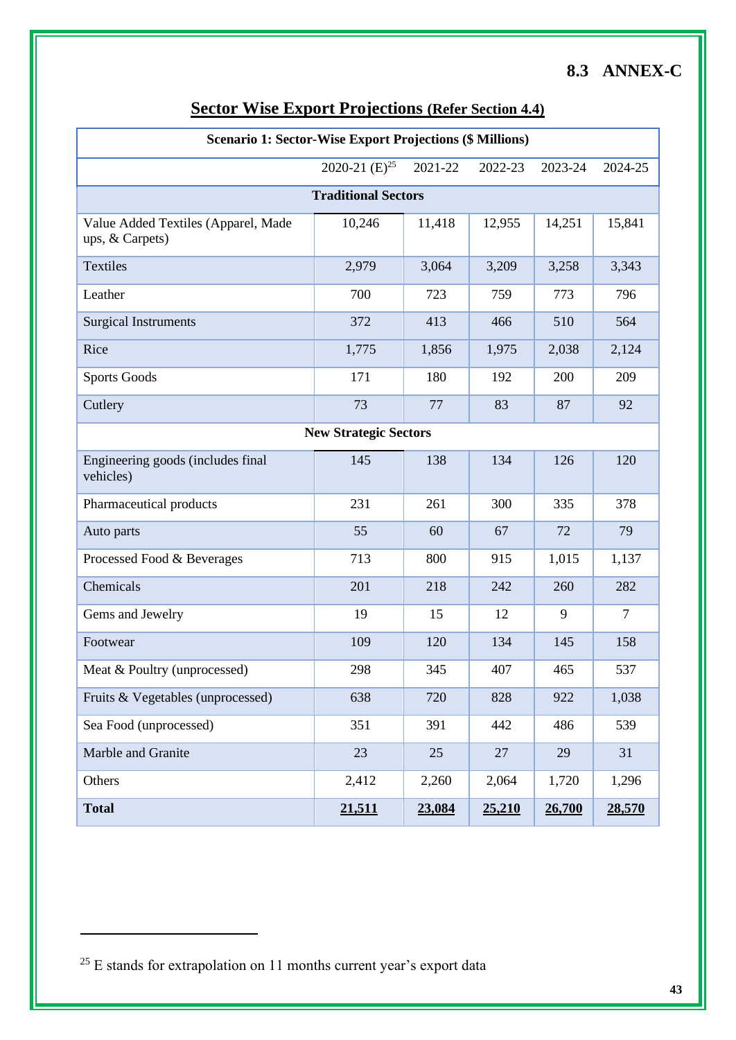## 8.3 ANNEX-C

### Sector Wise Export Projections (Refer Section 4.4)

| Scenario 1: Sector-Wise Export Projections ($ Millions) | | | | | |
|---|---|---|---|---|---|
| | 2020-21 (E)[25] | 2021-22 | 2022-23 | 2023-24 | 2024-25 |
| **Traditional Sectors** | | | | | |
| Value Added Textiles (Apparel, Made ups, & Carpets) | 10,246 | 11,418 | 12,955 | 14,251 | 15,841 |
| Textiles | 2,979 | 3,064 | 3,209 | 3,258 | 3,343 |
| Leather | 700 | 723 | 759 | 773 | 796 |
| Surgical Instruments | 372 | 413 | 466 | 510 | 564 |
| Rice | 1,775 | 1,856 | 1,975 | 2,038 | 2,124 |
| Sports Goods | 171 | 180 | 192 | 200 | 209 |
| Cutlery | 73 | 77 | 83 | 87 | 92 |
| **New Strategic Sectors** | | | | | |
| Engineering goods (includes final vehicles) | 145 | 138 | 134 | 126 | 120 |
| Pharmaceutical products | 231 | 261 | 300 | 335 | 378 |
| Auto parts | 55 | 60 | 67 | 72 | 79 |
| Processed Food & Beverages | 713 | 800 | 915 | 1,015 | 1,137 |
| Chemicals | 201 | 218 | 242 | 260 | 282 |
| Gems and Jewelry | 19 | 15 | 12 | 9 | 7 |
| Footwear | 109 | 120 | 134 | 145 | 158 |
| Meat & Poultry (unprocessed) | 298 | 345 | 407 | 465 | 537 |
| Fruits & Vegetables (unprocessed) | 638 | 720 | 828 | 922 | 1,038 |
| Sea Food (unprocessed) | 351 | 391 | 442 | 486 | 539 |
| Marble and Granite | 23 | 25 | 27 | 29 | 31 |
| Others | 2,412 | 2,260 | 2,064 | 1,720 | 1,296 |
| **Total** | **21,511** | **23,084** | **25,210** | **26,700** | **28,570** |

[25] E stands for extrapolation on 11 months current year's export data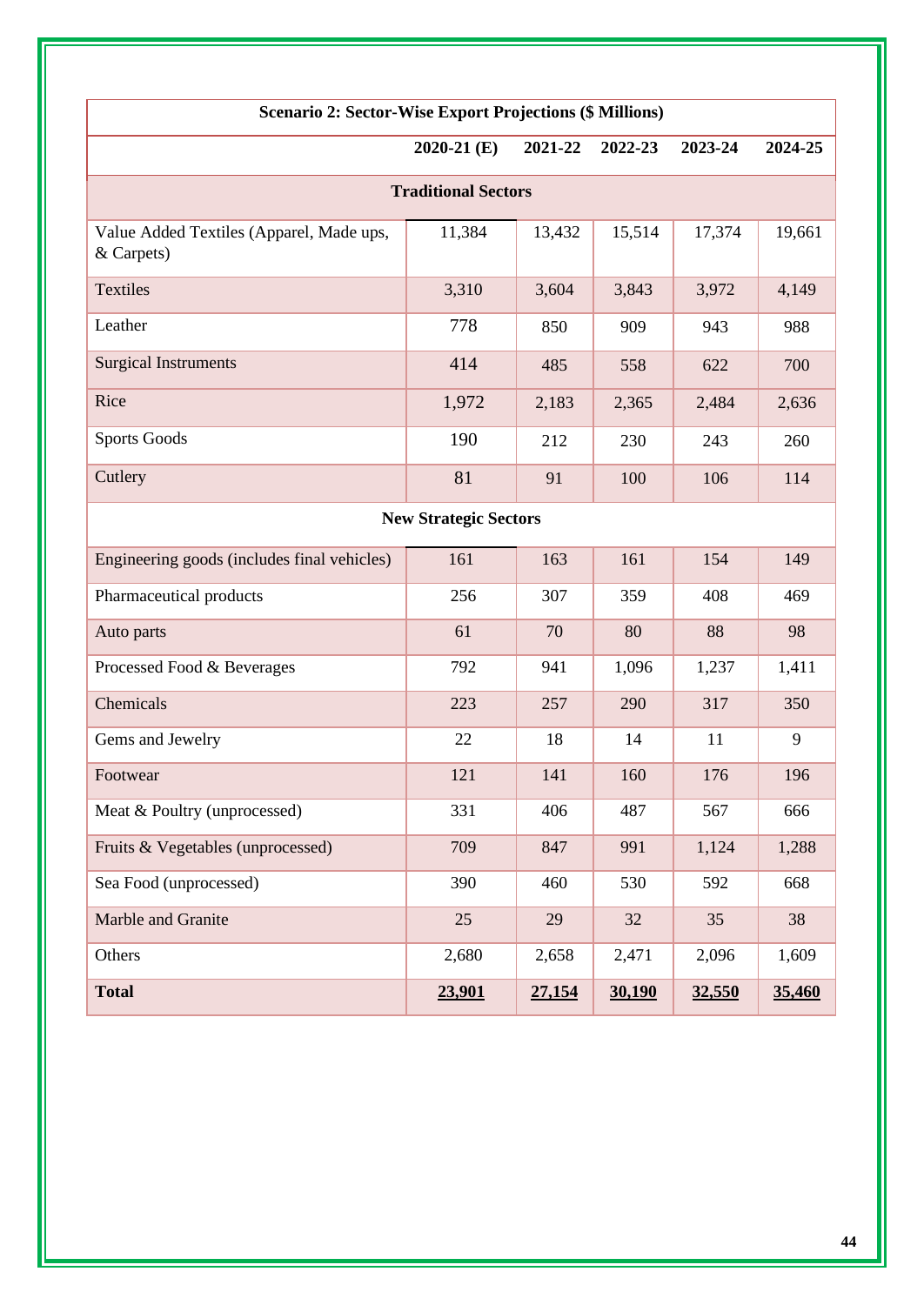| Scenario 2: Sector-Wise Export Projections ($ Millions) | | | | | |
|---|---|---|---|---|---|
| | **2020-21 (E)** | **2021-22** | **2022-23** | **2023-24** | **2024-25** |
| **Traditional Sectors** | | | | | |
| Value Added Textiles (Apparel, Made ups, & Carpets) | 11,384 | 13,432 | 15,514 | 17,374 | 19,661 |
| Textiles | 3,310 | 3,604 | 3,843 | 3,972 | 4,149 |
| Leather | 778 | 850 | 909 | 943 | 988 |
| Surgical Instruments | 414 | 485 | 558 | 622 | 700 |
| Rice | 1,972 | 2,183 | 2,365 | 2,484 | 2,636 |
| Sports Goods | 190 | 212 | 230 | 243 | 260 |
| Cutlery | 81 | 91 | 100 | 106 | 114 |
| **New Strategic Sectors** | | | | | |
| Engineering goods (includes final vehicles) | 161 | 163 | 161 | 154 | 149 |
| Pharmaceutical products | 256 | 307 | 359 | 408 | 469 |
| Auto parts | 61 | 70 | 80 | 88 | 98 |
| Processed Food & Beverages | 792 | 941 | 1,096 | 1,237 | 1,411 |
| Chemicals | 223 | 257 | 290 | 317 | 350 |
| Gems and Jewelry | 22 | 18 | 14 | 11 | 9 |
| Footwear | 121 | 141 | 160 | 176 | 196 |
| Meat & Poultry (unprocessed) | 331 | 406 | 487 | 567 | 666 |
| Fruits & Vegetables (unprocessed) | 709 | 847 | 991 | 1,124 | 1,288 |
| Sea Food (unprocessed) | 390 | 460 | 530 | 592 | 668 |
| Marble and Granite | 25 | 29 | 32 | 35 | 38 |
| Others | 2,680 | 2,658 | 2,471 | 2,096 | 1,609 |
| **Total** | **23,901** | **27,154** | **30,190** | **32,550** | **35,460** |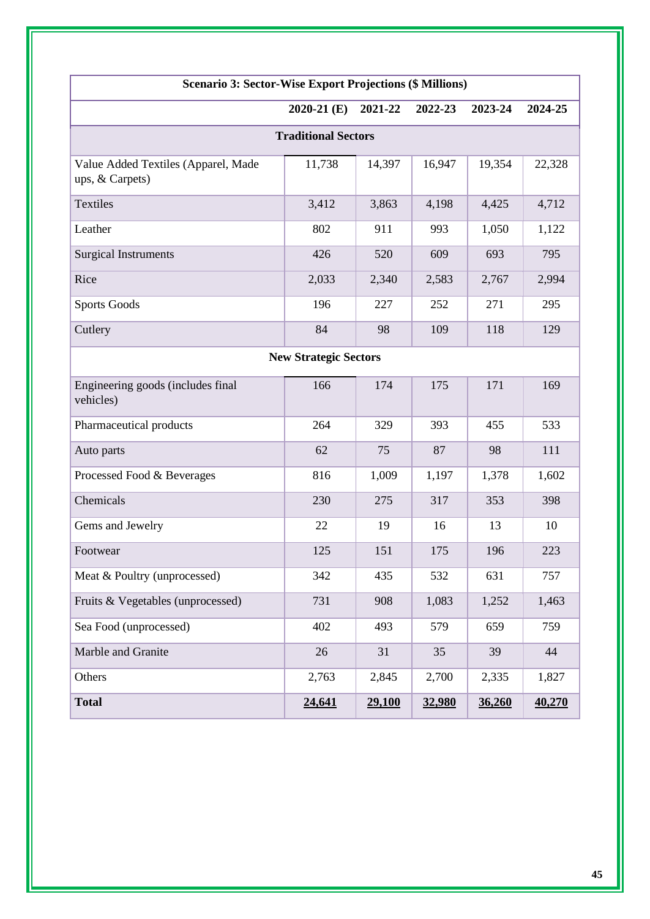| Scenario 3: Sector-Wise Export Projections ($ Millions) | | | | | |
|---|---|---|---|---|---|
| | 2020-21 (E) | 2021-22 | 2022-23 | 2023-24 | 2024-25 |
| **Traditional Sectors** | | | | | |
| Value Added Textiles (Apparel, Made ups, & Carpets) | 11,738 | 14,397 | 16,947 | 19,354 | 22,328 |
| Textiles | 3,412 | 3,863 | 4,198 | 4,425 | 4,712 |
| Leather | 802 | 911 | 993 | 1,050 | 1,122 |
| Surgical Instruments | 426 | 520 | 609 | 693 | 795 |
| Rice | 2,033 | 2,340 | 2,583 | 2,767 | 2,994 |
| Sports Goods | 196 | 227 | 252 | 271 | 295 |
| Cutlery | 84 | 98 | 109 | 118 | 129 |
| **New Strategic Sectors** | | | | | |
| Engineering goods (includes final vehicles) | 166 | 174 | 175 | 171 | 169 |
| Pharmaceutical products | 264 | 329 | 393 | 455 | 533 |
| Auto parts | 62 | 75 | 87 | 98 | 111 |
| Processed Food & Beverages | 816 | 1,009 | 1,197 | 1,378 | 1,602 |
| Chemicals | 230 | 275 | 317 | 353 | 398 |
| Gems and Jewelry | 22 | 19 | 16 | 13 | 10 |
| Footwear | 125 | 151 | 175 | 196 | 223 |
| Meat & Poultry (unprocessed) | 342 | 435 | 532 | 631 | 757 |
| Fruits & Vegetables (unprocessed) | 731 | 908 | 1,083 | 1,252 | 1,463 |
| Sea Food (unprocessed) | 402 | 493 | 579 | 659 | 759 |
| Marble and Granite | 26 | 31 | 35 | 39 | 44 |
| Others | 2,763 | 2,845 | 2,700 | 2,335 | 1,827 |
| **Total** | **24,641** | **29,100** | **32,980** | **36,260** | **40,270** |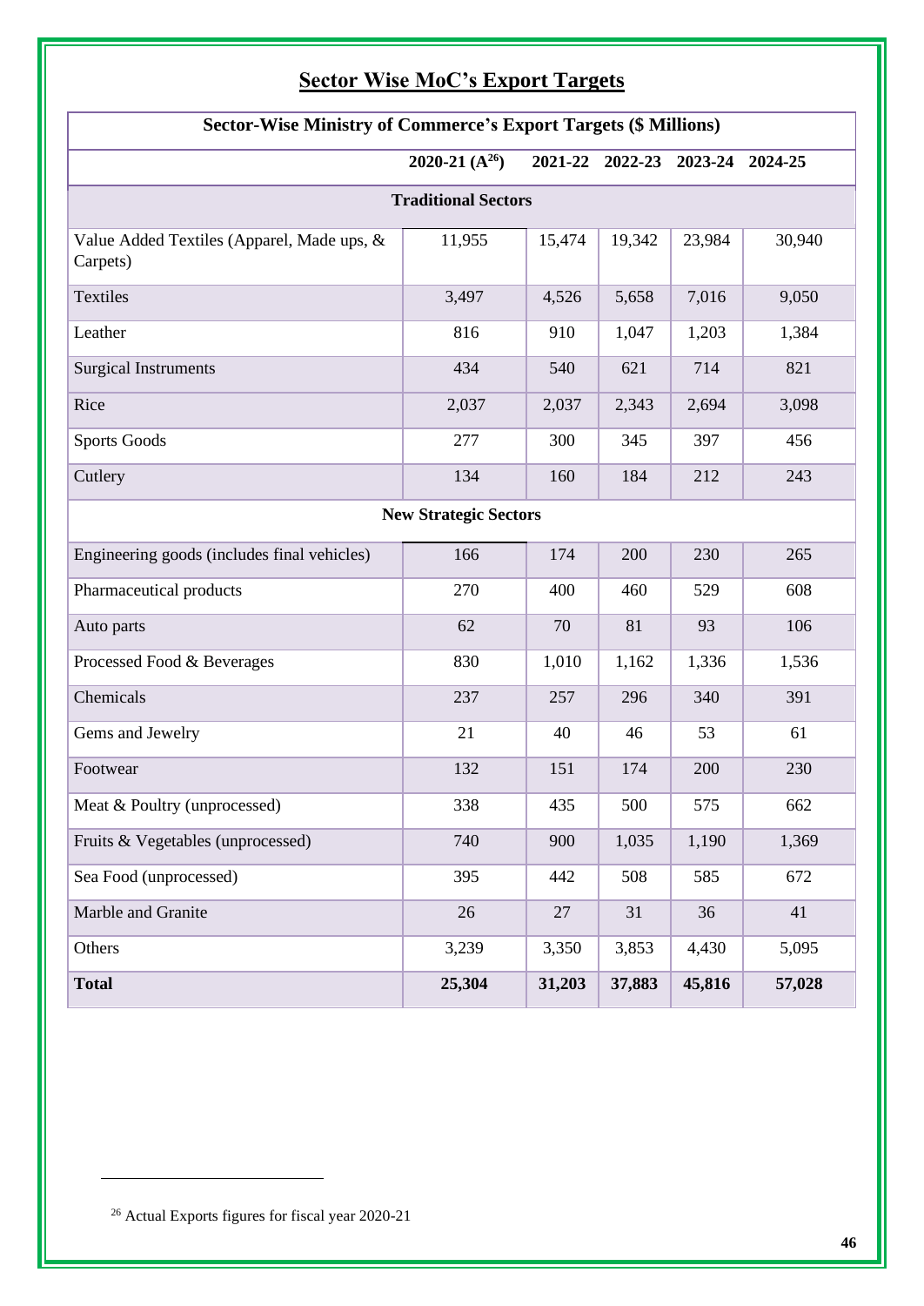## Sector Wise MoC's Export Targets

| Sector-Wise Ministry of Commerce's Export Targets ($ Millions) | | | | | |
|---|---|---|---|---|---|
| | 2020-21 (A[26]) | 2021-22 | 2022-23 | 2023-24 | 2024-25 |
| **Traditional Sectors** | | | | | |
| Value Added Textiles (Apparel, Made ups, & Carpets) | 11,955 | 15,474 | 19,342 | 23,984 | 30,940 |
| Textiles | 3,497 | 4,526 | 5,658 | 7,016 | 9,050 |
| Leather | 816 | 910 | 1,047 | 1,203 | 1,384 |
| Surgical Instruments | 434 | 540 | 621 | 714 | 821 |
| Rice | 2,037 | 2,037 | 2,343 | 2,694 | 3,098 |
| Sports Goods | 277 | 300 | 345 | 397 | 456 |
| Cutlery | 134 | 160 | 184 | 212 | 243 |
| **New Strategic Sectors** | | | | | |
| Engineering goods (includes final vehicles) | 166 | 174 | 200 | 230 | 265 |
| Pharmaceutical products | 270 | 400 | 460 | 529 | 608 |
| Auto parts | 62 | 70 | 81 | 93 | 106 |
| Processed Food & Beverages | 830 | 1,010 | 1,162 | 1,336 | 1,536 |
| Chemicals | 237 | 257 | 296 | 340 | 391 |
| Gems and Jewelry | 21 | 40 | 46 | 53 | 61 |
| Footwear | 132 | 151 | 174 | 200 | 230 |
| Meat & Poultry (unprocessed) | 338 | 435 | 500 | 575 | 662 |
| Fruits & Vegetables (unprocessed) | 740 | 900 | 1,035 | 1,190 | 1,369 |
| Sea Food (unprocessed) | 395 | 442 | 508 | 585 | 672 |
| Marble and Granite | 26 | 27 | 31 | 36 | 41 |
| Others | 3,239 | 3,350 | 3,853 | 4,430 | 5,095 |
| **Total** | **25,304** | **31,203** | **37,883** | **45,816** | **57,028** |

[26] Actual Exports figures for fiscal year 2020-21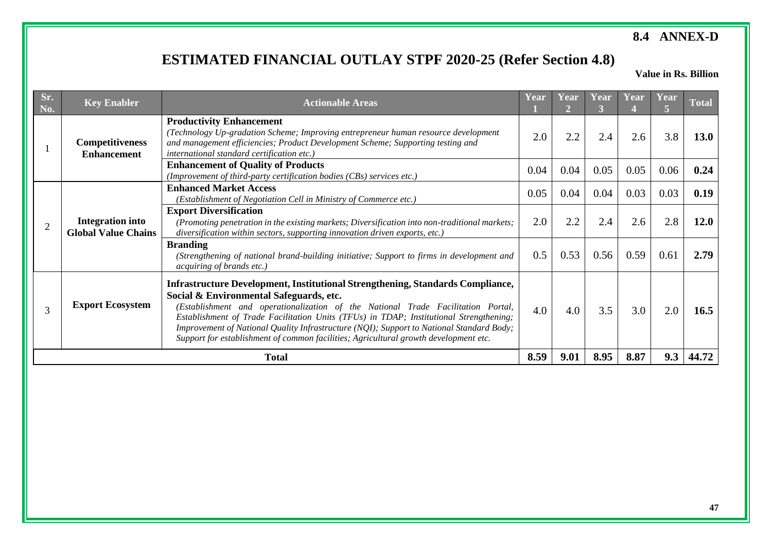**8.4 ANNEX-D**

## ESTIMATED FINANCIAL OUTLAY STPF 2020-25 (Refer Section 4.8)

**Value in Rs. Billion**

| Sr. No. | Key Enabler | Actionable Areas | Year 1 | Year 2 | Year 3 | Year 4 | Year 5 | Total |
|---|---|---|---|---|---|---|---|---|
| 1 | **Competitiveness Enhancement** | **Productivity Enhancement** *(Technology Up-gradation Scheme; Improving entrepreneur human resource development and management efficiencies; Product Development Scheme; Supporting testing and international standard certification etc.)* | 2.0 | 2.2 | 2.4 | 2.6 | 3.8 | **13.0** |
| | | **Enhancement of Quality of Products** *(Improvement of third-party certification bodies (CBs) services etc.)* | 0.04 | 0.04 | 0.05 | 0.05 | 0.06 | **0.24** |
| 2 | **Integration into Global Value Chains** | **Enhanced Market Access** *(Establishment of Negotiation Cell in Ministry of Commerce etc.)* | 0.05 | 0.04 | 0.04 | 0.03 | 0.03 | **0.19** |
| | | **Export Diversification** *(Promoting penetration in the existing markets; Diversification into non-traditional markets; diversification within sectors, supporting innovation driven exports, etc.)* | 2.0 | 2.2 | 2.4 | 2.6 | 2.8 | **12.0** |
| | | **Branding** *(Strengthening of national brand-building initiative; Support to firms in development and acquiring of brands etc.)* | 0.5 | 0.53 | 0.56 | 0.59 | 0.61 | **2.79** |
| 3 | **Export Ecosystem** | **Infrastructure Development, Institutional Strengthening, Standards Compliance, Social & Environmental Safeguards, etc.** *(Establishment and operationalization of the National Trade Facilitation Portal, Establishment of Trade Facilitation Units (TFUs) in TDAP; Institutional Strengthening; Improvement of National Quality Infrastructure (NQI); Support to National Standard Body; Support for establishment of common facilities; Agricultural growth development etc.* | 4.0 | 4.0 | 3.5 | 3.0 | 2.0 | **16.5** |
| | | **Total** | **8.59** | **9.01** | **8.95** | **8.87** | **9.3** | **44.72** |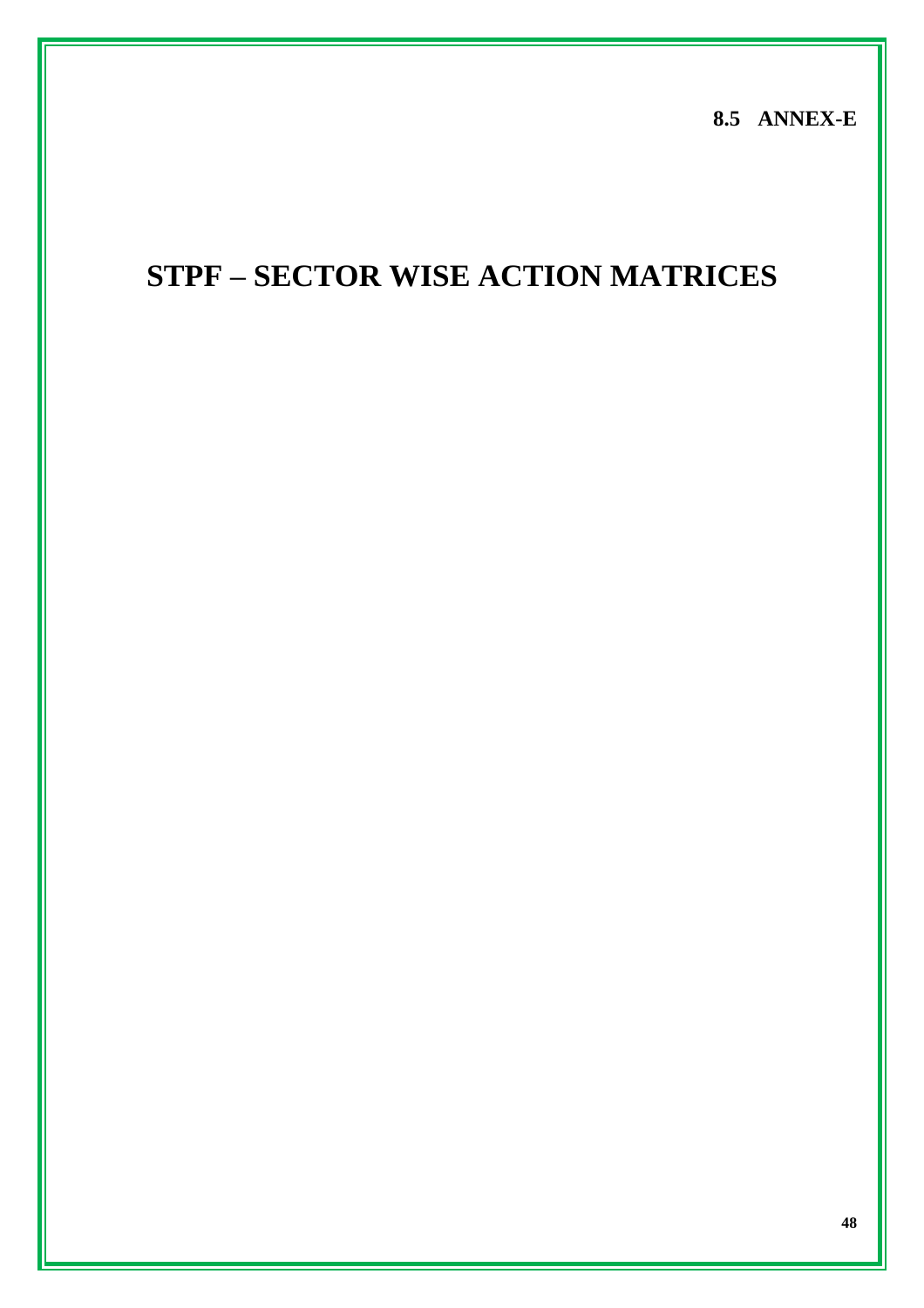**8.5 ANNEX-E**

# STPF – SECTOR WISE ACTION MATRICES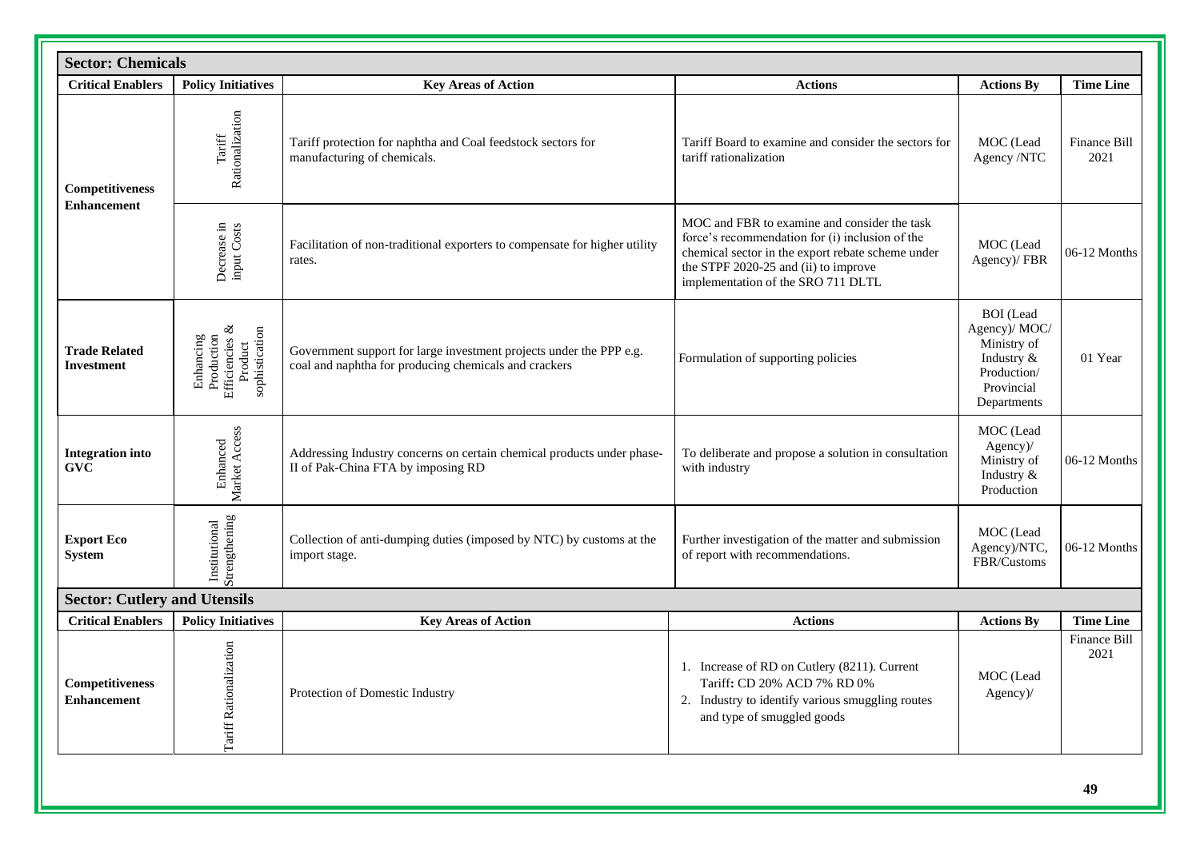| **Sector: Chemicals** | | | | | |
|---|---|---|---|---|---|
| **Critical Enablers** | **Policy Initiatives** | **Key Areas of Action** | **Actions** | **Actions By** | **Time Line** |
| **Competitiveness Enhancement** | Tariff Rationalization | Tariff protection for naphtha and Coal feedstock sectors for manufacturing of chemicals. | Tariff Board to examine and consider the sectors for tariff rationalization | MOC (Lead Agency /NTC | Finance Bill 2021 |
| | Decrease in input Costs | Facilitation of non-traditional exporters to compensate for higher utility rates. | MOC and FBR to examine and consider the task force's recommendation for (i) inclusion of the chemical sector in the export rebate scheme under the STPF 2020-25 and (ii) to improve implementation of the SRO 711 DLTL | MOC (Lead Agency)/ FBR | 06-12 Months |
| **Trade Related Investment** | Enhancing Production Efficiencies & Product sophistication | Government support for large investment projects under the PPP e.g. coal and naphtha for producing chemicals and crackers | Formulation of supporting policies | BOI (Lead Agency)/ MOC/ Ministry of Industry & Production/ Provincial Departments | 01 Year |
| **Integration into GVC** | Enhanced Market Access | Addressing Industry concerns on certain chemical products under phase-II of Pak-China FTA by imposing RD | To deliberate and propose a solution in consultation with industry | MOC (Lead Agency)/ Ministry of Industry & Production | 06-12 Months |
| **Export Eco System** | Institutional Strengthening | Collection of anti-dumping duties (imposed by NTC) by customs at the import stage. | Further investigation of the matter and submission of report with recommendations. | MOC (Lead Agency)/NTC, FBR/Customs | 06-12 Months |

| **Sector: Cutlery and Utensils** | | | | | |
|---|---|---|---|---|---|
| **Critical Enablers** | **Policy Initiatives** | **Key Areas of Action** | **Actions** | **Actions By** | **Time Line** |
| **Competitiveness Enhancement** | Tariff Rationalization | Protection of Domestic Industry | 1. Increase of RD on Cutlery (8211). Current Tariff**:** CD 20% ACD 7% RD 0%<br>2. Industry to identify various smuggling routes and type of smuggled goods | MOC (Lead Agency)/ | Finance Bill 2021 |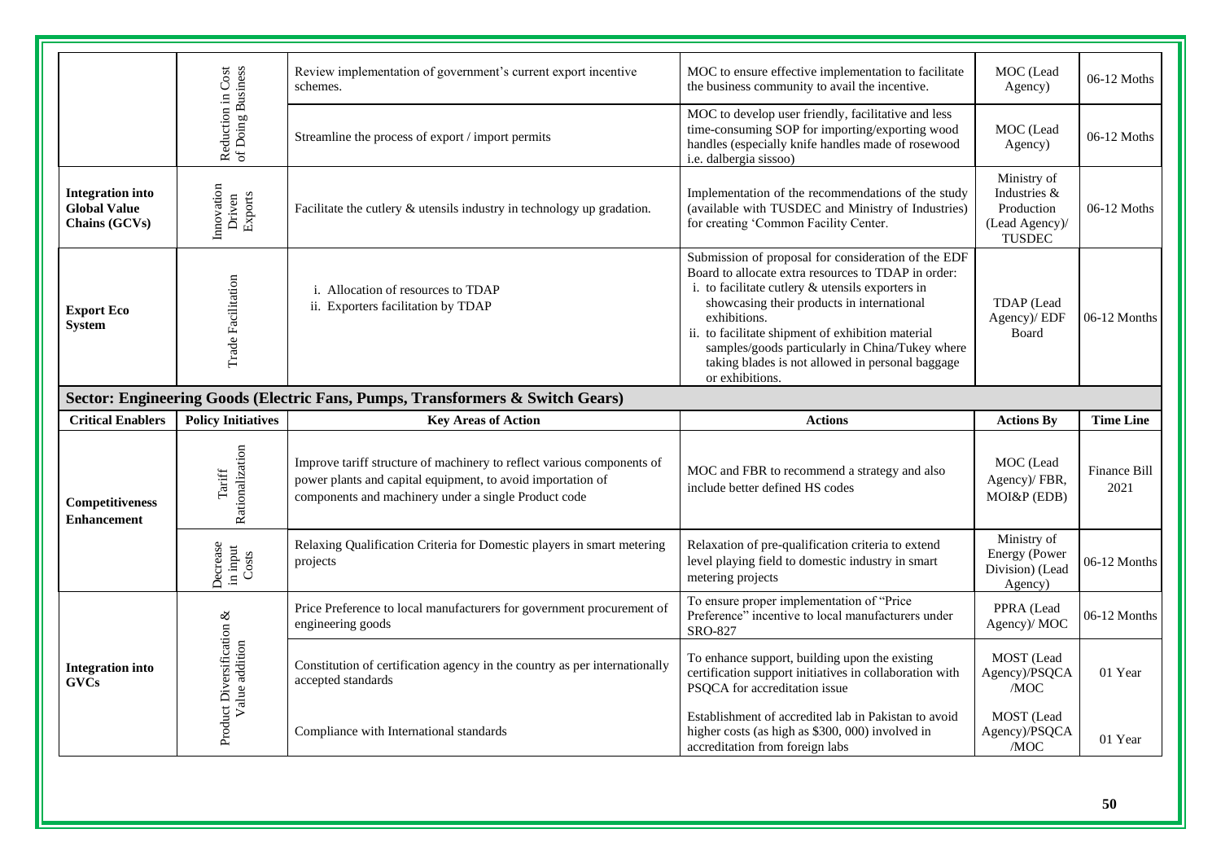| | | | | | |
|---|---|---|---|---|---|
| | Reduction in Cost of Doing Business | Review implementation of government's current export incentive schemes. | MOC to ensure effective implementation to facilitate the business community to avail the incentive. | MOC (Lead Agency) | 06-12 Moths |
| | | Streamline the process of export / import permits | MOC to develop user friendly, facilitative and less time-consuming SOP for importing/exporting wood handles (especially knife handles made of rosewood i.e. dalbergia sissoo) | MOC (Lead Agency) | 06-12 Moths |
| **Integration into Global Value Chains (GCVs)** | Innovation Driven Exports | Facilitate the cutlery & utensils industry in technology up gradation. | Implementation of the recommendations of the study (available with TUSDEC and Ministry of Industries) for creating 'Common Facility Center. | Ministry of Industries & Production (Lead Agency)/ TUSDEC | 06-12 Moths |
| **Export Eco System** | Trade Facilitation | i. Allocation of resources to TDAP<br>ii. Exporters facilitation by TDAP | Submission of proposal for consideration of the EDF Board to allocate extra resources to TDAP in order:<br>i. to facilitate cutlery & utensils exporters in showcasing their products in international exhibitions.<br>ii. to facilitate shipment of exhibition material samples/goods particularly in China/Tukey where taking blades is not allowed in personal baggage or exhibitions. | TDAP (Lead Agency)/ EDF Board | 06-12 Months |

**Sector: Engineering Goods (Electric Fans, Pumps, Transformers & Switch Gears)**

| Critical Enablers | Policy Initiatives | Key Areas of Action | Actions | Actions By | Time Line |
|---|---|---|---|---|---|
| **Competitiveness Enhancement** | Tariff Rationalization | Improve tariff structure of machinery to reflect various components of power plants and capital equipment, to avoid importation of components and machinery under a single Product code | MOC and FBR to recommend a strategy and also include better defined HS codes | MOC (Lead Agency)/ FBR, MOI&P (EDB) | Finance Bill 2021 |
| | Decrease in input Costs | Relaxing Qualification Criteria for Domestic players in smart metering projects | Relaxation of pre-qualification criteria to extend level playing field to domestic industry in smart metering projects | Ministry of Energy (Power Division) (Lead Agency) | 06-12 Months |
| **Integration into GVCs** | Product Diversification & Value addition | Price Preference to local manufacturers for government procurement of engineering goods | To ensure proper implementation of "Price Preference" incentive to local manufacturers under SRO-827 | PPRA (Lead Agency)/ MOC | 06-12 Months |
| | | Constitution of certification agency in the country as per internationally accepted standards | To enhance support, building upon the existing certification support initiatives in collaboration with PSQCA for accreditation issue | MOST (Lead Agency)/PSQCA /MOC | 01 Year |
| | | Compliance with International standards | Establishment of accredited lab in Pakistan to avoid higher costs (as high as $300, 000) involved in accreditation from foreign labs | MOST (Lead Agency)/PSQCA /MOC | 01 Year |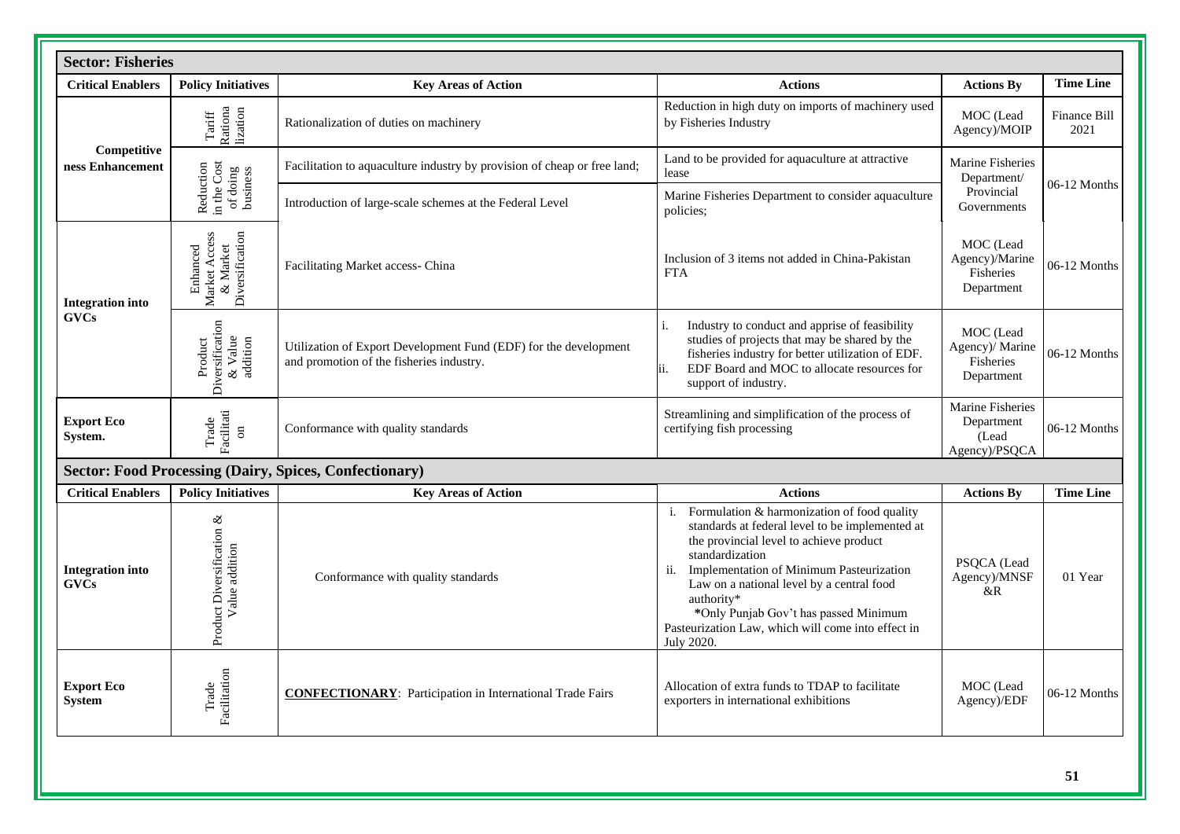| **Sector: Fisheries** | | | | | |
|---|---|---|---|---|---|
| **Critical Enablers** | **Policy Initiatives** | **Key Areas of Action** | **Actions** | **Actions By** | **Time Line** |
| **Competitiveness Enhancement** | Tariff Rationalization | Rationalization of duties on machinery | Reduction in high duty on imports of machinery used by Fisheries Industry | MOC (Lead Agency)/MOIP | Finance Bill 2021 |
| | Reduction in the Cost of doing business | Facilitation to aquaculture industry by provision of cheap or free land; | Land to be provided for aquaculture at attractive lease | Marine Fisheries Department/ Provincial Governments | 06-12 Months |
| | | Introduction of large-scale schemes at the Federal Level | Marine Fisheries Department to consider aquaculture policies; | | |
| **Integration into GVCs** | Enhanced Market Access & Market Diversification | Facilitating Market access- China | Inclusion of 3 items not added in China-Pakistan FTA | MOC (Lead Agency)/Marine Fisheries Department | 06-12 Months |
| | Product Diversification & Value addition | Utilization of Export Development Fund (EDF) for the development and promotion of the fisheries industry. | i. Industry to conduct and apprise of feasibility studies of projects that may be shared by the fisheries industry for better utilization of EDF.<br>ii. EDF Board and MOC to allocate resources for support of industry. | MOC (Lead Agency)/ Marine Fisheries Department | 06-12 Months |
| **Export Eco System.** | Trade Facilitation | Conformance with quality standards | Streamlining and simplification of the process of certifying fish processing | Marine Fisheries Department (Lead Agency)/PSQCA | 06-12 Months |

| **Sector: Food Processing (Dairy, Spices, Confectionary)** | | | | | |
|---|---|---|---|---|---|
| **Critical Enablers** | **Policy Initiatives** | **Key Areas of Action** | **Actions** | **Actions By** | **Time Line** |
| **Integration into GVCs** | Product Diversification & Value addition | Conformance with quality standards | i. Formulation & harmonization of food quality standards at federal level to be implemented at the provincial level to achieve product standardization<br>ii. Implementation of Minimum Pasteurization Law on a national level by a central food authority*<br>*Only Punjab Gov't has passed Minimum Pasteurization Law, which will come into effect in July 2020. | PSQCA (Lead Agency)/MNSF &R | 01 Year |
| **Export Eco System** | Trade Facilitation | **CONFECTIONARY**: Participation in International Trade Fairs | Allocation of extra funds to TDAP to facilitate exporters in international exhibitions | MOC (Lead Agency)/EDF | 06-12 Months |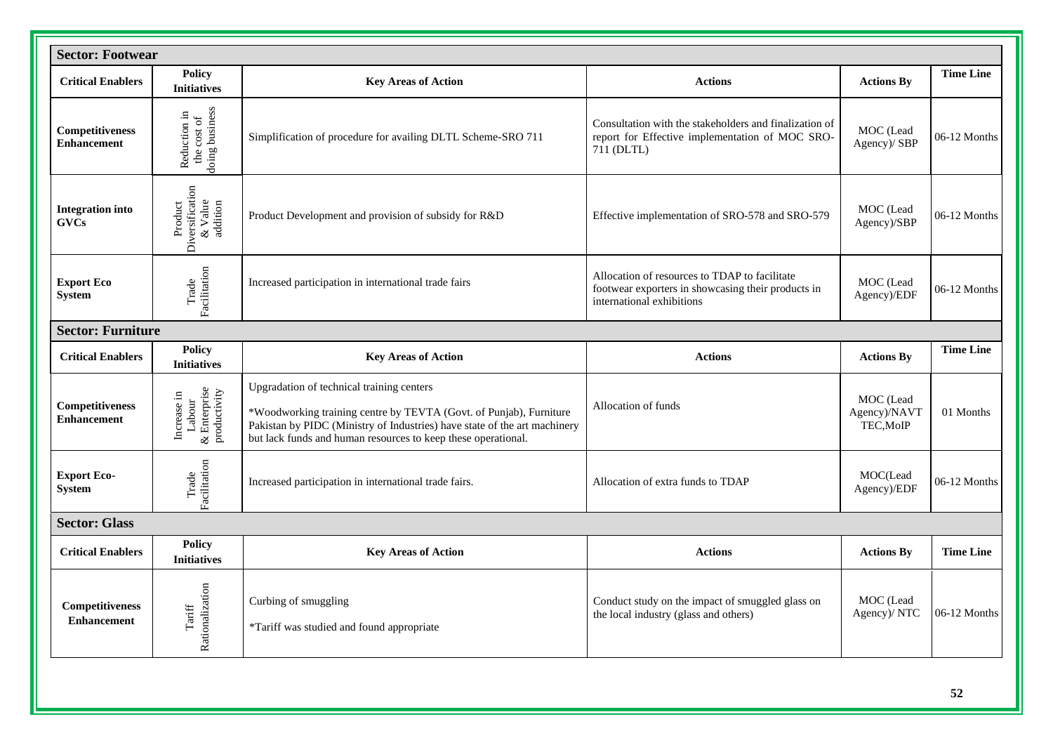**Sector: Footwear**

| Critical Enablers | Policy Initiatives | Key Areas of Action | Actions | Actions By | Time Line |
|---|---|---|---|---|---|
| **Competitiveness Enhancement** | Reduction in the cost of doing business | Simplification of procedure for availing DLTL Scheme-SRO 711 | Consultation with the stakeholders and finalization of report for Effective implementation of MOC SRO-711 (DLTL) | MOC (Lead Agency)/ SBP | 06-12 Months |
| **Integration into GVCs** | Product Diversification & Value addition | Product Development and provision of subsidy for R&D | Effective implementation of SRO-578 and SRO-579 | MOC (Lead Agency)/SBP | 06-12 Months |
| **Export Eco System** | Trade Facilitation | Increased participation in international trade fairs | Allocation of resources to TDAP to facilitate footwear exporters in showcasing their products in international exhibitions | MOC (Lead Agency)/EDF | 06-12 Months |

**Sector: Furniture**

| Critical Enablers | Policy Initiatives | Key Areas of Action | Actions | Actions By | Time Line |
|---|---|---|---|---|---|
| **Competitiveness Enhancement** | Increase in Labour & Enterprise productivity | Upgradation of technical training centers<br><br>*Woodworking training centre by TEVTA (Govt. of Punjab), Furniture Pakistan by PIDC (Ministry of Industries) have state of the art machinery but lack funds and human resources to keep these operational. | Allocation of funds | MOC (Lead Agency)/NAVT TEC,MoIP | 01 Months |
| **Export Eco-System** | Trade Facilitation | Increased participation in international trade fairs. | Allocation of extra funds to TDAP | MOC(Lead Agency)/EDF | 06-12 Months |

**Sector: Glass**

| Critical Enablers | Policy Initiatives | Key Areas of Action | Actions | Actions By | Time Line |
|---|---|---|---|---|---|
| **Competitiveness Enhancement** | Tariff Rationalization | Curbing of smuggling<br><br>*Tariff was studied and found appropriate | Conduct study on the impact of smuggled glass on the local industry (glass and others) | MOC (Lead Agency)/ NTC | 06-12 Months |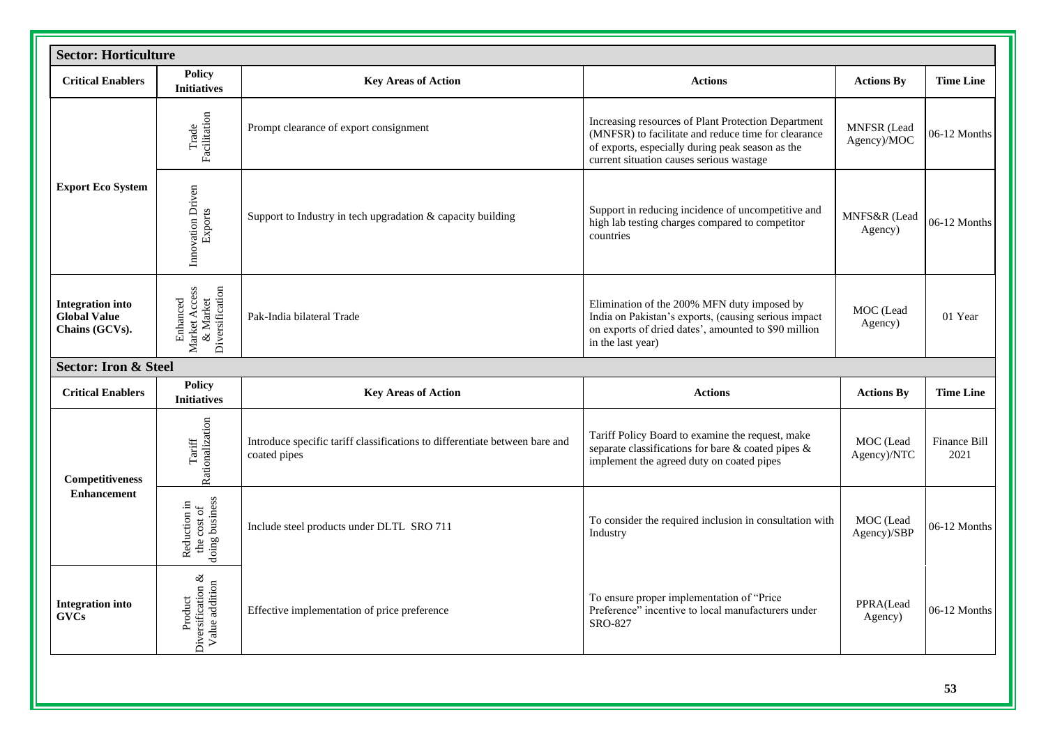| **Sector: Horticulture** | | | | | |
|---|---|---|---|---|---|
| **Critical Enablers** | **Policy Initiatives** | **Key Areas of Action** | **Actions** | **Actions By** | **Time Line** |
| **Export Eco System** | Trade Facilitation | Prompt clearance of export consignment | Increasing resources of Plant Protection Department (MNFSR) to facilitate and reduce time for clearance of exports, especially during peak season as the current situation causes serious wastage | MNFSR (Lead Agency)/MOC | 06-12 Months |
| | Innovation Driven Exports | Support to Industry in tech upgradation & capacity building | Support in reducing incidence of uncompetitive and high lab testing charges compared to competitor countries | MNFS&R (Lead Agency) | 06-12 Months |
| **Integration into Global Value Chains (GCVs).** | Enhanced Market Access & Market Diversification | Pak-India bilateral Trade | Elimination of the 200% MFN duty imposed by India on Pakistan's exports, (causing serious impact on exports of dried dates', amounted to $90 million in the last year) | MOC (Lead Agency) | 01 Year |

| **Sector: Iron & Steel** | | | | | |
|---|---|---|---|---|---|
| **Critical Enablers** | **Policy Initiatives** | **Key Areas of Action** | **Actions** | **Actions By** | **Time Line** |
| **Competitiveness Enhancement** | Tariff Rationalization | Introduce specific tariff classifications to differentiate between bare and coated pipes | Tariff Policy Board to examine the request, make separate classifications for bare & coated pipes & implement the agreed duty on coated pipes | MOC (Lead Agency)/NTC | Finance Bill 2021 |
| | Reduction in the cost of doing business | Include steel products under DLTL SRO 711 | To consider the required inclusion in consultation with Industry | MOC (Lead Agency)/SBP | 06-12 Months |
| **Integration into GVCs** | Product Diversification & Value addition | Effective implementation of price preference | To ensure proper implementation of "Price Preference" incentive to local manufacturers under SRO-827 | PPRA(Lead Agency) | 06-12 Months |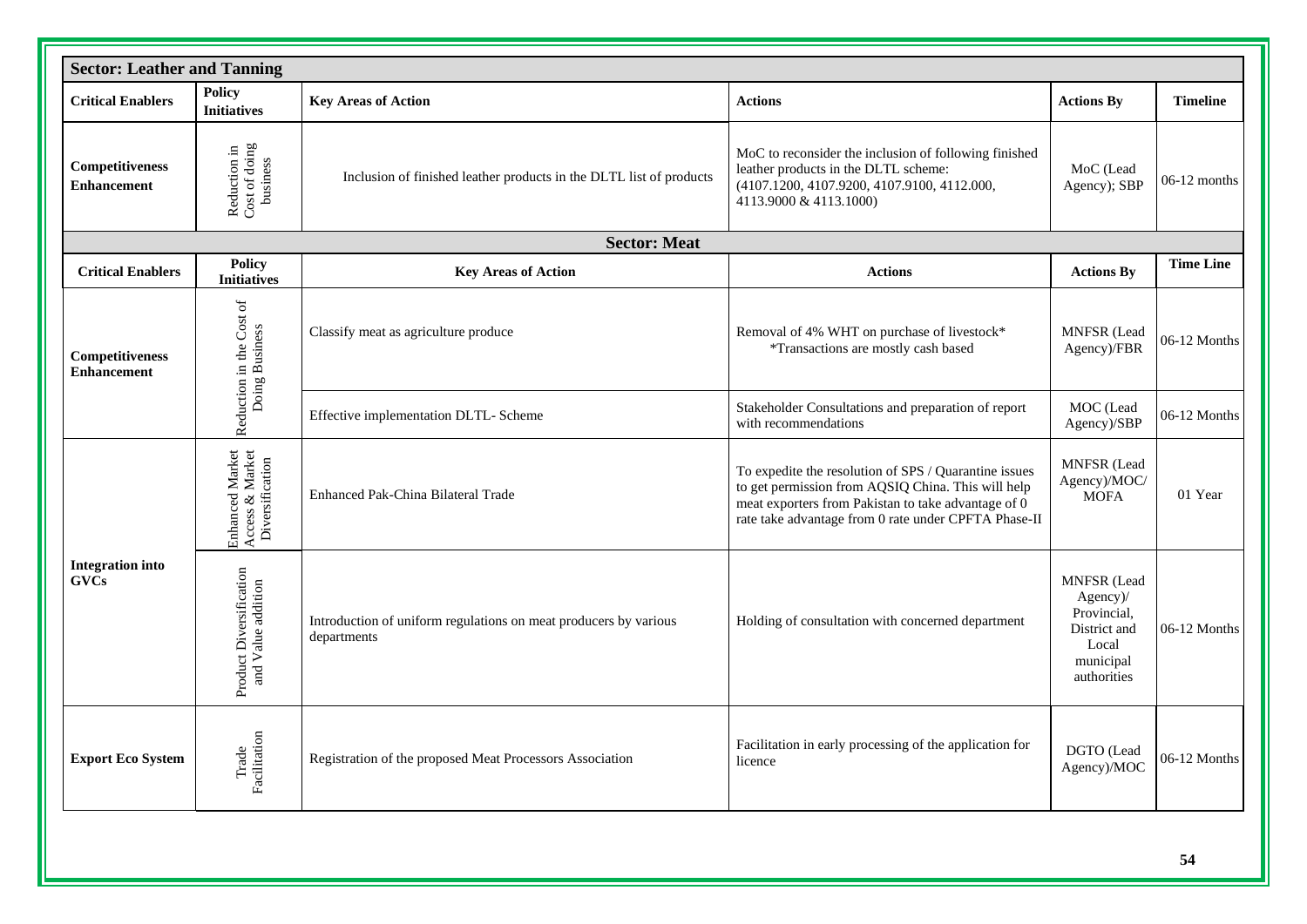**Sector: Leather and Tanning**

| Critical Enablers | Policy Initiatives | Key Areas of Action | Actions | Actions By | Timeline |
|---|---|---|---|---|---|
| Competitiveness Enhancement | Reduction in Cost of doing business | Inclusion of finished leather products in the DLTL list of products | MoC to reconsider the inclusion of following finished leather products in the DLTL scheme: (4107.1200, 4107.9200, 4107.9100, 4112.000, 4113.9000 & 4113.1000) | MoC (Lead Agency); SBP | 06-12 months |

**Sector: Meat**

| Critical Enablers | Policy Initiatives | Key Areas of Action | Actions | Actions By | Time Line |
|---|---|---|---|---|---|
| Competitiveness Enhancement | Reduction in the Cost of Doing Business | Classify meat as agriculture produce | Removal of 4% WHT on purchase of livestock* *Transactions are mostly cash based | MNFSR (Lead Agency)/FBR | 06-12 Months |
| | | Effective implementation DLTL- Scheme | Stakeholder Consultations and preparation of report with recommendations | MOC (Lead Agency)/SBP | 06-12 Months |
| Integration into GVCs | Enhanced Market Access & Market Diversification | Enhanced Pak-China Bilateral Trade | To expedite the resolution of SPS / Quarantine issues to get permission from AQSIQ China. This will help meat exporters from Pakistan to take advantage of 0 rate take advantage from 0 rate under CPFTA Phase-II | MNFSR (Lead Agency)/MOC/ MOFA | 01 Year |
| | Product Diversification and Value addition | Introduction of uniform regulations on meat producers by various departments | Holding of consultation with concerned department | MNFSR (Lead Agency)/ Provincial, District and Local municipal authorities | 06-12 Months |
| Export Eco System | Trade Facilitation | Registration of the proposed Meat Processors Association | Facilitation in early processing of the application for licence | DGTO (Lead Agency)/MOC | 06-12 Months |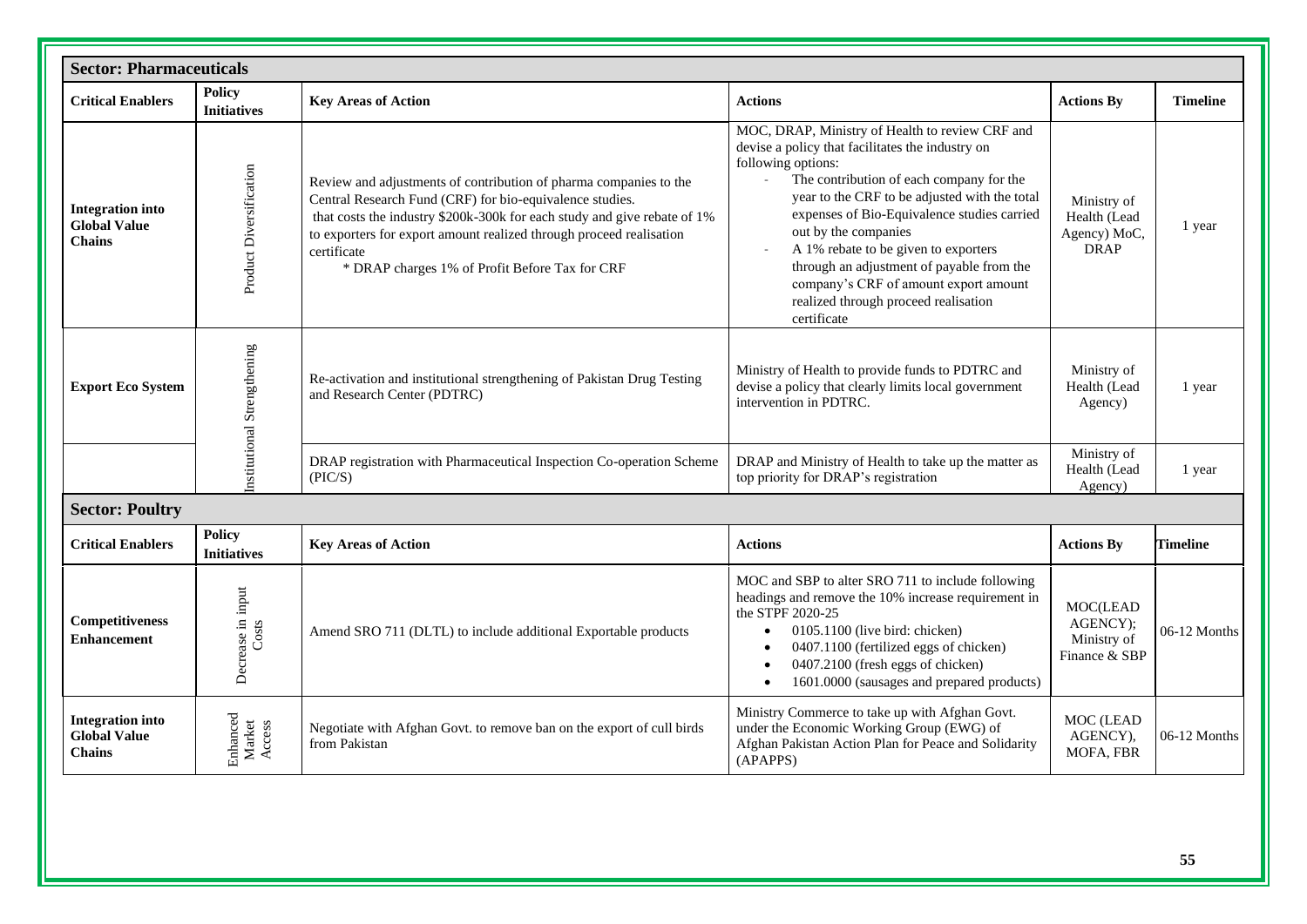**Sector: Pharmaceuticals**

| Critical Enablers | Policy Initiatives | Key Areas of Action | Actions | Actions By | Timeline |
|---|---|---|---|---|---|
| **Integration into Global Value Chains** | Product Diversification | Review and adjustments of contribution of pharma companies to the Central Research Fund (CRF) for bio-equivalence studies. that costs the industry $200k-300k for each study and give rebate of 1% to exporters for export amount realized through proceed realisation certificate<br>* DRAP charges 1% of Profit Before Tax for CRF | MOC, DRAP, Ministry of Health to review CRF and devise a policy that facilitates the industry on following options:<br>- The contribution of each company for the year to the CRF to be adjusted with the total expenses of Bio-Equivalence studies carried out by the companies<br>- A 1% rebate to be given to exporters through an adjustment of payable from the company's CRF of amount export amount realized through proceed realisation certificate | Ministry of Health (Lead Agency) MoC, DRAP | 1 year |
| **Export Eco System** | Institutional Strengthening | Re-activation and institutional strengthening of Pakistan Drug Testing and Research Center (PDTRC) | Ministry of Health to provide funds to PDTRC and devise a policy that clearly limits local government intervention in PDTRC. | Ministry of Health (Lead Agency) | 1 year |
| | | DRAP registration with Pharmaceutical Inspection Co-operation Scheme (PIC/S) | DRAP and Ministry of Health to take up the matter as top priority for DRAP's registration | Ministry of Health (Lead Agency) | 1 year |

**Sector: Poultry**

| Critical Enablers | Policy Initiatives | Key Areas of Action | Actions | Actions By | Timeline |
|---|---|---|---|---|---|
| **Competitiveness Enhancement** | Decrease in input Costs | Amend SRO 711 (DLTL) to include additional Exportable products | MOC and SBP to alter SRO 711 to include following headings and remove the 10% increase requirement in the STPF 2020-25<br>• 0105.1100 (live bird: chicken)<br>• 0407.1100 (fertilized eggs of chicken)<br>• 0407.2100 (fresh eggs of chicken)<br>• 1601.0000 (sausages and prepared products) | MOC(LEAD AGENCY); Ministry of Finance & SBP | 06-12 Months |
| **Integration into Global Value Chains** | Enhanced Market Access | Negotiate with Afghan Govt. to remove ban on the export of cull birds from Pakistan | Ministry Commerce to take up with Afghan Govt. under the Economic Working Group (EWG) of Afghan Pakistan Action Plan for Peace and Solidarity (APAPPS) | MOC (LEAD AGENCY), MOFA, FBR | 06-12 Months |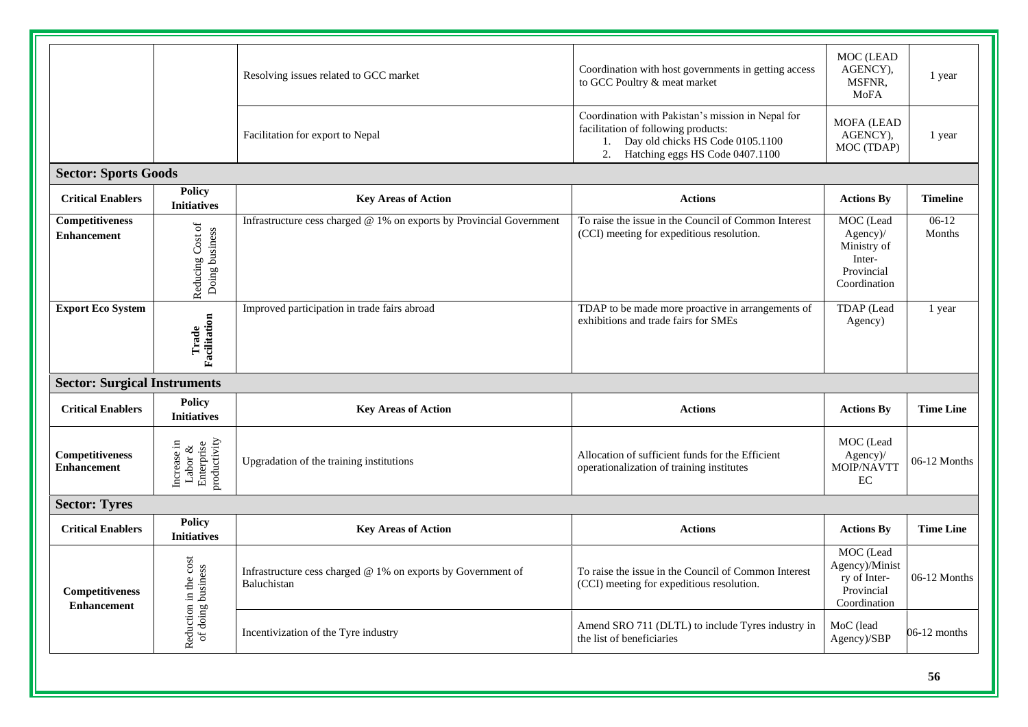| | | | | | |
|---|---|---|---|---|---|
| | | Resolving issues related to GCC market | Coordination with host governments in getting access to GCC Poultry & meat market | MOC (LEAD AGENCY), MSFNR, MoFA | 1 year |
| | | Facilitation for export to Nepal | Coordination with Pakistan's mission in Nepal for facilitation of following products:<br>1. Day old chicks HS Code 0105.1100<br>2. Hatching eggs HS Code 0407.1100 | MOFA (LEAD AGENCY), MOC (TDAP) | 1 year |

## Sector: Sports Goods

| Critical Enablers | Policy Initiatives | Key Areas of Action | Actions | Actions By | Timeline |
|---|---|---|---|---|---|
| **Competitiveness Enhancement** | Reducing Cost of Doing business | Infrastructure cess charged @ 1% on exports by Provincial Government | To raise the issue in the Council of Common Interest (CCI) meeting for expeditious resolution. | MOC (Lead Agency)/ Ministry of Inter-Provincial Coordination | 06-12 Months |
| **Export Eco System** | **Trade Facilitation** | Improved participation in trade fairs abroad | TDAP to be made more proactive in arrangements of exhibitions and trade fairs for SMEs | TDAP (Lead Agency) | 1 year |

## Sector: Surgical Instruments

| Critical Enablers | Policy Initiatives | Key Areas of Action | Actions | Actions By | Time Line |
|---|---|---|---|---|---|
| **Competitiveness Enhancement** | Increase in Labor & Enterprise productivity | Upgradation of the training institutions | Allocation of sufficient funds for the Efficient operationalization of training institutes | MOC (Lead Agency)/ MOIP/NAVTTEC | 06-12 Months |

## Sector: Tyres

| Critical Enablers | Policy Initiatives | Key Areas of Action | Actions | Actions By | Time Line |
|---|---|---|---|---|---|
| **Competitiveness Enhancement** | Reduction in the cost of doing business | Infrastructure cess charged @ 1% on exports by Government of Baluchistan | To raise the issue in the Council of Common Interest (CCI) meeting for expeditious resolution. | MOC (Lead Agency)/Ministry of Inter-Provincial Coordination | 06-12 Months |
| | | Incentivization of the Tyre industry | Amend SRO 711 (DLTL) to include Tyres industry in the list of beneficiaries | MoC (lead Agency)/SBP | 06-12 months |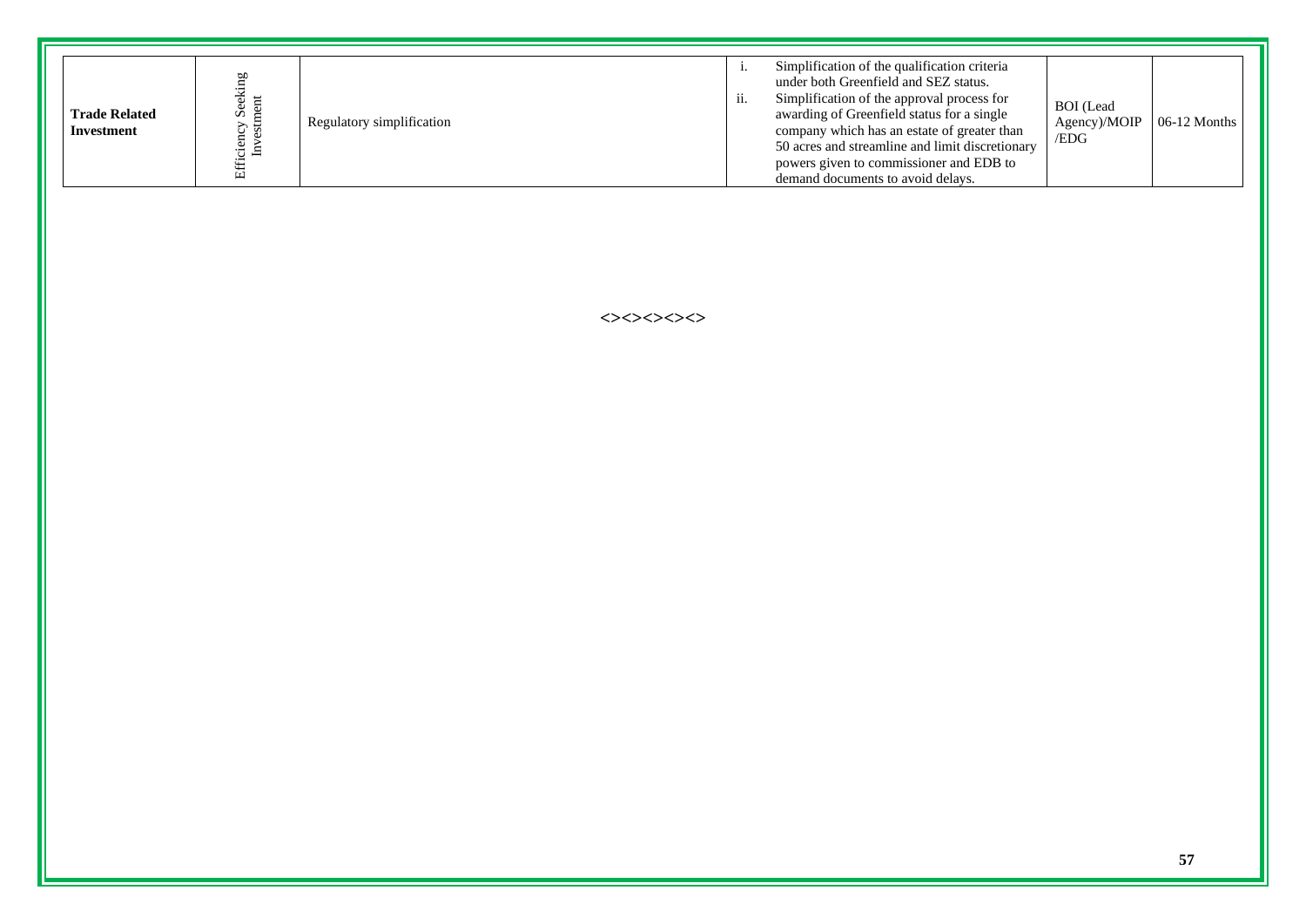| | | | | | |
|---|---|---|---|---|---|
| **Trade Related Investment** | Efficiency Seeking Investment | Regulatory simplification | i. Simplification of the qualification criteria under both Greenfield and SEZ status.<br>ii. Simplification of the approval process for awarding of Greenfield status for a single company which has an estate of greater than 50 acres and streamline and limit discretionary powers given to commissioner and EDB to demand documents to avoid delays. | BOI (Lead Agency)/MOIP /EDG | 06-12 Months |

<><><><><>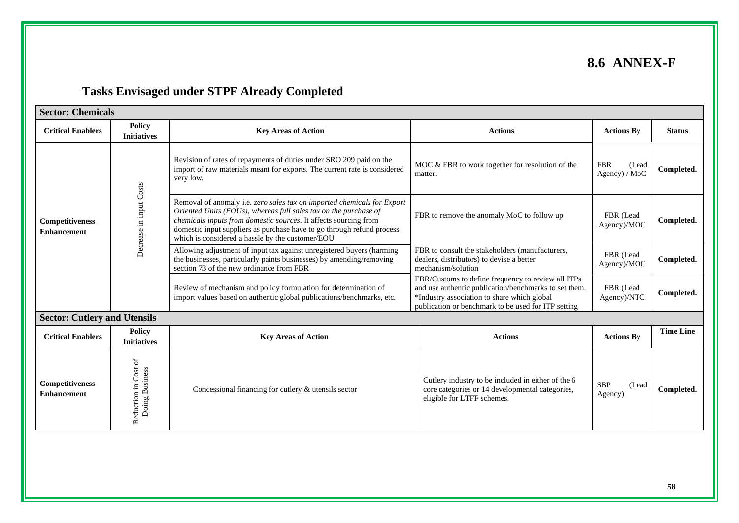## 8.6 ANNEX-F

### Tasks Envisaged under STPF Already Completed

| **Sector: Chemicals** | | | | | |
|---|---|---|---|---|---|
| **Critical Enablers** | **Policy Initiatives** | **Key Areas of Action** | **Actions** | **Actions By** | **Status** |
| **Competitiveness Enhancement** | Decrease in input Costs | Revision of rates of repayments of duties under SRO 209 paid on the import of raw materials meant for exports. The current rate is considered very low. | MOC & FBR to work together for resolution of the matter. | FBR (Lead Agency) / MoC | **Completed.** |
| | | Removal of anomaly i.e. *zero sales tax on imported chemicals for Export Oriented Units (EOUs), whereas full sales tax on the purchase of chemicals inputs from domestic sources*. It affects sourcing from domestic input suppliers as purchase have to go through refund process which is considered a hassle by the customer/EOU | FBR to remove the anomaly MoC to follow up | FBR (Lead Agency)/MOC | **Completed.** |
| | | Allowing adjustment of input tax against unregistered buyers (harming the businesses, particularly paints businesses) by amending/removing section 73 of the new ordinance from FBR | FBR to consult the stakeholders (manufacturers, dealers, distributors) to devise a better mechanism/solution | FBR (Lead Agency)/MOC | **Completed.** |
| | | Review of mechanism and policy formulation for determination of import values based on authentic global publications/benchmarks, etc. | FBR/Customs to define frequency to review all ITPs and use authentic publication/benchmarks to set them. *Industry association to share which global publication or benchmark to be used for ITP setting | FBR (Lead Agency)/NTC | **Completed.** |

| **Sector: Cutlery and Utensils** | | | | | |
|---|---|---|---|---|---|
| **Critical Enablers** | **Policy Initiatives** | **Key Areas of Action** | **Actions** | **Actions By** | **Time Line** |
| **Competitiveness Enhancement** | Reduction in Cost of Doing Business | Concessional financing for cutlery & utensils sector | Cutlery industry to be included in either of the 6 core categories or 14 developmental categories, eligible for LTFF schemes. | SBP (Lead Agency) | **Completed.** |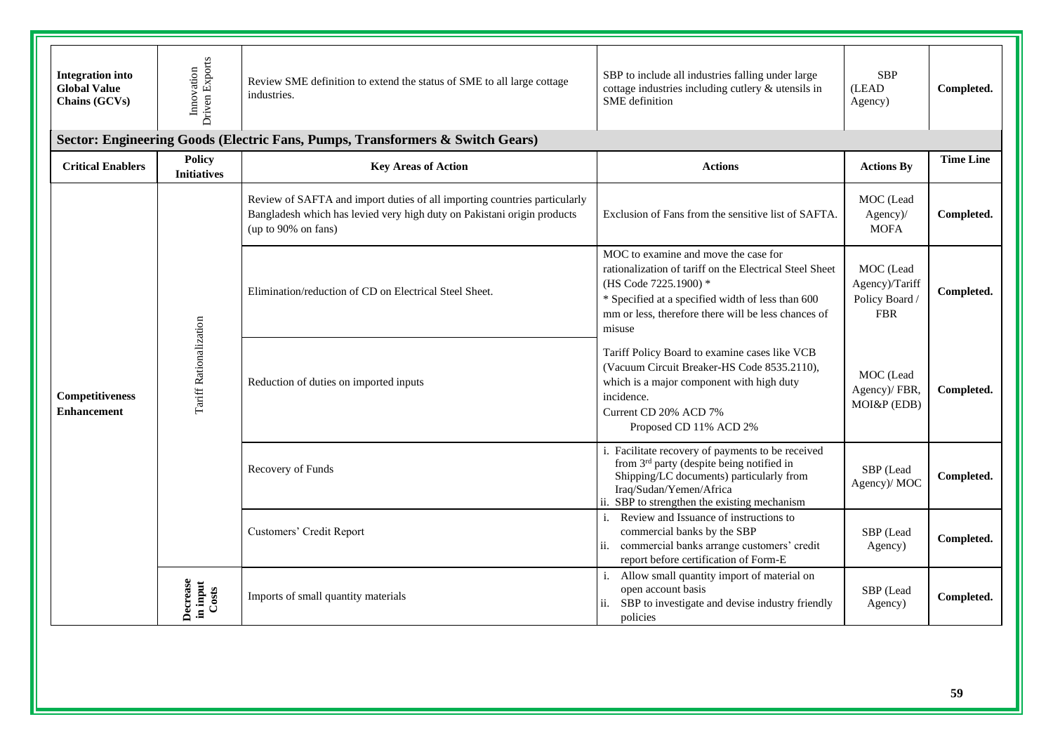| Integration into Global Value Chains (GCVs) | Innovation Driven Exports | Review SME definition to extend the status of SME to all large cottage industries. | SBP to include all industries falling under large cottage industries including cutlery & utensils in SME definition | SBP (LEAD Agency) | Completed. |
|---|---|---|---|---|---|

**Sector: Engineering Goods (Electric Fans, Pumps, Transformers & Switch Gears)**

| Critical Enablers | Policy Initiatives | Key Areas of Action | Actions | Actions By | Time Line |
|---|---|---|---|---|---|
| Competitiveness Enhancement | Tariff Rationalization | Review of SAFTA and import duties of all importing countries particularly Bangladesh which has levied very high duty on Pakistani origin products (up to 90% on fans) | Exclusion of Fans from the sensitive list of SAFTA. | MOC (Lead Agency)/ MOFA | Completed. |
| | | Elimination/reduction of CD on Electrical Steel Sheet. | MOC to examine and move the case for rationalization of tariff on the Electrical Steel Sheet (HS Code 7225.1900) * <br> * Specified at a specified width of less than 600 mm or less, therefore there will be less chances of misuse | MOC (Lead Agency)/Tariff Policy Board / FBR | Completed. |
| | | Reduction of duties on imported inputs | Tariff Policy Board to examine cases like VCB (Vacuum Circuit Breaker-HS Code 8535.2110), which is a major component with high duty incidence. <br> Current CD 20% ACD 7% <br> Proposed CD 11% ACD 2% | MOC (Lead Agency)/ FBR, MOI&P (EDB) | Completed. |
| | | Recovery of Funds | i. Facilitate recovery of payments to be received from 3rd party (despite being notified in Shipping/LC documents) particularly from Iraq/Sudan/Yemen/Africa <br> ii. SBP to strengthen the existing mechanism | SBP (Lead Agency)/ MOC | Completed. |
| | | Customers' Credit Report | i. Review and Issuance of instructions to commercial banks by the SBP <br> ii. commercial banks arrange customers' credit report before certification of Form-E | SBP (Lead Agency) | Completed. |
| | Decrease in input Costs | Imports of small quantity materials | i. Allow small quantity import of material on open account basis <br> ii. SBP to investigate and devise industry friendly policies | SBP (Lead Agency) | Completed. |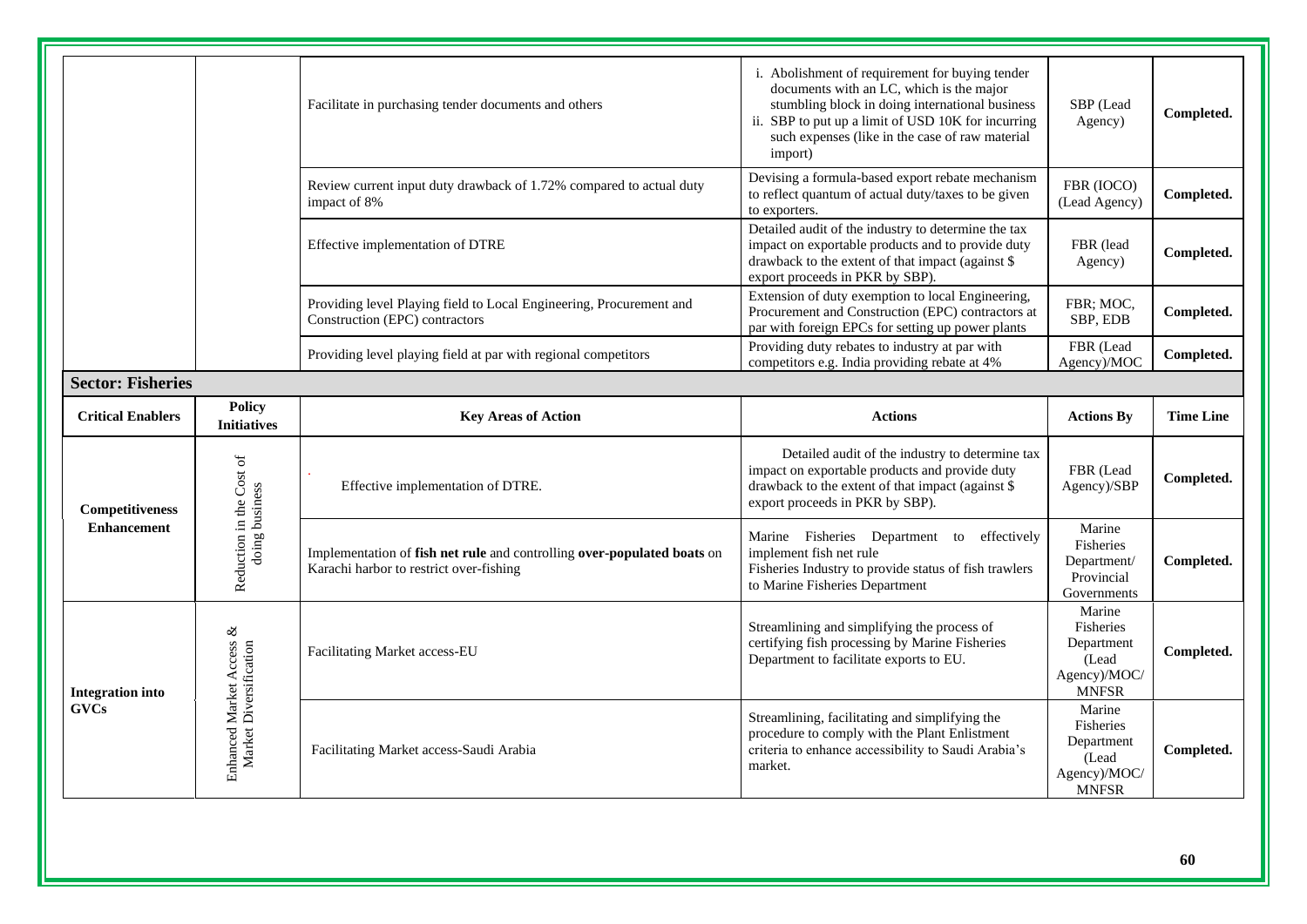| | | | | | |
|---|---|---|---|---|---|
| | | Facilitate in purchasing tender documents and others | i. Abolishment of requirement for buying tender documents with an LC, which is the major stumbling block in doing international business<br>ii. SBP to put up a limit of USD 10K for incurring such expenses (like in the case of raw material import) | SBP (Lead Agency) | **Completed.** |
| | | Review current input duty drawback of 1.72% compared to actual duty impact of 8% | Devising a formula-based export rebate mechanism to reflect quantum of actual duty/taxes to be given to exporters. | FBR (IOCO) (Lead Agency) | **Completed.** |
| | | Effective implementation of DTRE | Detailed audit of the industry to determine the tax impact on exportable products and to provide duty drawback to the extent of that impact (against $ export proceeds in PKR by SBP). | FBR (lead Agency) | **Completed.** |
| | | Providing level Playing field to Local Engineering, Procurement and Construction (EPC) contractors | Extension of duty exemption to local Engineering, Procurement and Construction (EPC) contractors at par with foreign EPCs for setting up power plants | FBR; MOC, SBP, EDB | **Completed.** |
| | | Providing level playing field at par with regional competitors | Providing duty rebates to industry at par with competitors e.g. India providing rebate at 4% | FBR (Lead Agency)/MOC | **Completed.** |

**Sector: Fisheries**

| **Critical Enablers** | **Policy Initiatives** | **Key Areas of Action** | **Actions** | **Actions By** | **Time Line** |
|---|---|---|---|---|---|
| **Competitiveness Enhancement** | Reduction in the Cost of doing business | Effective implementation of DTRE. | Detailed audit of the industry to determine tax impact on exportable products and provide duty drawback to the extent of that impact (against $ export proceeds in PKR by SBP). | FBR (Lead Agency)/SBP | **Completed.** |
| | | Implementation of **fish net rule** and controlling **over-populated boats** on Karachi harbor to restrict over-fishing | Marine Fisheries Department to effectively implement fish net rule<br>Fisheries Industry to provide status of fish trawlers to Marine Fisheries Department | Marine Fisheries Department/ Provincial Governments | **Completed.** |
| **Integration into GVCs** | Enhanced Market Access & Market Diversification | Facilitating Market access-EU | Streamlining and simplifying the process of certifying fish processing by Marine Fisheries Department to facilitate exports to EU. | Marine Fisheries Department (Lead Agency)/MOC/ MNFSR | **Completed.** |
| | | Facilitating Market access-Saudi Arabia | Streamlining, facilitating and simplifying the procedure to comply with the Plant Enlistment criteria to enhance accessibility to Saudi Arabia's market. | Marine Fisheries Department (Lead Agency)/MOC/ MNFSR | **Completed.** |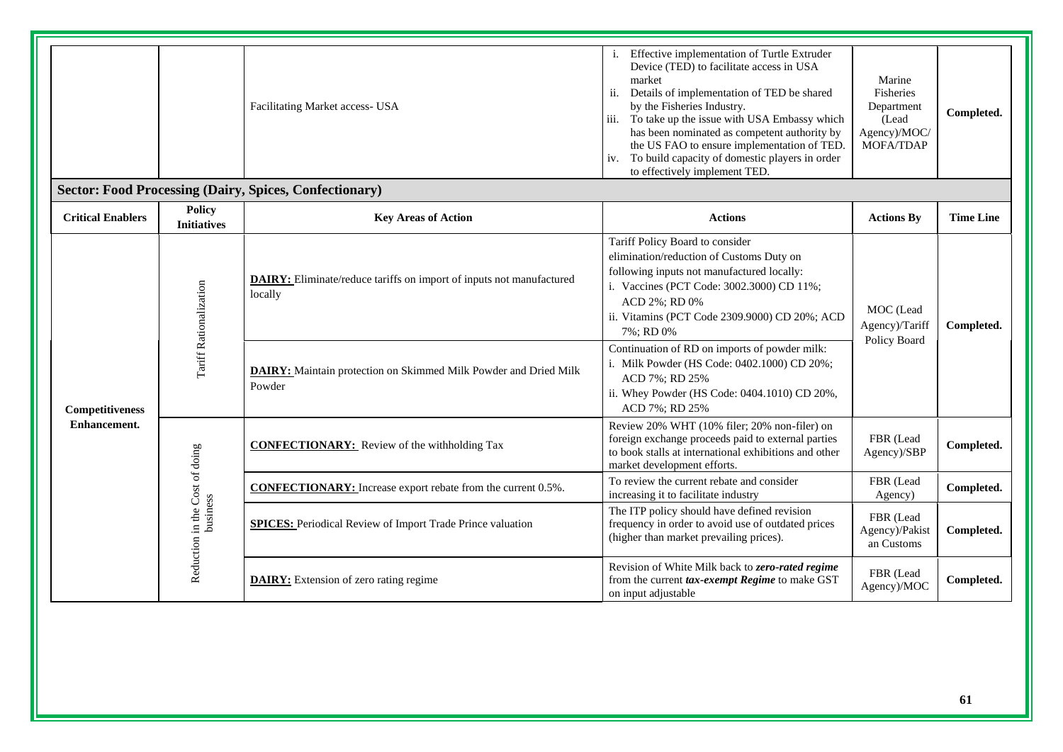| | | | | | |
|---|---|---|---|---|---|
| | | Facilitating Market access- USA | i. Effective implementation of Turtle Extruder Device (TED) to facilitate access in USA market<br>ii. Details of implementation of TED be shared by the Fisheries Industry.<br>iii. To take up the issue with USA Embassy which has been nominated as competent authority by the US FAO to ensure implementation of TED.<br>iv. To build capacity of domestic players in order to effectively implement TED. | Marine Fisheries Department (Lead Agency)/MOC/ MOFA/TDAP | **Completed.** |

**Sector: Food Processing (Dairy, Spices, Confectionary)**

| Critical Enablers | Policy Initiatives | Key Areas of Action | Actions | Actions By | Time Line |
|---|---|---|---|---|---|
| **Competitiveness Enhancement.** | Tariff Rationalization | **DAIRY:** Eliminate/reduce tariffs on import of inputs not manufactured locally | Tariff Policy Board to consider elimination/reduction of Customs Duty on following inputs not manufactured locally:<br>i. Vaccines (PCT Code: 3002.3000) CD 11%; ACD 2%; RD 0%<br>ii. Vitamins (PCT Code 2309.9000) CD 20%; ACD 7%; RD 0% | MOC (Lead Agency)/Tariff Policy Board | **Completed.** |
| | | **DAIRY:** Maintain protection on Skimmed Milk Powder and Dried Milk Powder | Continuation of RD on imports of powder milk:<br>i. Milk Powder (HS Code: 0402.1000) CD 20%; ACD 7%; RD 25%<br>ii. Whey Powder (HS Code: 0404.1010) CD 20%, ACD 7%; RD 25% | | |
| | Reduction in the Cost of doing business | **CONFECTIONARY:** Review of the withholding Tax | Review 20% WHT (10% filer; 20% non-filer) on foreign exchange proceeds paid to external parties to book stalls at international exhibitions and other market development efforts. | FBR (Lead Agency)/SBP | **Completed.** |
| | | **CONFECTIONARY:** Increase export rebate from the current 0.5%. | To review the current rebate and consider increasing it to facilitate industry | FBR (Lead Agency) | **Completed.** |
| | | **SPICES:** Periodical Review of Import Trade Prince valuation | The ITP policy should have defined revision frequency in order to avoid use of outdated prices (higher than market prevailing prices). | FBR (Lead Agency)/Pakistan Customs | **Completed.** |
| | | **DAIRY:** Extension of zero rating regime | Revision of White Milk back to ***zero-rated regime*** from the current ***tax-exempt Regime*** to make GST on input adjustable | FBR (Lead Agency)/MOC | **Completed.** |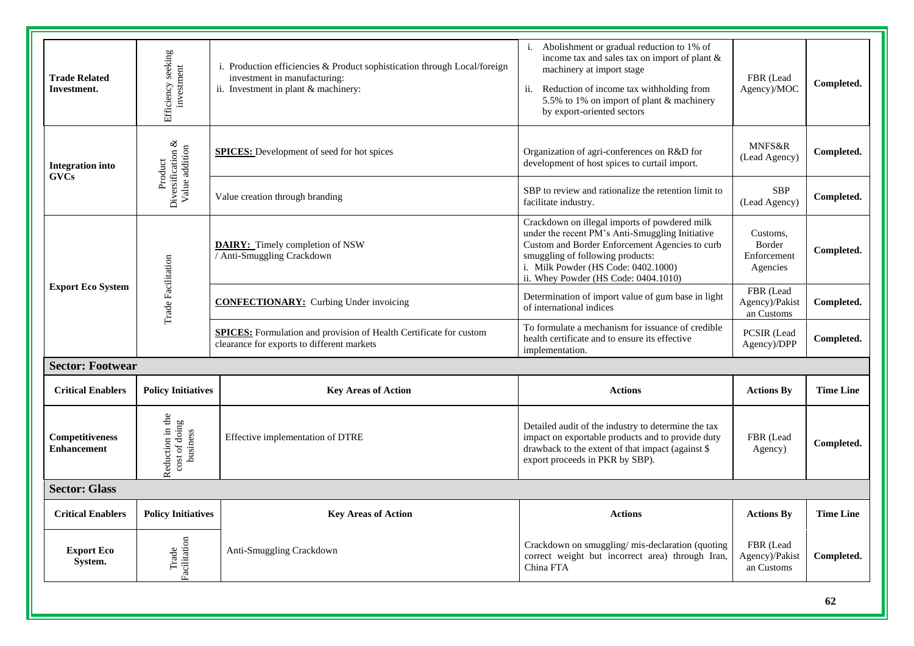| | | | | | |
|---|---|---|---|---|---|
| **Trade Related Investment.** | Efficiency seeking investment | i. Production efficiencies & Product sophistication through Local/foreign investment in manufacturing:<br>ii. Investment in plant & machinery: | i. Abolishment or gradual reduction to 1% of income tax and sales tax on import of plant & machinery at import stage<br>ii. Reduction of income tax withholding from 5.5% to 1% on import of plant & machinery by export-oriented sectors | FBR (Lead Agency)/MOC | **Completed.** |
| **Integration into GVCs** | Product Diversification & Value addition | **SPICES:** Development of seed for hot spices | Organization of agri-conferences on R&D for development of host spices to curtail import. | MNFS&R (Lead Agency) | **Completed.** |
| | | Value creation through branding | SBP to review and rationalize the retention limit to facilitate industry. | SBP (Lead Agency) | **Completed.** |
| **Export Eco System** | Trade Facilitation | **DAIRY:** Timely completion of NSW / Anti-Smuggling Crackdown | Crackdown on illegal imports of powdered milk under the recent PM's Anti-Smuggling Initiative Custom and Border Enforcement Agencies to curb smuggling of following products:<br>i. Milk Powder (HS Code: 0402.1000)<br>ii. Whey Powder (HS Code: 0404.1010) | Customs, Border Enforcement Agencies | **Completed.** |
| | | **CONFECTIONARY:** Curbing Under invoicing | Determination of import value of gum base in light of international indices | FBR (Lead Agency)/Pakistan Customs | **Completed.** |
| | | **SPICES:** Formulation and provision of Health Certificate for custom clearance for exports to different markets | To formulate a mechanism for issuance of credible health certificate and to ensure its effective implementation. | PCSIR (Lead Agency)/DPP | **Completed.** |

**Sector: Footwear**

| **Critical Enablers** | **Policy Initiatives** | **Key Areas of Action** | **Actions** | **Actions By** | **Time Line** |
|---|---|---|---|---|---|
| **Competitiveness Enhancement** | Reduction in the cost of doing business | Effective implementation of DTRE | Detailed audit of the industry to determine the tax impact on exportable products and to provide duty drawback to the extent of that impact (against $ export proceeds in PKR by SBP). | FBR (Lead Agency) | **Completed.** |

**Sector: Glass**

| **Critical Enablers** | **Policy Initiatives** | **Key Areas of Action** | **Actions** | **Actions By** | **Time Line** |
|---|---|---|---|---|---|
| **Export Eco System.** | Trade Facilitation | Anti-Smuggling Crackdown | Crackdown on smuggling/ mis-declaration (quoting correct weight but incorrect area) through Iran, China FTA | FBR (Lead Agency)/Pakistan Customs | **Completed.** |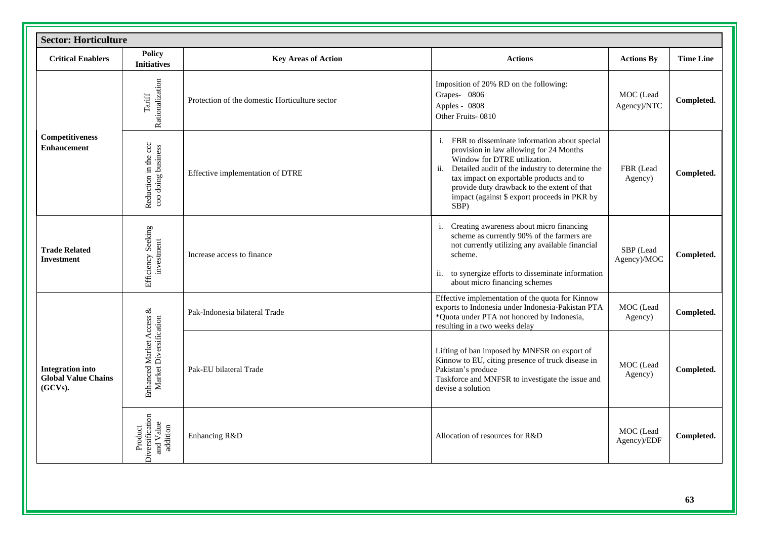| **Sector: Horticulture** | | | | | |
|---|---|---|---|---|---|
| **Critical Enablers** | **Policy Initiatives** | **Key Areas of Action** | **Actions** | **Actions By** | **Time Line** |
| **Competitiveness Enhancement** | Tariff Rationalization | Protection of the domestic Horticulture sector | Imposition of 20% RD on the following:<br>Grapes- 0806<br>Apples - 0808<br>Other Fruits- 0810 | MOC (Lead Agency)/NTC | **Completed.** |
| | Reduction in the ccc coo doing business | Effective implementation of DTRE | i. FBR to disseminate information about special provision in law allowing for 24 Months Window for DTRE utilization.<br>ii. Detailed audit of the industry to determine the tax impact on exportable products and to provide duty drawback to the extent of that impact (against $ export proceeds in PKR by SBP) | FBR (Lead Agency) | **Completed.** |
| **Trade Related Investment** | Efficiency Seeking investment | Increase access to finance | i. Creating awareness about micro financing scheme as currently 90% of the farmers are not currently utilizing any available financial scheme.<br>ii. to synergize efforts to disseminate information about micro financing schemes | SBP (Lead Agency)/MOC | **Completed.** |
| **Integration into Global Value Chains (GCVs).** | Enhanced Market Access & Market Diversification | Pak-Indonesia bilateral Trade | Effective implementation of the quota for Kinnow exports to Indonesia under Indonesia-Pakistan PTA *Quota under PTA not honored by Indonesia, resulting in a two weeks delay | MOC (Lead Agency) | **Completed.** |
| | | Pak-EU bilateral Trade | Lifting of ban imposed by MNFSR on export of Kinnow to EU, citing presence of truck disease in Pakistan's produce<br>Taskforce and MNFSR to investigate the issue and devise a solution | MOC (Lead Agency) | **Completed.** |
| | Product Diversification and Value addition | Enhancing R&D | Allocation of resources for R&D | MOC (Lead Agency)/EDF | **Completed.** |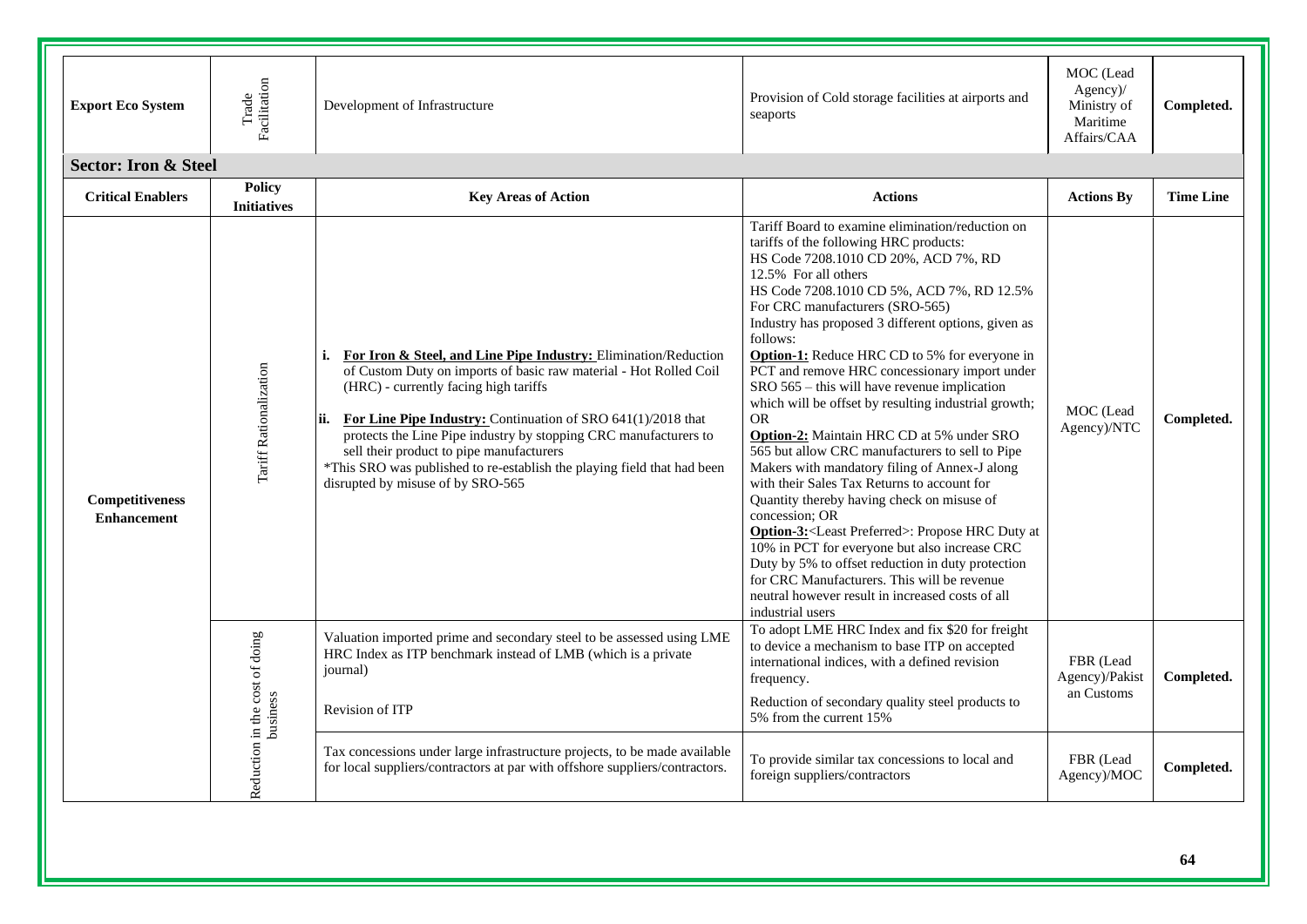| Export Eco System | Trade Facilitation | Development of Infrastructure | Provision of Cold storage facilities at airports and seaports | MOC (Lead Agency)/ Ministry of Maritime Affairs/CAA | Completed. |
|---|---|---|---|---|---|

**Sector: Iron & Steel**

| Critical Enablers | Policy Initiatives | Key Areas of Action | Actions | Actions By | Time Line |
|---|---|---|---|---|---|
| Competitiveness Enhancement | Tariff Rationalization | i. **For Iron & Steel, and Line Pipe Industry:** Elimination/Reduction of Custom Duty on imports of basic raw material - Hot Rolled Coil (HRC) - currently facing high tariffs<br>ii. **For Line Pipe Industry:** Continuation of SRO 641(1)/2018 that protects the Line Pipe industry by stopping CRC manufacturers to sell their product to pipe manufacturers<br>*This SRO was published to re-establish the playing field that had been disrupted by misuse of by SRO-565 | Tariff Board to examine elimination/reduction on tariffs of the following HRC products:<br>HS Code 7208.1010 CD 20%, ACD 7%, RD 12.5% For all others<br>HS Code 7208.1010 CD 5%, ACD 7%, RD 12.5% For CRC manufacturers (SRO-565)<br>Industry has proposed 3 different options, given as follows:<br>**Option-1:** Reduce HRC CD to 5% for everyone in PCT and remove HRC concessionary import under SRO 565 – this will have revenue implication which will be offset by resulting industrial growth; OR<br>**Option-2:** Maintain HRC CD at 5% under SRO 565 but allow CRC manufacturers to sell to Pipe Makers with mandatory filing of Annex-J along with their Sales Tax Returns to account for Quantity thereby having check on misuse of concession; OR<br>**Option-3:**<Least Preferred>: Propose HRC Duty at 10% in PCT for everyone but also increase CRC Duty by 5% to offset reduction in duty protection for CRC Manufacturers. This will be revenue neutral however result in increased costs of all industrial users | MOC (Lead Agency)/NTC | Completed. |
| | Reduction in the cost of doing business | Valuation imported prime and secondary steel to be assessed using LME HRC Index as ITP benchmark instead of LMB (which is a private journal)<br><br>Revision of ITP | To adopt LME HRC Index and fix $20 for freight to device a mechanism to base ITP on accepted international indices, with a defined revision frequency.<br>Reduction of secondary quality steel products to 5% from the current 15% | FBR (Lead Agency)/Pakistan Customs | Completed. |
| | | Tax concessions under large infrastructure projects, to be made available for local suppliers/contractors at par with offshore suppliers/contractors. | To provide similar tax concessions to local and foreign suppliers/contractors | FBR (Lead Agency)/MOC | Completed. |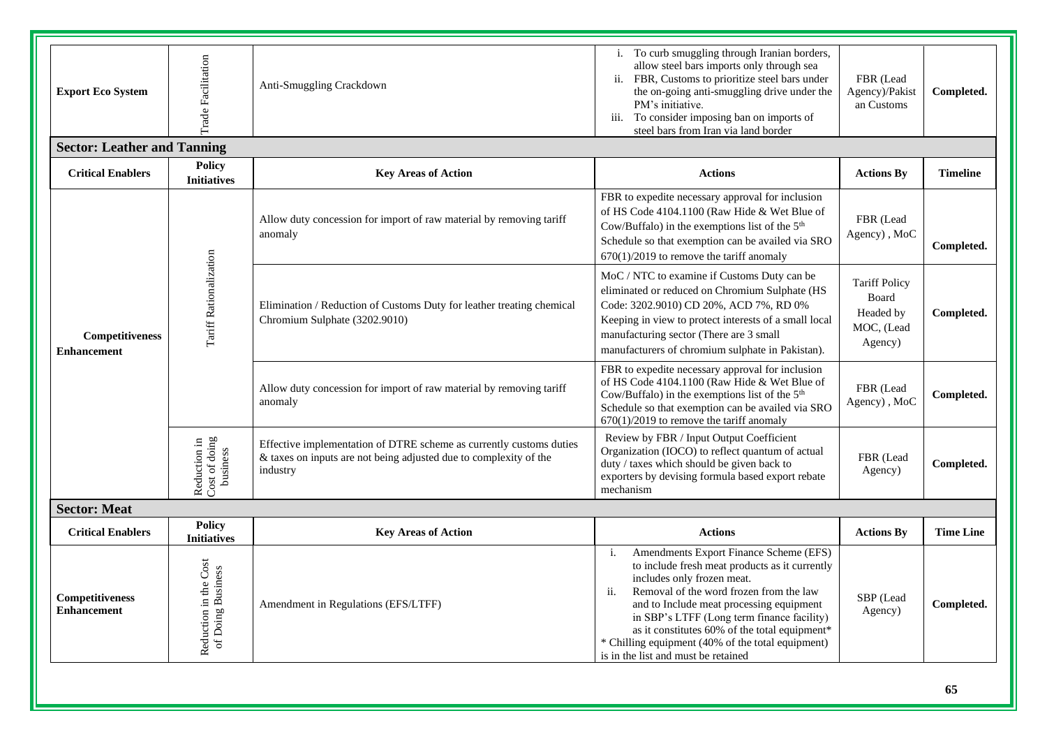| Export Eco System | Trade Facilitation | Anti-Smuggling Crackdown | i. To curb smuggling through Iranian borders, allow steel bars imports only through sea<br>ii. FBR, Customs to prioritize steel bars under the on-going anti-smuggling drive under the PM's initiative.<br>iii. To consider imposing ban on imports of steel bars from Iran via land border | FBR (Lead Agency)/Pakistan Customs | Completed. |
|---|---|---|---|---|---|

**Sector: Leather and Tanning**

| Critical Enablers | Policy Initiatives | Key Areas of Action | Actions | Actions By | Timeline |
|---|---|---|---|---|---|
| Competitiveness Enhancement | Tariff Rationalization | Allow duty concession for import of raw material by removing tariff anomaly | FBR to expedite necessary approval for inclusion of HS Code 4104.1100 (Raw Hide & Wet Blue of Cow/Buffalo) in the exemptions list of the 5th Schedule so that exemption can be availed via SRO 670(1)/2019 to remove the tariff anomaly | FBR (Lead Agency) , MoC | Completed. |
| | | Elimination / Reduction of Customs Duty for leather treating chemical Chromium Sulphate (3202.9010) | MoC / NTC to examine if Customs Duty can be eliminated or reduced on Chromium Sulphate (HS Code: 3202.9010) CD 20%, ACD 7%, RD 0% Keeping in view to protect interests of a small local manufacturing sector (There are 3 small manufacturers of chromium sulphate in Pakistan). | Tariff Policy Board Headed by MOC, (Lead Agency) | Completed. |
| | | Allow duty concession for import of raw material by removing tariff anomaly | FBR to expedite necessary approval for inclusion of HS Code 4104.1100 (Raw Hide & Wet Blue of Cow/Buffalo) in the exemptions list of the 5th Schedule so that exemption can be availed via SRO 670(1)/2019 to remove the tariff anomaly | FBR (Lead Agency) , MoC | Completed. |
| | Reduction in Cost of doing business | Effective implementation of DTRE scheme as currently customs duties & taxes on inputs are not being adjusted due to complexity of the industry | Review by FBR / Input Output Coefficient Organization (IOCO) to reflect quantum of actual duty / taxes which should be given back to exporters by devising formula based export rebate mechanism | FBR (Lead Agency) | Completed. |

**Sector: Meat**

| Critical Enablers | Policy Initiatives | Key Areas of Action | Actions | Actions By | Time Line |
|---|---|---|---|---|---|
| Competitiveness Enhancement | Reduction in the Cost of Doing Business | Amendment in Regulations (EFS/LTFF) | i. Amendments Export Finance Scheme (EFS) to include fresh meat products as it currently includes only frozen meat.<br>ii. Removal of the word frozen from the law and to Include meat processing equipment in SBP's LTFF (Long term finance facility) as it constitutes 60% of the total equipment*<br>* Chilling equipment (40% of the total equipment) is in the list and must be retained | SBP (Lead Agency) | Completed. |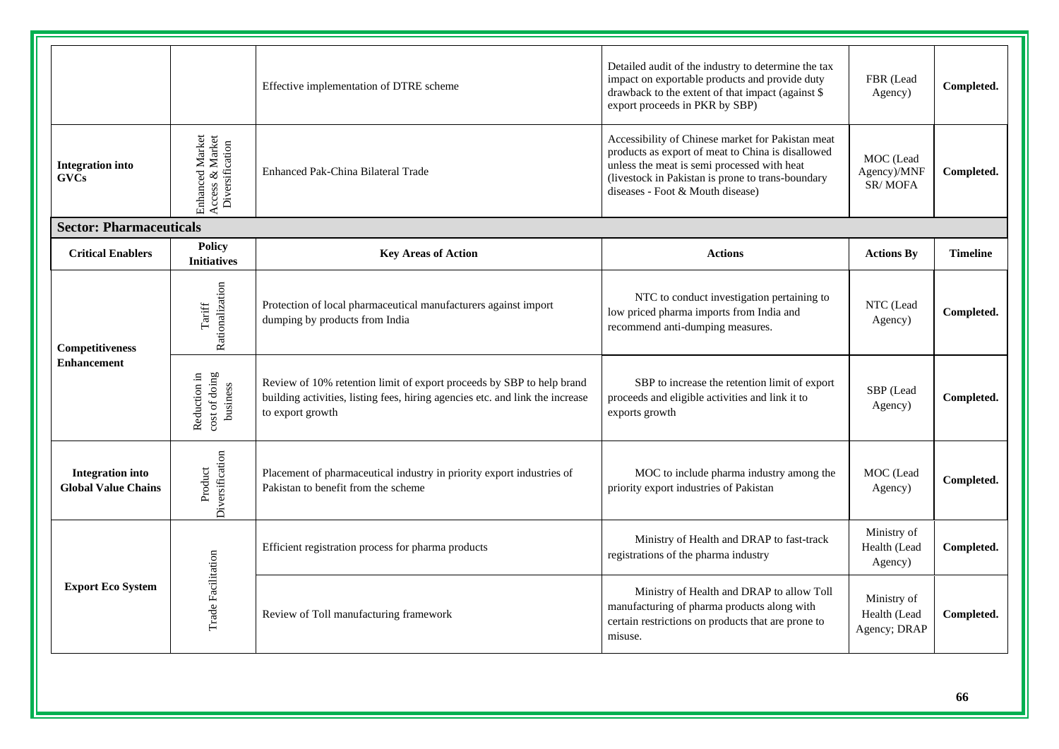| | | Effective implementation of DTRE scheme | Detailed audit of the industry to determine the tax impact on exportable products and provide duty drawback to the extent of that impact (against $ export proceeds in PKR by SBP) | FBR (Lead Agency) | **Completed.** |
|---|---|---|---|---|---|
| **Integration into GVCs** | Enhanced Market Access & Market Diversification | Enhanced Pak-China Bilateral Trade | Accessibility of Chinese market for Pakistan meat products as export of meat to China is disallowed unless the meat is semi processed with heat (livestock in Pakistan is prone to trans-boundary diseases - Foot & Mouth disease) | MOC (Lead Agency)/MNF SR/ MOFA | **Completed.** |

**Sector: Pharmaceuticals**

| **Critical Enablers** | **Policy Initiatives** | **Key Areas of Action** | **Actions** | **Actions By** | **Timeline** |
|---|---|---|---|---|---|
| **Competitiveness Enhancement** | Tariff Rationalization | Protection of local pharmaceutical manufacturers against import dumping by products from India | NTC to conduct investigation pertaining to low priced pharma imports from India and recommend anti-dumping measures. | NTC (Lead Agency) | **Completed.** |
| | Reduction in cost of doing business | Review of 10% retention limit of export proceeds by SBP to help brand building activities, listing fees, hiring agencies etc. and link the increase to export growth | SBP to increase the retention limit of export proceeds and eligible activities and link it to exports growth | SBP (Lead Agency) | **Completed.** |
| **Integration into Global Value Chains** | Product Diversification | Placement of pharmaceutical industry in priority export industries of Pakistan to benefit from the scheme | MOC to include pharma industry among the priority export industries of Pakistan | MOC (Lead Agency) | **Completed.** |
| **Export Eco System** | Trade Facilitation | Efficient registration process for pharma products | Ministry of Health and DRAP to fast-track registrations of the pharma industry | Ministry of Health (Lead Agency) | **Completed.** |
| | | Review of Toll manufacturing framework | Ministry of Health and DRAP to allow Toll manufacturing of pharma products along with certain restrictions on products that are prone to misuse. | Ministry of Health (Lead Agency; DRAP | **Completed.** |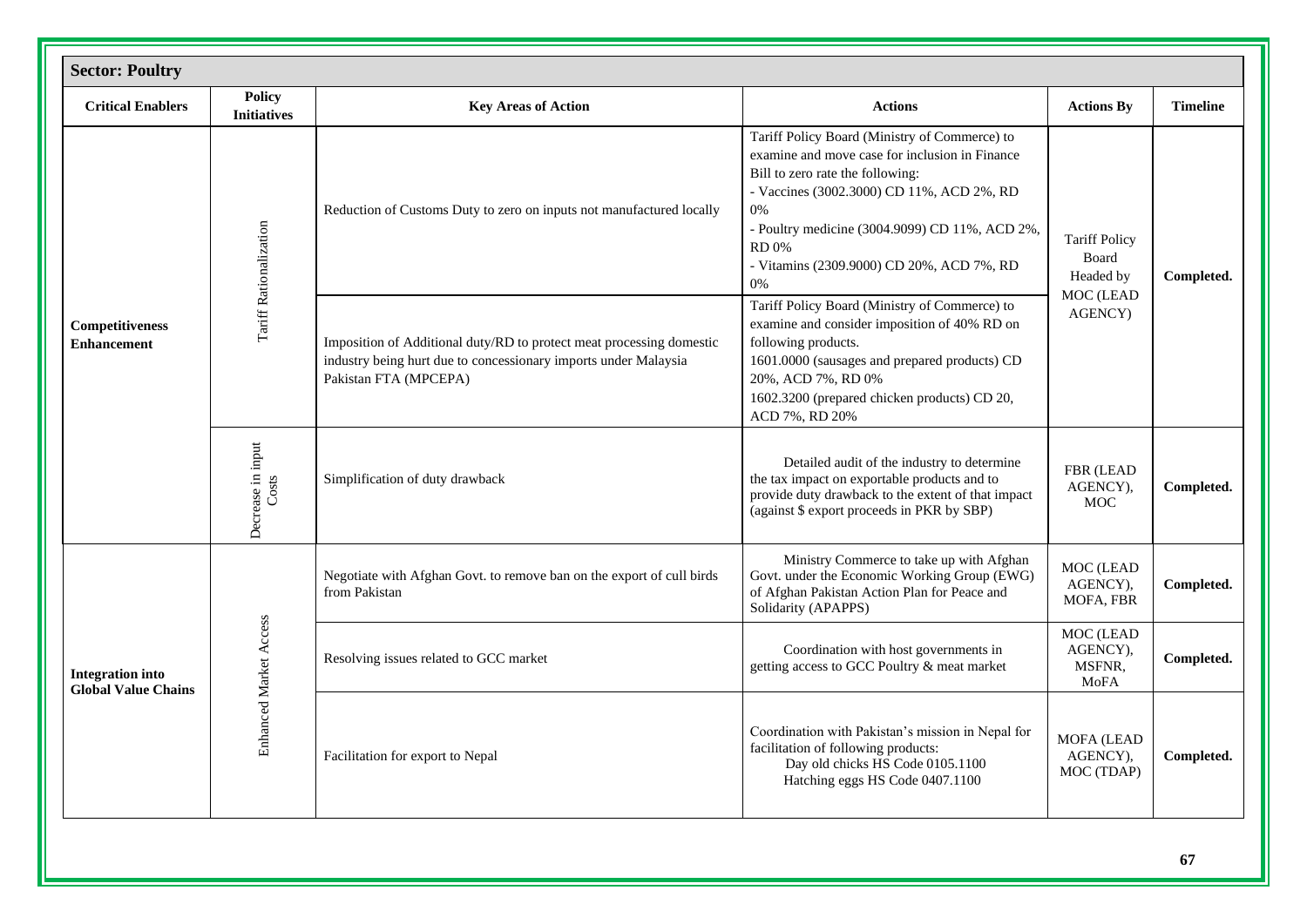| **Sector: Poultry** | | | | | |
|---|---|---|---|---|---|
| **Critical Enablers** | **Policy Initiatives** | **Key Areas of Action** | **Actions** | **Actions By** | **Timeline** |
| **Competitiveness Enhancement** | Tariff Rationalization | Reduction of Customs Duty to zero on inputs not manufactured locally | Tariff Policy Board (Ministry of Commerce) to examine and move case for inclusion in Finance Bill to zero rate the following:<br>- Vaccines (3002.3000) CD 11%, ACD 2%, RD 0%<br>- Poultry medicine (3004.9099) CD 11%, ACD 2%, RD 0%<br>- Vitamins (2309.9000) CD 20%, ACD 7%, RD 0% | Tariff Policy Board Headed by MOC (LEAD AGENCY) | **Completed.** |
| | | Imposition of Additional duty/RD to protect meat processing domestic industry being hurt due to concessionary imports under Malaysia Pakistan FTA (MPCEPA) | Tariff Policy Board (Ministry of Commerce) to examine and consider imposition of 40% RD on following products.<br>1601.0000 (sausages and prepared products) CD 20%, ACD 7%, RD 0%<br>1602.3200 (prepared chicken products) CD 20, ACD 7%, RD 20% | | |
| | Decrease in input Costs | Simplification of duty drawback | Detailed audit of the industry to determine the tax impact on exportable products and to provide duty drawback to the extent of that impact (against $ export proceeds in PKR by SBP) | FBR (LEAD AGENCY), MOC | **Completed.** |
| **Integration into Global Value Chains** | Enhanced Market Access | Negotiate with Afghan Govt. to remove ban on the export of cull birds from Pakistan | Ministry Commerce to take up with Afghan Govt. under the Economic Working Group (EWG) of Afghan Pakistan Action Plan for Peace and Solidarity (APAPPS) | MOC (LEAD AGENCY), MOFA, FBR | **Completed.** |
| | | Resolving issues related to GCC market | Coordination with host governments in getting access to GCC Poultry & meat market | MOC (LEAD AGENCY), MSFNR, MoFA | **Completed.** |
| | | Facilitation for export to Nepal | Coordination with Pakistan's mission in Nepal for facilitation of following products:<br>Day old chicks HS Code 0105.1100<br>Hatching eggs HS Code 0407.1100 | MOFA (LEAD AGENCY), MOC (TDAP) | **Completed.** |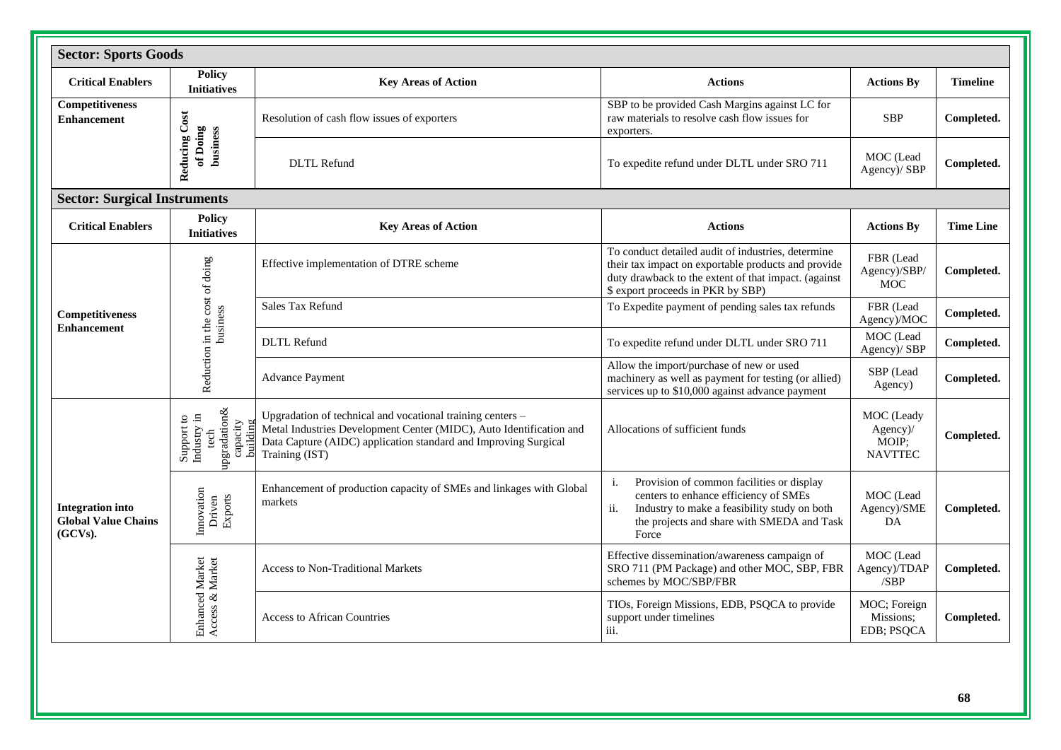**Sector: Sports Goods**

| Critical Enablers | Policy Initiatives | Key Areas of Action | Actions | Actions By | Timeline |
|---|---|---|---|---|---|
| **Competitiveness Enhancement** | **Reducing Cost of Doing business** | Resolution of cash flow issues of exporters | SBP to be provided Cash Margins against LC for raw materials to resolve cash flow issues for exporters. | SBP | **Completed.** |
| | | DLTL Refund | To expedite refund under DLTL under SRO 711 | MOC (Lead Agency)/ SBP | **Completed.** |

**Sector: Surgical Instruments**

| Critical Enablers | Policy Initiatives | Key Areas of Action | Actions | Actions By | Time Line |
|---|---|---|---|---|---|
| **Competitiveness Enhancement** | Reduction in the cost of doing business | Effective implementation of DTRE scheme | To conduct detailed audit of industries, determine their tax impact on exportable products and provide duty drawback to the extent of that impact. (against $ export proceeds in PKR by SBP) | FBR (Lead Agency)/SBP/ MOC | **Completed.** |
| | | Sales Tax Refund | To Expedite payment of pending sales tax refunds | FBR (Lead Agency)/MOC | **Completed.** |
| | | DLTL Refund | To expedite refund under DLTL under SRO 711 | MOC (Lead Agency)/ SBP | **Completed.** |
| | | Advance Payment | Allow the import/purchase of new or used machinery as well as payment for testing (or allied) services up to $10,000 against advance payment | SBP (Lead Agency) | **Completed.** |
| **Integration into Global Value Chains (GCVs).** | Support to Industry in tech upgradation& capacity building | Upgradation of technical and vocational training centers – Metal Industries Development Center (MIDC), Auto Identification and Data Capture (AIDC) application standard and Improving Surgical Training (IST) | Allocations of sufficient funds | MOC (Leady Agency)/ MOIP; NAVTTEC | **Completed.** |
| | Innovation Driven Exports | Enhancement of production capacity of SMEs and linkages with Global markets | i. Provision of common facilities or display centers to enhance efficiency of SMEs<br>ii. Industry to make a feasibility study on both the projects and share with SMEDA and Task Force | MOC (Lead Agency)/SME DA | **Completed.** |
| | Enhanced Market Access & Market | Access to Non-Traditional Markets | Effective dissemination/awareness campaign of SRO 711 (PM Package) and other MOC, SBP, FBR schemes by MOC/SBP/FBR | MOC (Lead Agency)/TDAP /SBP | **Completed.** |
| | | Access to African Countries | TIOs, Foreign Missions, EDB, PSQCA to provide support under timelines<br>iii. | MOC; Foreign Missions; EDB; PSQCA | **Completed.** |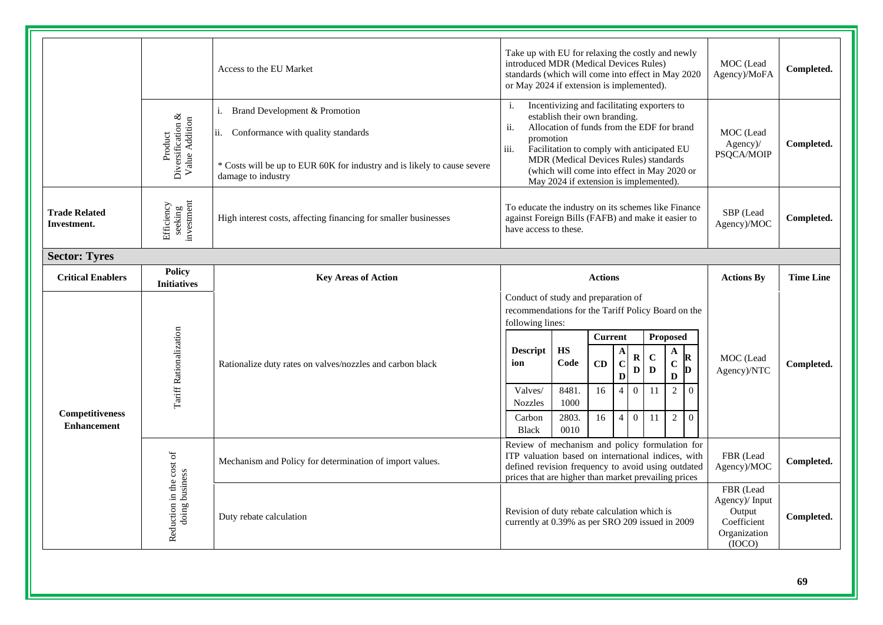| | | Access to the EU Market | Take up with EU for relaxing the costly and newly introduced MDR (Medical Devices Rules) standards (which will come into effect in May 2020 or May 2024 if extension is implemented). | MOC (Lead Agency)/MoFA | **Completed.** |
|---|---|---|---|---|---|
| | Product Diversification & Value Addition | i. Brand Development & Promotion<br>ii. Conformance with quality standards<br><br>* Costs will be up to EUR 60K for industry and is likely to cause severe damage to industry | i. Incentivizing and facilitating exporters to establish their own branding.<br>ii. Allocation of funds from the EDF for brand promotion<br>iii. Facilitation to comply with anticipated EU MDR (Medical Devices Rules) standards (which will come into effect in May 2020 or May 2024 if extension is implemented). | MOC (Lead Agency)/ PSQCA/MOIP | **Completed.** |
| **Trade Related Investment.** | Efficiency seeking investment | High interest costs, affecting financing for smaller businesses | To educate the industry on its schemes like Finance against Foreign Bills (FAFB) and make it easier to have access to these. | SBP (Lead Agency)/MOC | **Completed.** |

**Sector: Tyres**

| **Critical Enablers** | **Policy Initiatives** | **Key Areas of Action** | **Actions** | **Actions By** | **Time Line** |
|---|---|---|---|---|---|
| **Competitiveness Enhancement** | Tariff Rationalization | Rationalize duty rates on valves/nozzles and carbon black | Conduct of study and preparation of recommendations for the Tariff Policy Board on the following lines: (see table below) | MOC (Lead Agency)/NTC | **Completed.** |
| | Reduction in the cost of doing business | Mechanism and Policy for determination of import values. | Review of mechanism and policy formulation for ITP valuation based on international indices, with defined revision frequency to avoid using outdated prices that are higher than market prevailing prices | FBR (Lead Agency)/MOC | **Completed.** |
| | | Duty rebate calculation | Revision of duty rebate calculation which is currently at 0.39% as per SRO 209 issued in 2009 | FBR (Lead Agency)/ Input Output Coefficient Organization (IOCO) | **Completed.** |

| Description | HS Code | Current | | | Proposed | | |
|---|---|---|---|---|---|---|---|
| | | CD | ACD | RD | CD | ACD | RD |
| Valves/ Nozzles | 8481.1000 | 16 | 4 | 0 | 11 | 2 | 0 |
| Carbon Black | 2803.0010 | 16 | 4 | 0 | 11 | 2 | 0 |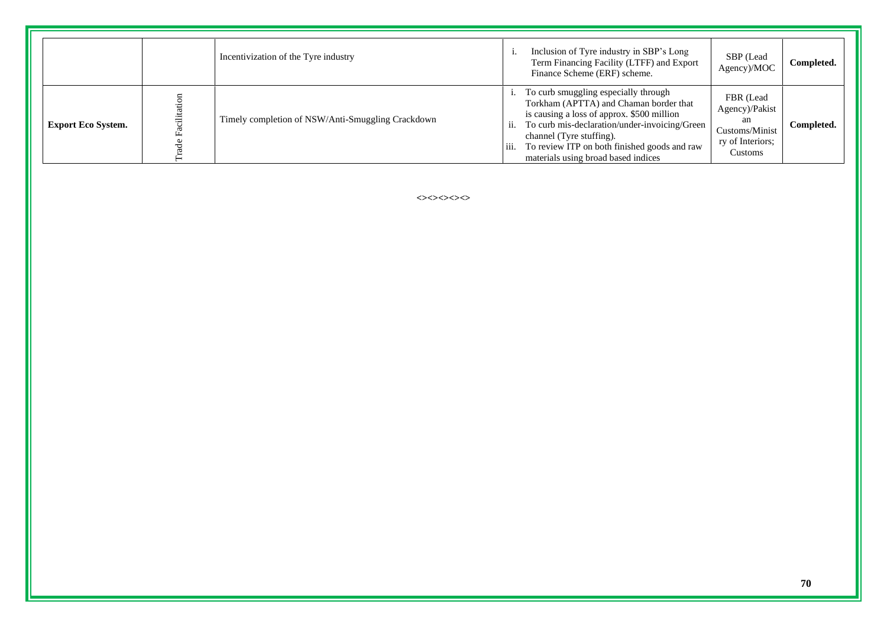| | | | | | |
|---|---|---|---|---|---|
| | | Incentivization of the Tyre industry | i. Inclusion of Tyre industry in SBP's Long Term Financing Facility (LTFF) and Export Finance Scheme (ERF) scheme. | SBP (Lead Agency)/MOC | **Completed.** |
| **Export Eco System.** | Trade Facilitation | Timely completion of NSW/Anti-Smuggling Crackdown | i. To curb smuggling especially through Torkham (APTTA) and Chaman border that is causing a loss of approx. $500 million<br>ii. To curb mis-declaration/under-invoicing/Green channel (Tyre stuffing).<br>iii. To review ITP on both finished goods and raw materials using broad based indices | FBR (Lead Agency)/Pakistan Customs/Ministry of Interiors; Customs | **Completed.** |

<><><><><>